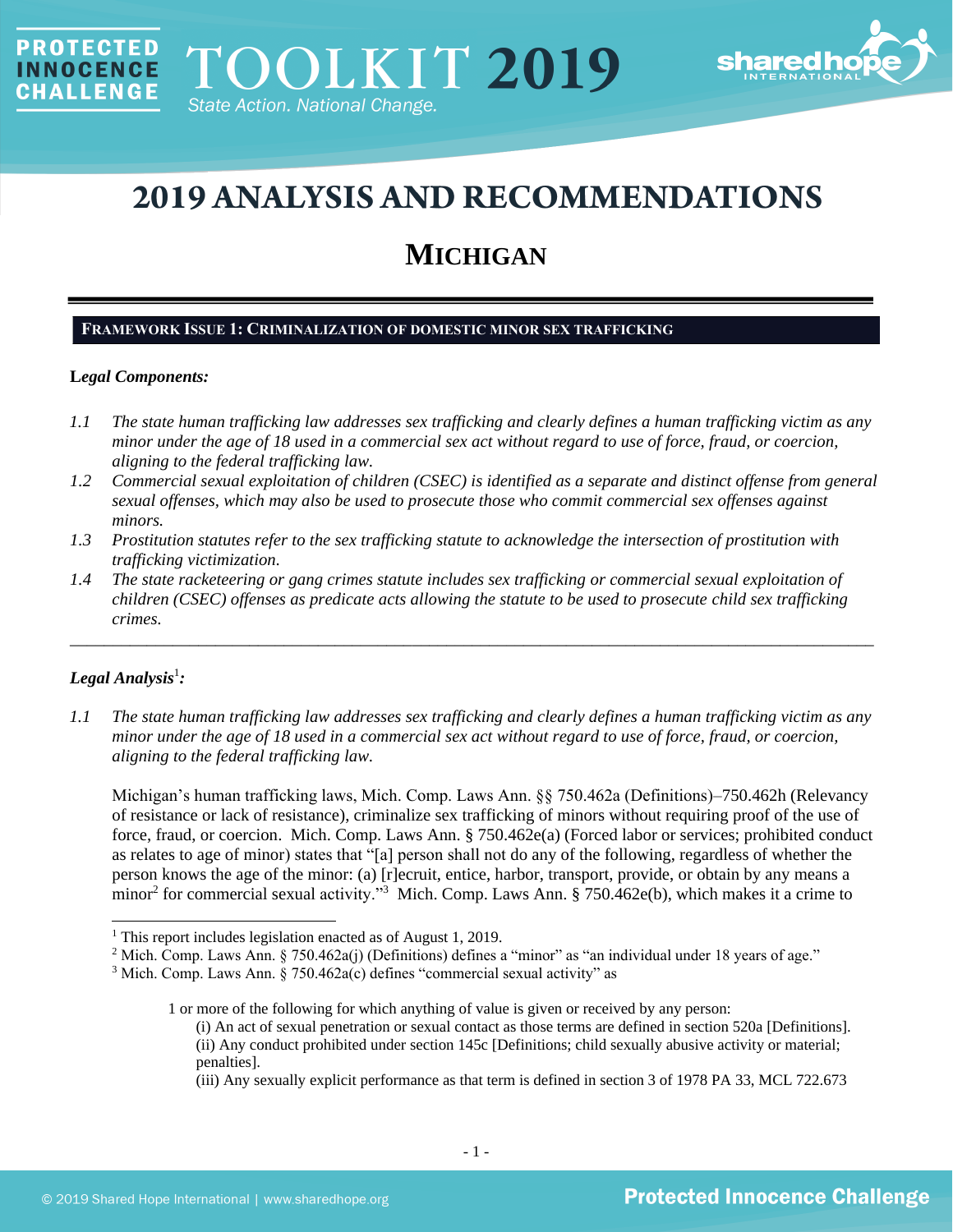# 2019 ANALYSIS AND RECOMMENDATIONS

## MICHIGAN

### FRAMEWORK ISSUE 1: CRIMINALIZATION OF DOMESTIC MINOR SEX TRAFFICKING

**Legal Components:**

*1.1 The state human trafficking law addresses sex trafficking and clearly defines a human trafficking victim as any minor under the age of 18 used in a commercial sex act without regard to use of force, fraud, or coercion, aligning to the federal trafficking law.*

*1.2 Commercial sexual exploitation of children (CSEC) is identified as a separate and distinct offense from general sexual offenses, which may also be used to prosecute those who commit commercial sex offenses against minors.*

*1.3 Prostitution statutes refer to the sex trafficking statute to acknowledge the intersection of prostitution with trafficking victimization.*

*1.4 The state racketeering or gang crimes statute includes sex trafficking or commercial sexual exploitation of children (CSEC) offenses as predicate acts allowing the statute to be used to prosecute child sex trafficking crimes.*

---

***Legal Analysis*[1]:**

*1.1 The state human trafficking law addresses sex trafficking and clearly defines a human trafficking victim as any minor under the age of 18 used in a commercial sex act without regard to use of force, fraud, or coercion, aligning to the federal trafficking law.*

Michigan's human trafficking laws, Mich. Comp. Laws Ann. §§ 750.462a (Definitions)–750.462h (Relevancy of resistance or lack of resistance), criminalize sex trafficking of minors without requiring proof of the use of force, fraud, or coercion. Mich. Comp. Laws Ann. § 750.462e(a) (Forced labor or services; prohibited conduct as relates to age of minor) states that "[a] person shall not do any of the following, regardless of whether the person knows the age of the minor: (a) [r]ecruit, entice, harbor, transport, provide, or obtain by any means a minor[2] for commercial sexual activity."[3] Mich. Comp. Laws Ann. § 750.462e(b), which makes it a crime to

---

[1] This report includes legislation enacted as of August 1, 2019.

[2] Mich. Comp. Laws Ann. § 750.462a(j) (Definitions) defines a "minor" as "an individual under 18 years of age."

[3] Mich. Comp. Laws Ann. § 750.462a(c) defines "commercial sexual activity" as

> 1 or more of the following for which anything of value is given or received by any person:
> (i) An act of sexual penetration or sexual contact as those terms are defined in section 520a [Definitions].
> (ii) Any conduct prohibited under section 145c [Definitions; child sexually abusive activity or material; penalties].
> (iii) Any sexually explicit performance as that term is defined in section 3 of 1978 PA 33, MCL 722.673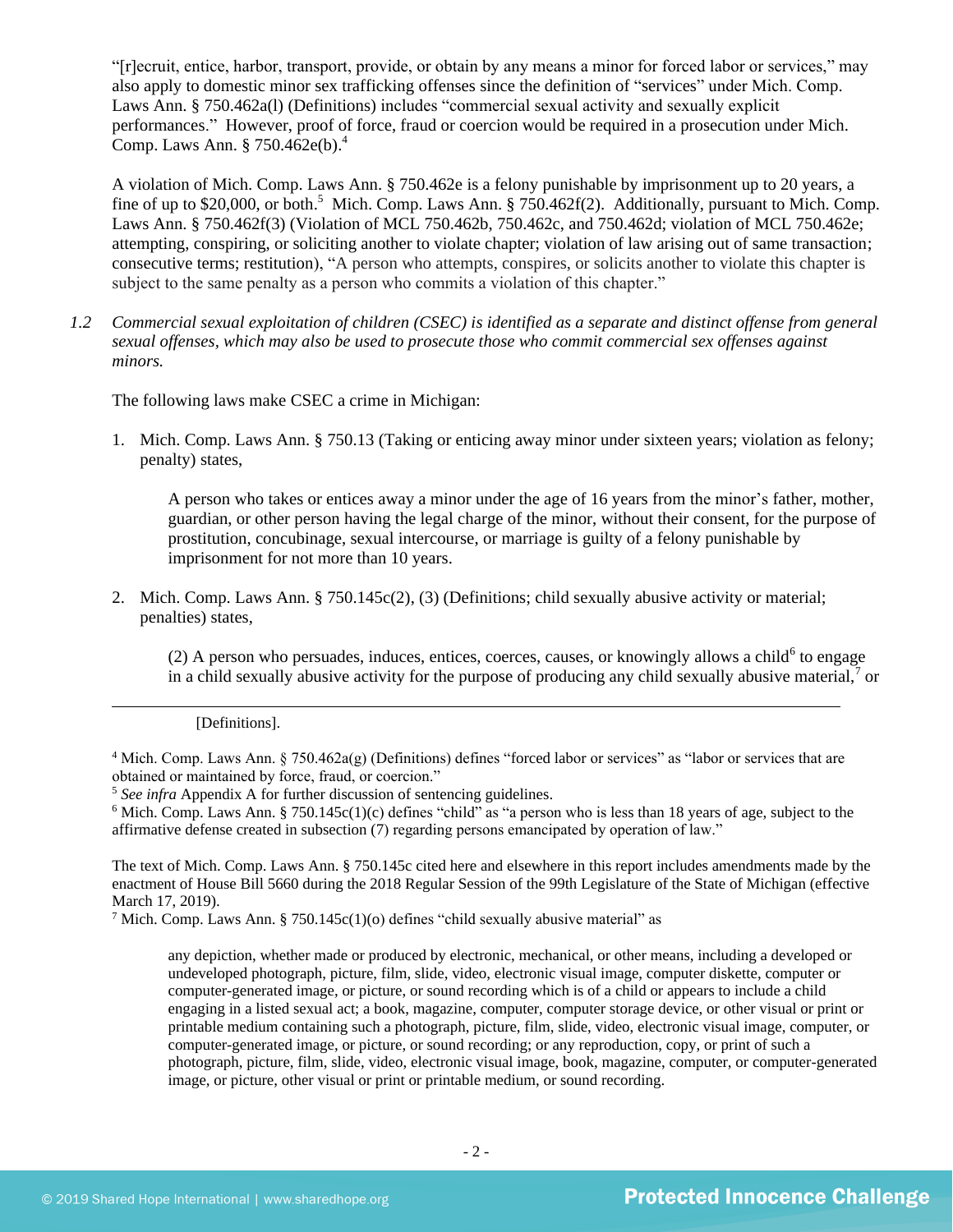"[r]ecruit, entice, harbor, transport, provide, or obtain by any means a minor for forced labor or services," may also apply to domestic minor sex trafficking offenses since the definition of "services" under Mich. Comp. Laws Ann. § 750.462a(l) (Definitions) includes "commercial sexual activity and sexually explicit performances." However, proof of force, fraud or coercion would be required in a prosecution under Mich. Comp. Laws Ann. § 750.462e(b).[4]

A violation of Mich. Comp. Laws Ann. § 750.462e is a felony punishable by imprisonment up to 20 years, a fine of up to $20,000, or both.[5] Mich. Comp. Laws Ann. § 750.462f(2). Additionally, pursuant to Mich. Comp. Laws Ann. § 750.462f(3) (Violation of MCL 750.462b, 750.462c, and 750.462d; violation of MCL 750.462e; attempting, conspiring, or soliciting another to violate chapter; violation of law arising out of same transaction; consecutive terms; restitution), "A person who attempts, conspires, or solicits another to violate this chapter is subject to the same penalty as a person who commits a violation of this chapter."

*1.2 Commercial sexual exploitation of children (CSEC) is identified as a separate and distinct offense from general sexual offenses, which may also be used to prosecute those who commit commercial sex offenses against minors.*

The following laws make CSEC a crime in Michigan:

1. Mich. Comp. Laws Ann. § 750.13 (Taking or enticing away minor under sixteen years; violation as felony; penalty) states,

   A person who takes or entices away a minor under the age of 16 years from the minor's father, mother, guardian, or other person having the legal charge of the minor, without their consent, for the purpose of prostitution, concubinage, sexual intercourse, or marriage is guilty of a felony punishable by imprisonment for not more than 10 years.

2. Mich. Comp. Laws Ann. § 750.145c(2), (3) (Definitions; child sexually abusive activity or material; penalties) states,

   (2) A person who persuades, induces, entices, coerces, causes, or knowingly allows a child[6] to engage in a child sexually abusive activity for the purpose of producing any child sexually abusive material,[7] or

---

[Definitions].

[4] Mich. Comp. Laws Ann. § 750.462a(g) (Definitions) defines "forced labor or services" as "labor or services that are obtained or maintained by force, fraud, or coercion."

[5] *See infra* Appendix A for further discussion of sentencing guidelines.

[6] Mich. Comp. Laws Ann. § 750.145c(1)(c) defines "child" as "a person who is less than 18 years of age, subject to the affirmative defense created in subsection (7) regarding persons emancipated by operation of law."

The text of Mich. Comp. Laws Ann. § 750.145c cited here and elsewhere in this report includes amendments made by the enactment of House Bill 5660 during the 2018 Regular Session of the 99th Legislature of the State of Michigan (effective March 17, 2019).

[7] Mich. Comp. Laws Ann. § 750.145c(1)(o) defines "child sexually abusive material" as

> any depiction, whether made or produced by electronic, mechanical, or other means, including a developed or undeveloped photograph, picture, film, slide, video, electronic visual image, computer diskette, computer or computer-generated image, or picture, or sound recording which is of a child or appears to include a child engaging in a listed sexual act; a book, magazine, computer, computer storage device, or other visual or print or printable medium containing such a photograph, picture, film, slide, video, electronic visual image, computer, or computer-generated image, or picture, or sound recording; or any reproduction, copy, or print of such a photograph, picture, film, slide, video, electronic visual image, book, magazine, computer, or computer-generated image, or picture, other visual or print or printable medium, or sound recording.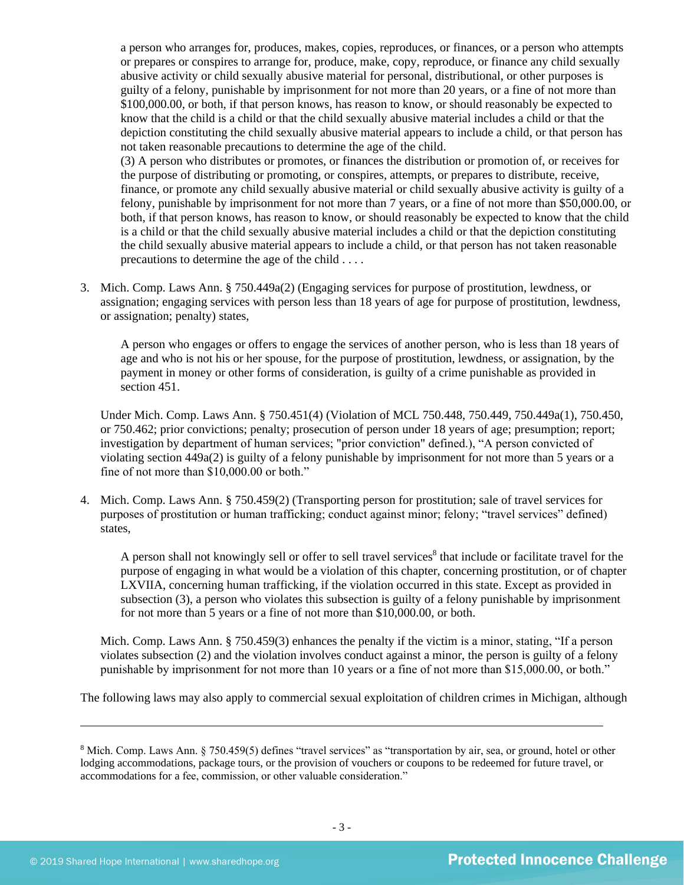a person who arranges for, produces, makes, copies, reproduces, or finances, or a person who attempts or prepares or conspires to arrange for, produce, make, copy, reproduce, or finance any child sexually abusive activity or child sexually abusive material for personal, distributional, or other purposes is guilty of a felony, punishable by imprisonment for not more than 20 years, or a fine of not more than $100,000.00, or both, if that person knows, has reason to know, or should reasonably be expected to know that the child is a child or that the child sexually abusive material includes a child or that the depiction constituting the child sexually abusive material appears to include a child, or that person has not taken reasonable precautions to determine the age of the child.

(3) A person who distributes or promotes, or finances the distribution or promotion of, or receives for the purpose of distributing or promoting, or conspires, attempts, or prepares to distribute, receive, finance, or promote any child sexually abusive material or child sexually abusive activity is guilty of a felony, punishable by imprisonment for not more than 7 years, or a fine of not more than $50,000.00, or both, if that person knows, has reason to know, or should reasonably be expected to know that the child is a child or that the child sexually abusive material includes a child or that the depiction constituting the child sexually abusive material appears to include a child, or that person has not taken reasonable precautions to determine the age of the child . . . .

3. Mich. Comp. Laws Ann. § 750.449a(2) (Engaging services for purpose of prostitution, lewdness, or assignation; engaging services with person less than 18 years of age for purpose of prostitution, lewdness, or assignation; penalty) states,

   A person who engages or offers to engage the services of another person, who is less than 18 years of age and who is not his or her spouse, for the purpose of prostitution, lewdness, or assignation, by the payment in money or other forms of consideration, is guilty of a crime punishable as provided in section 451.

   Under Mich. Comp. Laws Ann. § 750.451(4) (Violation of MCL 750.448, 750.449, 750.449a(1), 750.450, or 750.462; prior convictions; penalty; prosecution of person under 18 years of age; presumption; report; investigation by department of human services; "prior conviction" defined.), "A person convicted of violating section 449a(2) is guilty of a felony punishable by imprisonment for not more than 5 years or a fine of not more than $10,000.00 or both."

4. Mich. Comp. Laws Ann. § 750.459(2) (Transporting person for prostitution; sale of travel services for purposes of prostitution or human trafficking; conduct against minor; felony; "travel services" defined) states,

   A person shall not knowingly sell or offer to sell travel services[8] that include or facilitate travel for the purpose of engaging in what would be a violation of this chapter, concerning prostitution, or of chapter LXVIIA, concerning human trafficking, if the violation occurred in this state. Except as provided in subsection (3), a person who violates this subsection is guilty of a felony punishable by imprisonment for not more than 5 years or a fine of not more than $10,000.00, or both.

   Mich. Comp. Laws Ann. § 750.459(3) enhances the penalty if the victim is a minor, stating, "If a person violates subsection (2) and the violation involves conduct against a minor, the person is guilty of a felony punishable by imprisonment for not more than 10 years or a fine of not more than $15,000.00, or both."

The following laws may also apply to commercial sexual exploitation of children crimes in Michigan, although

---

[8] Mich. Comp. Laws Ann. § 750.459(5) defines "travel services" as "transportation by air, sea, or ground, hotel or other lodging accommodations, package tours, or the provision of vouchers or coupons to be redeemed for future travel, or accommodations for a fee, commission, or other valuable consideration."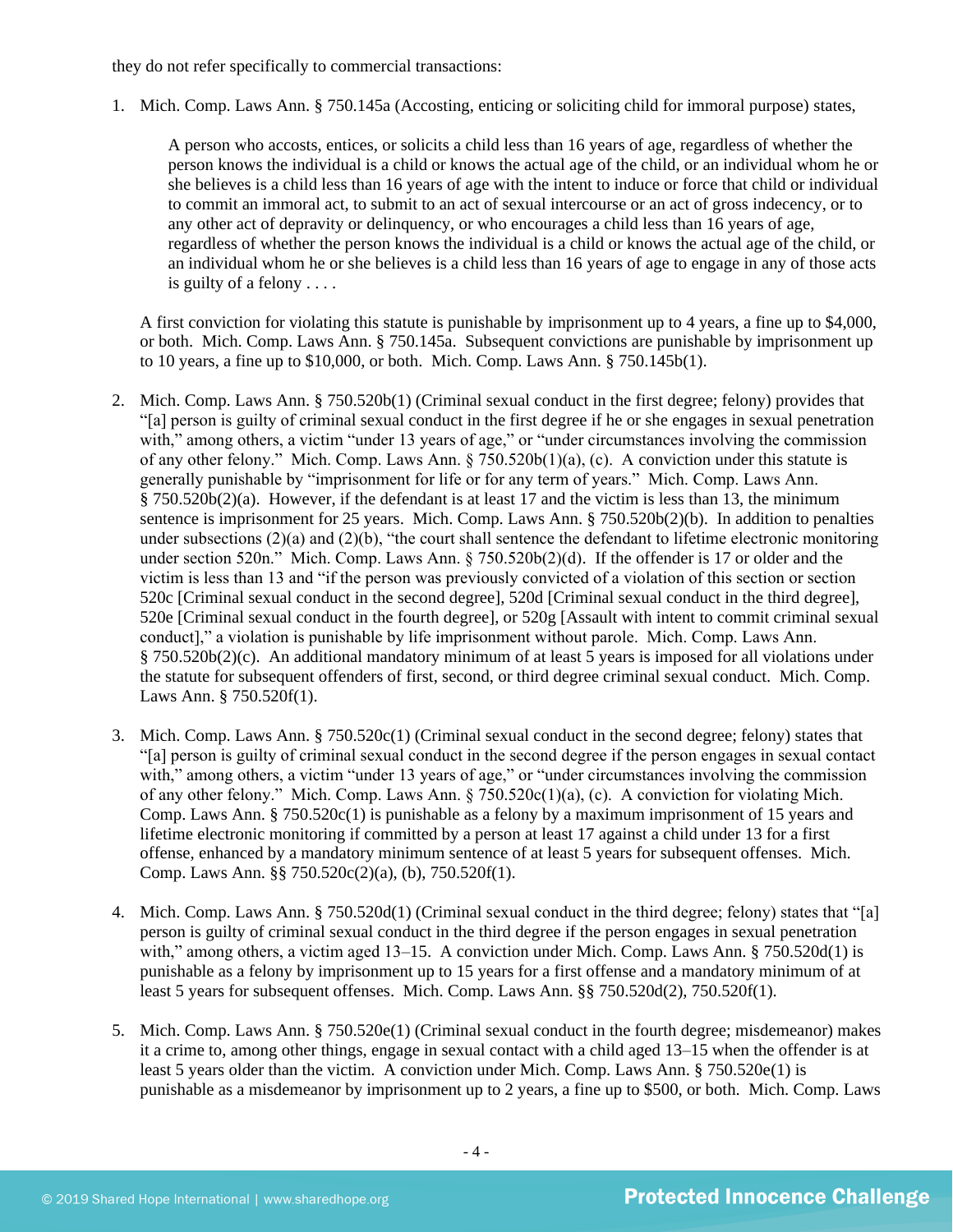they do not refer specifically to commercial transactions:

1. Mich. Comp. Laws Ann. § 750.145a (Accosting, enticing or soliciting child for immoral purpose) states,

   > A person who accosts, entices, or solicits a child less than 16 years of age, regardless of whether the person knows the individual is a child or knows the actual age of the child, or an individual whom he or she believes is a child less than 16 years of age with the intent to induce or force that child or individual to commit an immoral act, to submit to an act of sexual intercourse or an act of gross indecency, or to any other act of depravity or delinquency, or who encourages a child less than 16 years of age, regardless of whether the person knows the individual is a child or knows the actual age of the child, or an individual whom he or she believes is a child less than 16 years of age to engage in any of those acts is guilty of a felony . . . .

   A first conviction for violating this statute is punishable by imprisonment up to 4 years, a fine up to $4,000, or both. Mich. Comp. Laws Ann. § 750.145a. Subsequent convictions are punishable by imprisonment up to 10 years, a fine up to $10,000, or both. Mich. Comp. Laws Ann. § 750.145b(1).

2. Mich. Comp. Laws Ann. § 750.520b(1) (Criminal sexual conduct in the first degree; felony) provides that "[a] person is guilty of criminal sexual conduct in the first degree if he or she engages in sexual penetration with," among others, a victim "under 13 years of age," or "under circumstances involving the commission of any other felony." Mich. Comp. Laws Ann. § 750.520b(1)(a), (c). A conviction under this statute is generally punishable by "imprisonment for life or for any term of years." Mich. Comp. Laws Ann. § 750.520b(2)(a). However, if the defendant is at least 17 and the victim is less than 13, the minimum sentence is imprisonment for 25 years. Mich. Comp. Laws Ann. § 750.520b(2)(b). In addition to penalties under subsections (2)(a) and (2)(b), "the court shall sentence the defendant to lifetime electronic monitoring under section 520n." Mich. Comp. Laws Ann. § 750.520b(2)(d). If the offender is 17 or older and the victim is less than 13 and "if the person was previously convicted of a violation of this section or section 520c [Criminal sexual conduct in the second degree], 520d [Criminal sexual conduct in the third degree], 520e [Criminal sexual conduct in the fourth degree], or 520g [Assault with intent to commit criminal sexual conduct]," a violation is punishable by life imprisonment without parole. Mich. Comp. Laws Ann. § 750.520b(2)(c). An additional mandatory minimum of at least 5 years is imposed for all violations under the statute for subsequent offenders of first, second, or third degree criminal sexual conduct. Mich. Comp. Laws Ann. § 750.520f(1).

3. Mich. Comp. Laws Ann. § 750.520c(1) (Criminal sexual conduct in the second degree; felony) states that "[a] person is guilty of criminal sexual conduct in the second degree if the person engages in sexual contact with," among others, a victim "under 13 years of age," or "under circumstances involving the commission of any other felony." Mich. Comp. Laws Ann. § 750.520c(1)(a), (c). A conviction for violating Mich. Comp. Laws Ann. § 750.520c(1) is punishable as a felony by a maximum imprisonment of 15 years and lifetime electronic monitoring if committed by a person at least 17 against a child under 13 for a first offense, enhanced by a mandatory minimum sentence of at least 5 years for subsequent offenses. Mich. Comp. Laws Ann. §§ 750.520c(2)(a), (b), 750.520f(1).

4. Mich. Comp. Laws Ann. § 750.520d(1) (Criminal sexual conduct in the third degree; felony) states that "[a] person is guilty of criminal sexual conduct in the third degree if the person engages in sexual penetration with," among others, a victim aged 13–15. A conviction under Mich. Comp. Laws Ann. § 750.520d(1) is punishable as a felony by imprisonment up to 15 years for a first offense and a mandatory minimum of at least 5 years for subsequent offenses. Mich. Comp. Laws Ann. §§ 750.520d(2), 750.520f(1).

5. Mich. Comp. Laws Ann. § 750.520e(1) (Criminal sexual conduct in the fourth degree; misdemeanor) makes it a crime to, among other things, engage in sexual contact with a child aged 13–15 when the offender is at least 5 years older than the victim. A conviction under Mich. Comp. Laws Ann. § 750.520e(1) is punishable as a misdemeanor by imprisonment up to 2 years, a fine up to $500, or both. Mich. Comp. Laws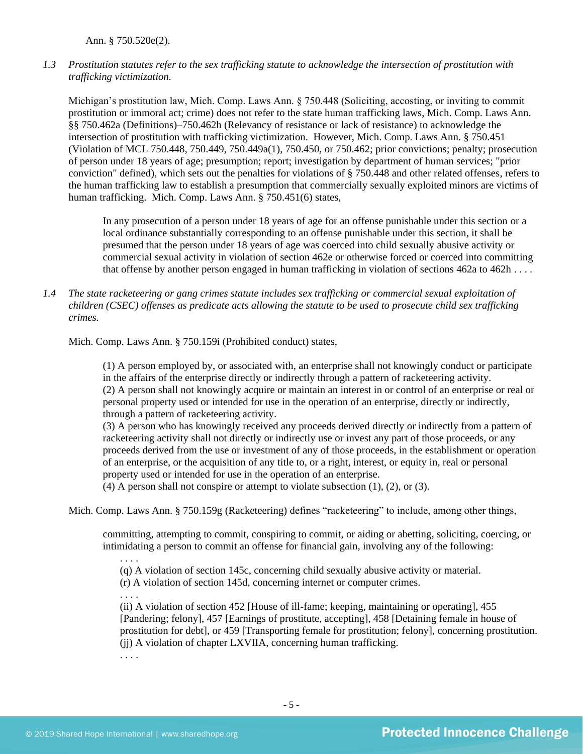Ann. § 750.520e(2).

*1.3 Prostitution statutes refer to the sex trafficking statute to acknowledge the intersection of prostitution with trafficking victimization.*

Michigan's prostitution law, Mich. Comp. Laws Ann. § 750.448 (Soliciting, accosting, or inviting to commit prostitution or immoral act; crime) does not refer to the state human trafficking laws, Mich. Comp. Laws Ann. §§ 750.462a (Definitions)–750.462h (Relevancy of resistance or lack of resistance) to acknowledge the intersection of prostitution with trafficking victimization. However, Mich. Comp. Laws Ann. § 750.451 (Violation of MCL 750.448, 750.449, 750.449a(1), 750.450, or 750.462; prior convictions; penalty; prosecution of person under 18 years of age; presumption; report; investigation by department of human services; "prior conviction" defined), which sets out the penalties for violations of § 750.448 and other related offenses, refers to the human trafficking law to establish a presumption that commercially sexually exploited minors are victims of human trafficking. Mich. Comp. Laws Ann. § 750.451(6) states,

> In any prosecution of a person under 18 years of age for an offense punishable under this section or a local ordinance substantially corresponding to an offense punishable under this section, it shall be presumed that the person under 18 years of age was coerced into child sexually abusive activity or commercial sexual activity in violation of section 462e or otherwise forced or coerced into committing that offense by another person engaged in human trafficking in violation of sections 462a to 462h . . . .

*1.4 The state racketeering or gang crimes statute includes sex trafficking or commercial sexual exploitation of children (CSEC) offenses as predicate acts allowing the statute to be used to prosecute child sex trafficking crimes.*

Mich. Comp. Laws Ann. § 750.159i (Prohibited conduct) states,

> (1) A person employed by, or associated with, an enterprise shall not knowingly conduct or participate in the affairs of the enterprise directly or indirectly through a pattern of racketeering activity.
> (2) A person shall not knowingly acquire or maintain an interest in or control of an enterprise or real or personal property used or intended for use in the operation of an enterprise, directly or indirectly, through a pattern of racketeering activity.
> (3) A person who has knowingly received any proceeds derived directly or indirectly from a pattern of racketeering activity shall not directly or indirectly use or invest any part of those proceeds, or any proceeds derived from the use or investment of any of those proceeds, in the establishment or operation of an enterprise, or the acquisition of any title to, or a right, interest, or equity in, real or personal property used or intended for use in the operation of an enterprise.
> (4) A person shall not conspire or attempt to violate subsection (1), (2), or (3).

Mich. Comp. Laws Ann. § 750.159g (Racketeering) defines "racketeering" to include, among other things,

> committing, attempting to commit, conspiring to commit, or aiding or abetting, soliciting, coercing, or intimidating a person to commit an offense for financial gain, involving any of the following:
>
> . . . .
> (q) A violation of section 145c, concerning child sexually abusive activity or material.
> (r) A violation of section 145d, concerning internet or computer crimes.
> . . . .
> (ii) A violation of section 452 [House of ill-fame; keeping, maintaining or operating], 455 [Pandering; felony], 457 [Earnings of prostitute, accepting], 458 [Detaining female in house of prostitution for debt], or 459 [Transporting female for prostitution; felony], concerning prostitution.
> (jj) A violation of chapter LXVIIA, concerning human trafficking.
> . . . .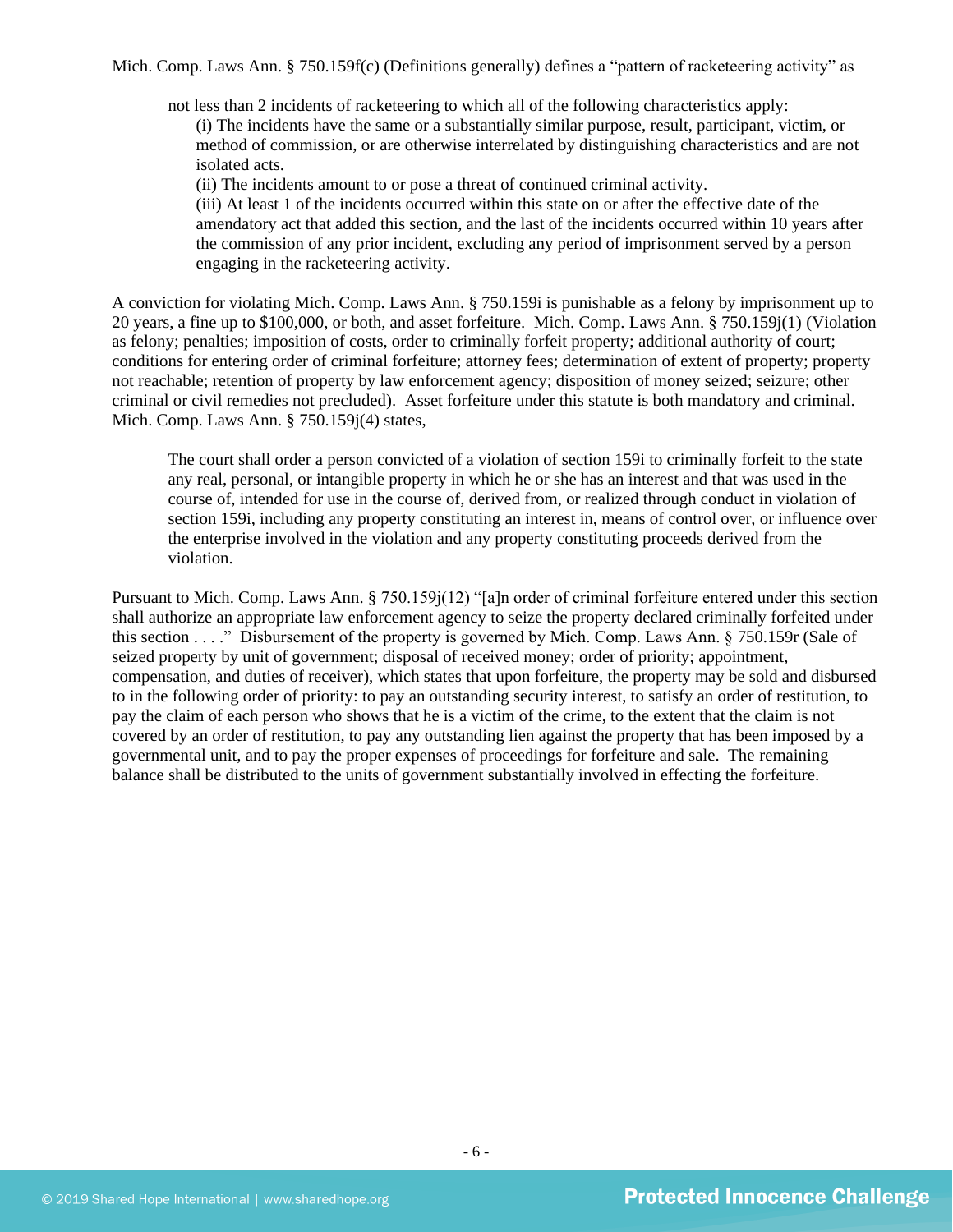Mich. Comp. Laws Ann. § 750.159f(c) (Definitions generally) defines a "pattern of racketeering activity" as

> not less than 2 incidents of racketeering to which all of the following characteristics apply:
>
> (i) The incidents have the same or a substantially similar purpose, result, participant, victim, or method of commission, or are otherwise interrelated by distinguishing characteristics and are not isolated acts.
>
> (ii) The incidents amount to or pose a threat of continued criminal activity.
>
> (iii) At least 1 of the incidents occurred within this state on or after the effective date of the amendatory act that added this section, and the last of the incidents occurred within 10 years after the commission of any prior incident, excluding any period of imprisonment served by a person engaging in the racketeering activity.

A conviction for violating Mich. Comp. Laws Ann. § 750.159i is punishable as a felony by imprisonment up to 20 years, a fine up to $100,000, or both, and asset forfeiture. Mich. Comp. Laws Ann. § 750.159j(1) (Violation as felony; penalties; imposition of costs, order to criminally forfeit property; additional authority of court; conditions for entering order of criminal forfeiture; attorney fees; determination of extent of property; property not reachable; retention of property by law enforcement agency; disposition of money seized; seizure; other criminal or civil remedies not precluded). Asset forfeiture under this statute is both mandatory and criminal. Mich. Comp. Laws Ann. § 750.159j(4) states,

> The court shall order a person convicted of a violation of section 159i to criminally forfeit to the state any real, personal, or intangible property in which he or she has an interest and that was used in the course of, intended for use in the course of, derived from, or realized through conduct in violation of section 159i, including any property constituting an interest in, means of control over, or influence over the enterprise involved in the violation and any property constituting proceeds derived from the violation.

Pursuant to Mich. Comp. Laws Ann. § 750.159j(12) "[a]n order of criminal forfeiture entered under this section shall authorize an appropriate law enforcement agency to seize the property declared criminally forfeited under this section . . . ." Disbursement of the property is governed by Mich. Comp. Laws Ann. § 750.159r (Sale of seized property by unit of government; disposal of received money; order of priority; appointment, compensation, and duties of receiver), which states that upon forfeiture, the property may be sold and disbursed to in the following order of priority: to pay an outstanding security interest, to satisfy an order of restitution, to pay the claim of each person who shows that he is a victim of the crime, to the extent that the claim is not covered by an order of restitution, to pay any outstanding lien against the property that has been imposed by a governmental unit, and to pay the proper expenses of proceedings for forfeiture and sale. The remaining balance shall be distributed to the units of government substantially involved in effecting the forfeiture.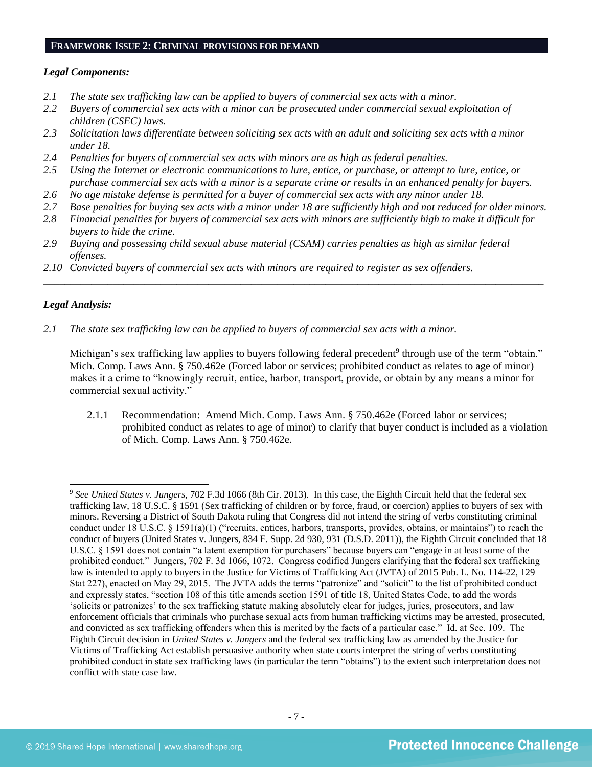## FRAMEWORK ISSUE 2: CRIMINAL PROVISIONS FOR DEMAND

***Legal Components:***

*2.1 The state sex trafficking law can be applied to buyers of commercial sex acts with a minor.*
*2.2 Buyers of commercial sex acts with a minor can be prosecuted under commercial sexual exploitation of children (CSEC) laws.*
*2.3 Solicitation laws differentiate between soliciting sex acts with an adult and soliciting sex acts with a minor under 18.*
*2.4 Penalties for buyers of commercial sex acts with minors are as high as federal penalties.*
*2.5 Using the Internet or electronic communications to lure, entice, or purchase, or attempt to lure, entice, or purchase commercial sex acts with a minor is a separate crime or results in an enhanced penalty for buyers.*
*2.6 No age mistake defense is permitted for a buyer of commercial sex acts with any minor under 18.*
*2.7 Base penalties for buying sex acts with a minor under 18 are sufficiently high and not reduced for older minors.*
*2.8 Financial penalties for buyers of commercial sex acts with minors are sufficiently high to make it difficult for buyers to hide the crime.*
*2.9 Buying and possessing child sexual abuse material (CSAM) carries penalties as high as similar federal offenses.*
*2.10 Convicted buyers of commercial sex acts with minors are required to register as sex offenders.*

---

***Legal Analysis:***

*2.1 The state sex trafficking law can be applied to buyers of commercial sex acts with a minor.*

Michigan's sex trafficking law applies to buyers following federal precedent[9] through use of the term "obtain." Mich. Comp. Laws Ann. § 750.462e (Forced labor or services; prohibited conduct as relates to age of minor) makes it a crime to "knowingly recruit, entice, harbor, transport, provide, or obtain by any means a minor for commercial sexual activity."

2.1.1 Recommendation: Amend Mich. Comp. Laws Ann. § 750.462e (Forced labor or services; prohibited conduct as relates to age of minor) to clarify that buyer conduct is included as a violation of Mich. Comp. Laws Ann. § 750.462e.

---

[9] *See United States v. Jungers*, 702 F.3d 1066 (8th Cir. 2013). In this case, the Eighth Circuit held that the federal sex trafficking law, 18 U.S.C. § 1591 (Sex trafficking of children or by force, fraud, or coercion) applies to buyers of sex with minors. Reversing a District of South Dakota ruling that Congress did not intend the string of verbs constituting criminal conduct under 18 U.S.C. § 1591(a)(1) ("recruits, entices, harbors, transports, provides, obtains, or maintains") to reach the conduct of buyers (United States v. Jungers, 834 F. Supp. 2d 930, 931 (D.S.D. 2011)), the Eighth Circuit concluded that 18 U.S.C. § 1591 does not contain "a latent exemption for purchasers" because buyers can "engage in at least some of the prohibited conduct." Jungers, 702 F. 3d 1066, 1072. Congress codified Jungers clarifying that the federal sex trafficking law is intended to apply to buyers in the Justice for Victims of Trafficking Act (JVTA) of 2015 Pub. L. No. 114-22, 129 Stat 227), enacted on May 29, 2015. The JVTA adds the terms "patronize" and "solicit" to the list of prohibited conduct and expressly states, "section 108 of this title amends section 1591 of title 18, United States Code, to add the words 'solicits or patronizes' to the sex trafficking statute making absolutely clear for judges, juries, prosecutors, and law enforcement officials that criminals who purchase sexual acts from human trafficking victims may be arrested, prosecuted, and convicted as sex trafficking offenders when this is merited by the facts of a particular case." Id. at Sec. 109. The Eighth Circuit decision in *United States v. Jungers* and the federal sex trafficking law as amended by the Justice for Victims of Trafficking Act establish persuasive authority when state courts interpret the string of verbs constituting prohibited conduct in state sex trafficking laws (in particular the term "obtains") to the extent such interpretation does not conflict with state case law.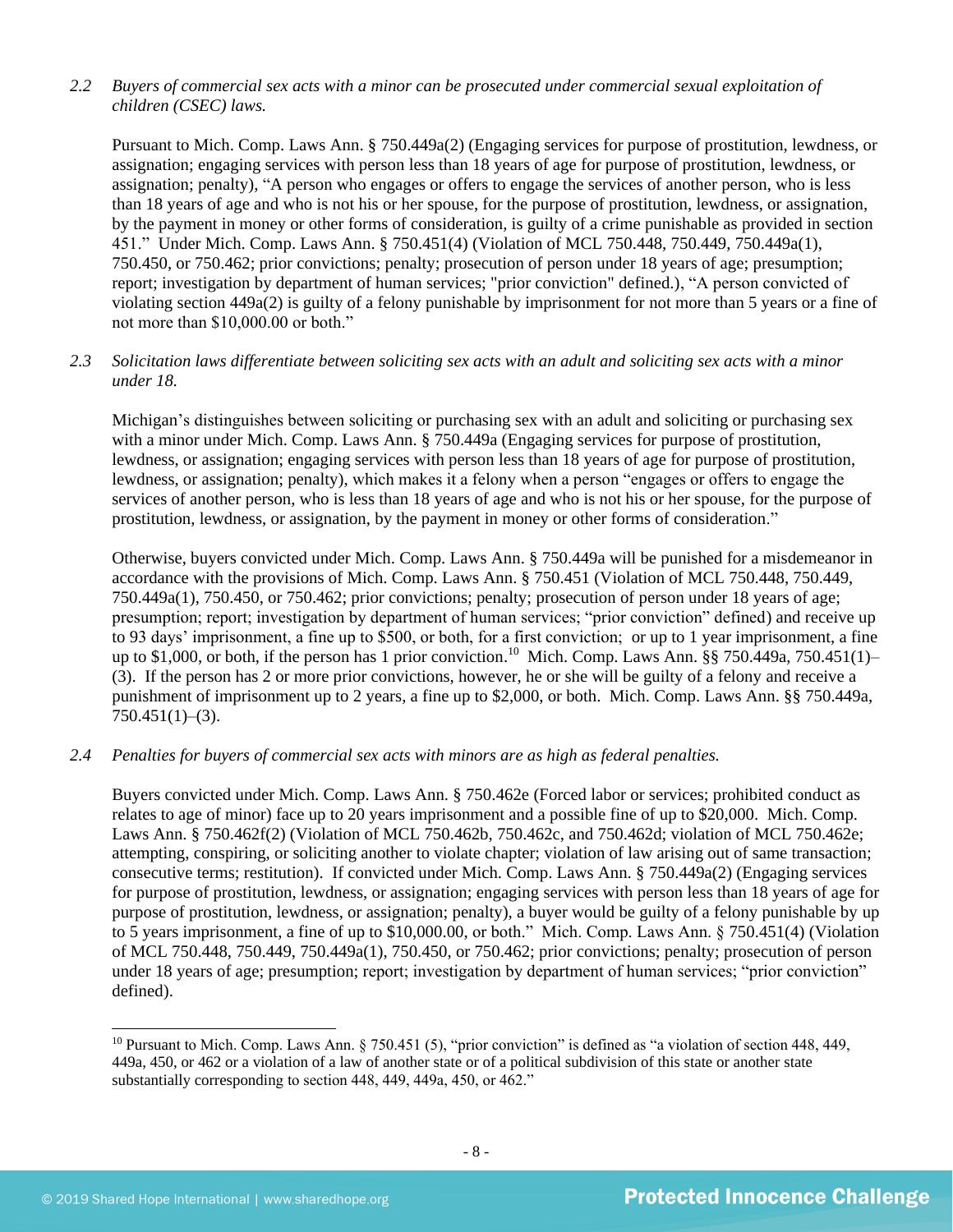*2.2 Buyers of commercial sex acts with a minor can be prosecuted under commercial sexual exploitation of children (CSEC) laws.*

Pursuant to Mich. Comp. Laws Ann. § 750.449a(2) (Engaging services for purpose of prostitution, lewdness, or assignation; engaging services with person less than 18 years of age for purpose of prostitution, lewdness, or assignation; penalty), "A person who engages or offers to engage the services of another person, who is less than 18 years of age and who is not his or her spouse, for the purpose of prostitution, lewdness, or assignation, by the payment in money or other forms of consideration, is guilty of a crime punishable as provided in section 451." Under Mich. Comp. Laws Ann. § 750.451(4) (Violation of MCL 750.448, 750.449, 750.449a(1), 750.450, or 750.462; prior convictions; penalty; prosecution of person under 18 years of age; presumption; report; investigation by department of human services; "prior conviction" defined.), "A person convicted of violating section 449a(2) is guilty of a felony punishable by imprisonment for not more than 5 years or a fine of not more than $10,000.00 or both."

*2.3 Solicitation laws differentiate between soliciting sex acts with an adult and soliciting sex acts with a minor under 18.*

Michigan's distinguishes between soliciting or purchasing sex with an adult and soliciting or purchasing sex with a minor under Mich. Comp. Laws Ann. § 750.449a (Engaging services for purpose of prostitution, lewdness, or assignation; engaging services with person less than 18 years of age for purpose of prostitution, lewdness, or assignation; penalty), which makes it a felony when a person "engages or offers to engage the services of another person, who is less than 18 years of age and who is not his or her spouse, for the purpose of prostitution, lewdness, or assignation, by the payment in money or other forms of consideration."

Otherwise, buyers convicted under Mich. Comp. Laws Ann. § 750.449a will be punished for a misdemeanor in accordance with the provisions of Mich. Comp. Laws Ann. § 750.451 (Violation of MCL 750.448, 750.449, 750.449a(1), 750.450, or 750.462; prior convictions; penalty; prosecution of person under 18 years of age; presumption; report; investigation by department of human services; "prior conviction" defined) and receive up to 93 days' imprisonment, a fine up to $500, or both, for a first conviction; or up to 1 year imprisonment, a fine up to $1,000, or both, if the person has 1 prior conviction.[10] Mich. Comp. Laws Ann. §§ 750.449a, 750.451(1)–(3). If the person has 2 or more prior convictions, however, he or she will be guilty of a felony and receive a punishment of imprisonment up to 2 years, a fine up to $2,000, or both. Mich. Comp. Laws Ann. §§ 750.449a, 750.451(1)–(3).

*2.4 Penalties for buyers of commercial sex acts with minors are as high as federal penalties.*

Buyers convicted under Mich. Comp. Laws Ann. § 750.462e (Forced labor or services; prohibited conduct as relates to age of minor) face up to 20 years imprisonment and a possible fine of up to $20,000. Mich. Comp. Laws Ann. § 750.462f(2) (Violation of MCL 750.462b, 750.462c, and 750.462d; violation of MCL 750.462e; attempting, conspiring, or soliciting another to violate chapter; violation of law arising out of same transaction; consecutive terms; restitution). If convicted under Mich. Comp. Laws Ann. § 750.449a(2) (Engaging services for purpose of prostitution, lewdness, or assignation; engaging services with person less than 18 years of age for purpose of prostitution, lewdness, or assignation; penalty), a buyer would be guilty of a felony punishable by up to 5 years imprisonment, a fine of up to $10,000.00, or both." Mich. Comp. Laws Ann. § 750.451(4) (Violation of MCL 750.448, 750.449, 750.449a(1), 750.450, or 750.462; prior convictions; penalty; prosecution of person under 18 years of age; presumption; report; investigation by department of human services; "prior conviction" defined).

---

[10] Pursuant to Mich. Comp. Laws Ann. § 750.451 (5), "prior conviction" is defined as "a violation of section 448, 449, 449a, 450, or 462 or a violation of a law of another state or of a political subdivision of this state or another state substantially corresponding to section 448, 449, 449a, 450, or 462."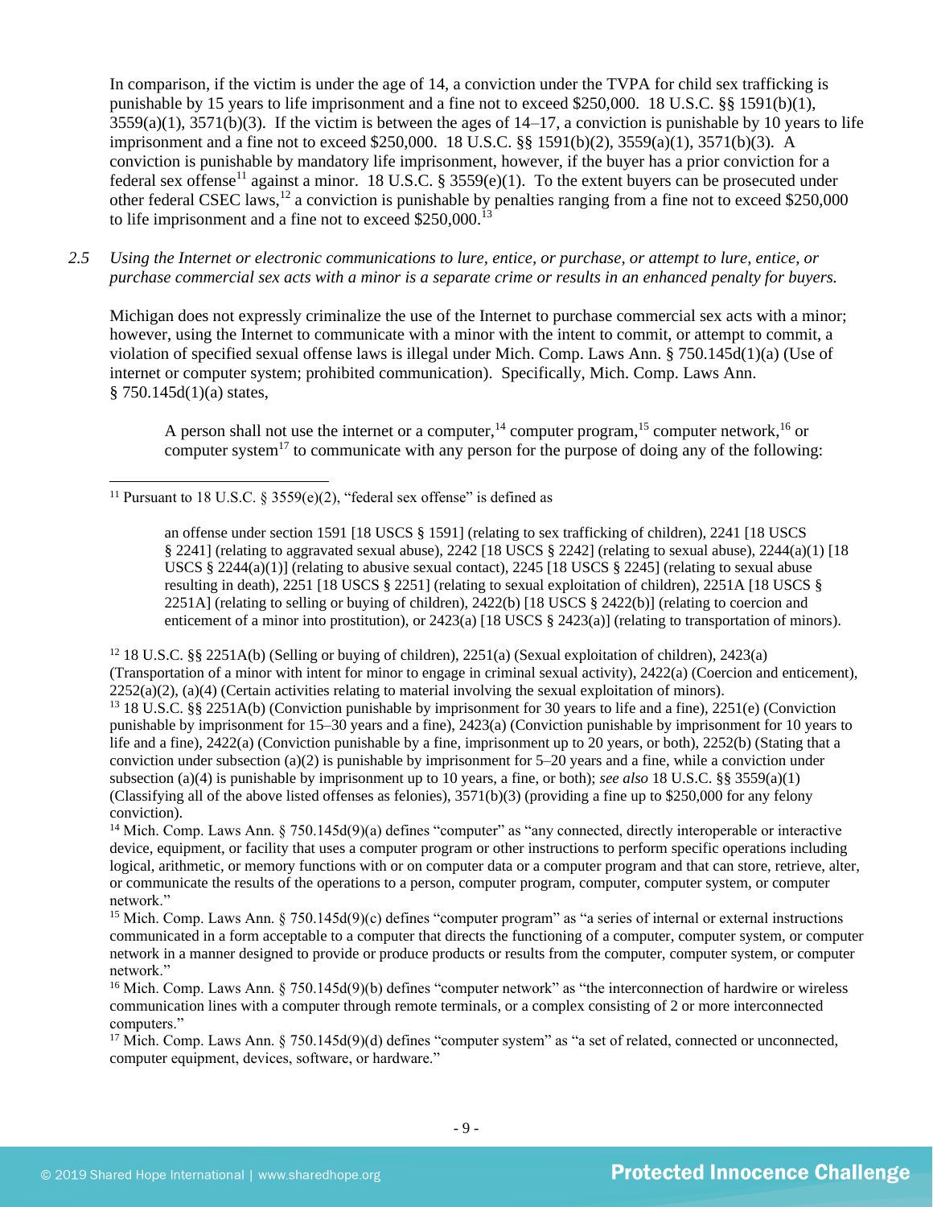In comparison, if the victim is under the age of 14, a conviction under the TVPA for child sex trafficking is punishable by 15 years to life imprisonment and a fine not to exceed $250,000. 18 U.S.C. §§ 1591(b)(1), 3559(a)(1), 3571(b)(3). If the victim is between the ages of 14–17, a conviction is punishable by 10 years to life imprisonment and a fine not to exceed $250,000. 18 U.S.C. §§ 1591(b)(2), 3559(a)(1), 3571(b)(3). A conviction is punishable by mandatory life imprisonment, however, if the buyer has a prior conviction for a federal sex offense[11] against a minor. 18 U.S.C. § 3559(e)(1). To the extent buyers can be prosecuted under other federal CSEC laws,[12] a conviction is punishable by penalties ranging from a fine not to exceed $250,000 to life imprisonment and a fine not to exceed $250,000.[13]

*2.5 Using the Internet or electronic communications to lure, entice, or purchase, or attempt to lure, entice, or purchase commercial sex acts with a minor is a separate crime or results in an enhanced penalty for buyers.*

Michigan does not expressly criminalize the use of the Internet to purchase commercial sex acts with a minor; however, using the Internet to communicate with a minor with the intent to commit, or attempt to commit, a violation of specified sexual offense laws is illegal under Mich. Comp. Laws Ann. § 750.145d(1)(a) (Use of internet or computer system; prohibited communication). Specifically, Mich. Comp. Laws Ann. § 750.145d(1)(a) states,

> A person shall not use the internet or a computer,[14] computer program,[15] computer network,[16] or computer system[17] to communicate with any person for the purpose of doing any of the following:

---

[11] Pursuant to 18 U.S.C. § 3559(e)(2), "federal sex offense" is defined as

> an offense under section 1591 [18 USCS § 1591] (relating to sex trafficking of children), 2241 [18 USCS § 2241] (relating to aggravated sexual abuse), 2242 [18 USCS § 2242] (relating to sexual abuse), 2244(a)(1) [18 USCS § 2244(a)(1)] (relating to abusive sexual contact), 2245 [18 USCS § 2245] (relating to sexual abuse resulting in death), 2251 [18 USCS § 2251] (relating to sexual exploitation of children), 2251A [18 USCS § 2251A] (relating to selling or buying of children), 2422(b) [18 USCS § 2422(b)] (relating to coercion and enticement of a minor into prostitution), or 2423(a) [18 USCS § 2423(a)] (relating to transportation of minors).

[12] 18 U.S.C. §§ 2251A(b) (Selling or buying of children), 2251(a) (Sexual exploitation of children), 2423(a) (Transportation of a minor with intent for minor to engage in criminal sexual activity), 2422(a) (Coercion and enticement), 2252(a)(2), (a)(4) (Certain activities relating to material involving the sexual exploitation of minors).

[13] 18 U.S.C. §§ 2251A(b) (Conviction punishable by imprisonment for 30 years to life and a fine), 2251(e) (Conviction punishable by imprisonment for 15–30 years and a fine), 2423(a) (Conviction punishable by imprisonment for 10 years to life and a fine), 2422(a) (Conviction punishable by a fine, imprisonment up to 20 years, or both), 2252(b) (Stating that a conviction under subsection (a)(2) is punishable by imprisonment for 5–20 years and a fine, while a conviction under subsection (a)(4) is punishable by imprisonment up to 10 years, a fine, or both); *see also* 18 U.S.C. §§ 3559(a)(1) (Classifying all of the above listed offenses as felonies), 3571(b)(3) (providing a fine up to $250,000 for any felony conviction).

[14] Mich. Comp. Laws Ann. § 750.145d(9)(a) defines "computer" as "any connected, directly interoperable or interactive device, equipment, or facility that uses a computer program or other instructions to perform specific operations including logical, arithmetic, or memory functions with or on computer data or a computer program and that can store, retrieve, alter, or communicate the results of the operations to a person, computer program, computer, computer system, or computer network."

[15] Mich. Comp. Laws Ann. § 750.145d(9)(c) defines "computer program" as "a series of internal or external instructions communicated in a form acceptable to a computer that directs the functioning of a computer, computer system, or computer network in a manner designed to provide or produce products or results from the computer, computer system, or computer network."

[16] Mich. Comp. Laws Ann. § 750.145d(9)(b) defines "computer network" as "the interconnection of hardwire or wireless communication lines with a computer through remote terminals, or a complex consisting of 2 or more interconnected computers."

[17] Mich. Comp. Laws Ann. § 750.145d(9)(d) defines "computer system" as "a set of related, connected or unconnected, computer equipment, devices, software, or hardware."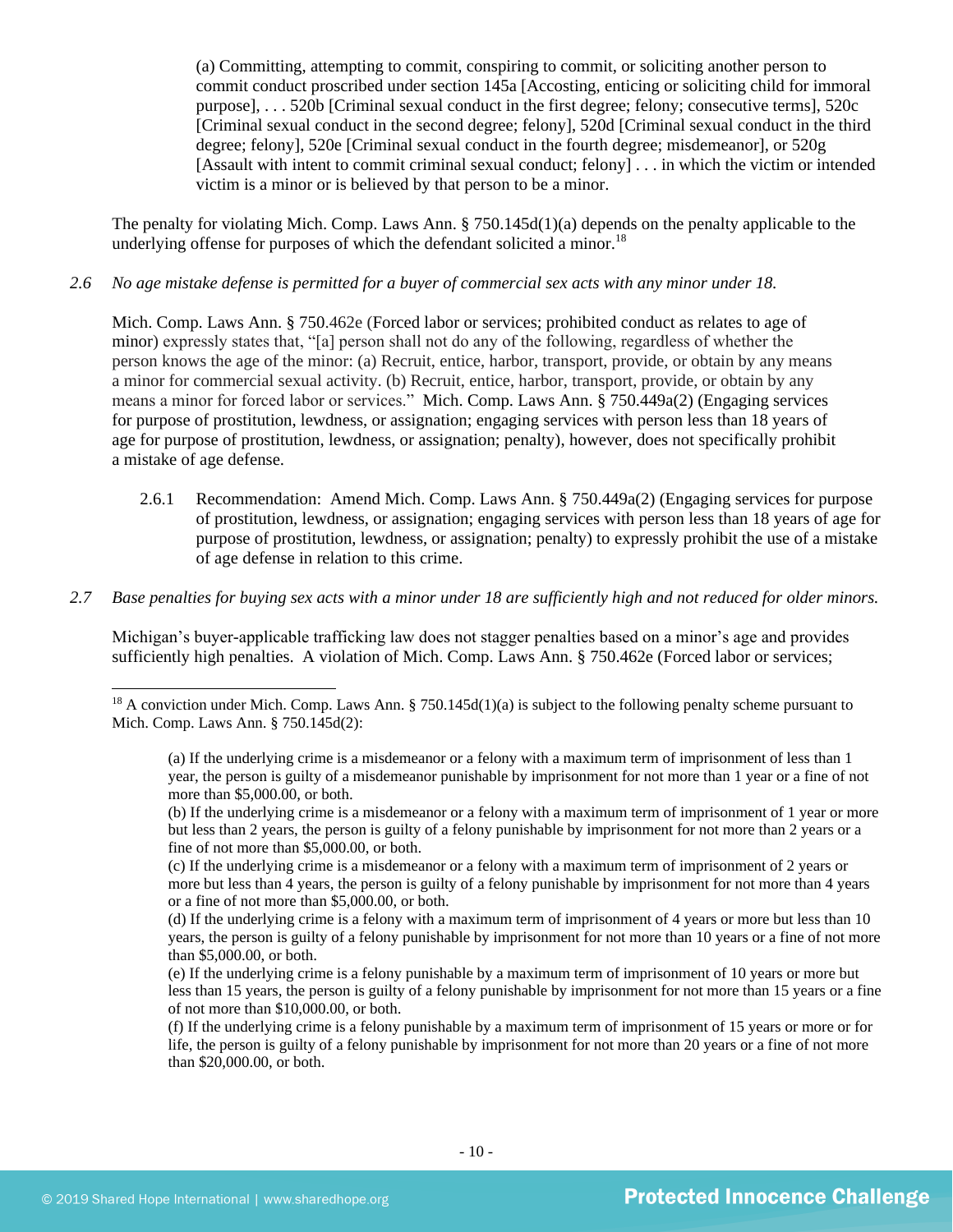> (a) Committing, attempting to commit, conspiring to commit, or soliciting another person to commit conduct proscribed under section 145a [Accosting, enticing or soliciting child for immoral purpose], . . . 520b [Criminal sexual conduct in the first degree; felony; consecutive terms], 520c [Criminal sexual conduct in the second degree; felony], 520d [Criminal sexual conduct in the third degree; felony], 520e [Criminal sexual conduct in the fourth degree; misdemeanor], or 520g [Assault with intent to commit criminal sexual conduct; felony] . . . in which the victim or intended victim is a minor or is believed by that person to be a minor.

The penalty for violating Mich. Comp. Laws Ann. § 750.145d(1)(a) depends on the penalty applicable to the underlying offense for purposes of which the defendant solicited a minor.[18]

*2.6 No age mistake defense is permitted for a buyer of commercial sex acts with any minor under 18.*

Mich. Comp. Laws Ann. § 750.462e (Forced labor or services; prohibited conduct as relates to age of minor) expressly states that, "[a] person shall not do any of the following, regardless of whether the person knows the age of the minor: (a) Recruit, entice, harbor, transport, provide, or obtain by any means a minor for commercial sexual activity. (b) Recruit, entice, harbor, transport, provide, or obtain by any means a minor for forced labor or services." Mich. Comp. Laws Ann. § 750.449a(2) (Engaging services for purpose of prostitution, lewdness, or assignation; engaging services with person less than 18 years of age for purpose of prostitution, lewdness, or assignation; penalty), however, does not specifically prohibit a mistake of age defense.

2.6.1 Recommendation: Amend Mich. Comp. Laws Ann. § 750.449a(2) (Engaging services for purpose of prostitution, lewdness, or assignation; engaging services with person less than 18 years of age for purpose of prostitution, lewdness, or assignation; penalty) to expressly prohibit the use of a mistake of age defense in relation to this crime.

*2.7 Base penalties for buying sex acts with a minor under 18 are sufficiently high and not reduced for older minors.*

Michigan's buyer-applicable trafficking law does not stagger penalties based on a minor's age and provides sufficiently high penalties. A violation of Mich. Comp. Laws Ann. § 750.462e (Forced labor or services;

---

[18] A conviction under Mich. Comp. Laws Ann. § 750.145d(1)(a) is subject to the following penalty scheme pursuant to Mich. Comp. Laws Ann. § 750.145d(2):

> (a) If the underlying crime is a misdemeanor or a felony with a maximum term of imprisonment of less than 1 year, the person is guilty of a misdemeanor punishable by imprisonment for not more than 1 year or a fine of not more than $5,000.00, or both.
> (b) If the underlying crime is a misdemeanor or a felony with a maximum term of imprisonment of 1 year or more but less than 2 years, the person is guilty of a felony punishable by imprisonment for not more than 2 years or a fine of not more than $5,000.00, or both.
> (c) If the underlying crime is a misdemeanor or a felony with a maximum term of imprisonment of 2 years or more but less than 4 years, the person is guilty of a felony punishable by imprisonment for not more than 4 years or a fine of not more than $5,000.00, or both.
> (d) If the underlying crime is a felony with a maximum term of imprisonment of 4 years or more but less than 10 years, the person is guilty of a felony punishable by imprisonment for not more than 10 years or a fine of not more than $5,000.00, or both.
> (e) If the underlying crime is a felony punishable by a maximum term of imprisonment of 10 years or more but less than 15 years, the person is guilty of a felony punishable by imprisonment for not more than 15 years or a fine of not more than $10,000.00, or both.
> (f) If the underlying crime is a felony punishable by a maximum term of imprisonment of 15 years or more or for life, the person is guilty of a felony punishable by imprisonment for not more than 20 years or a fine of not more than $20,000.00, or both.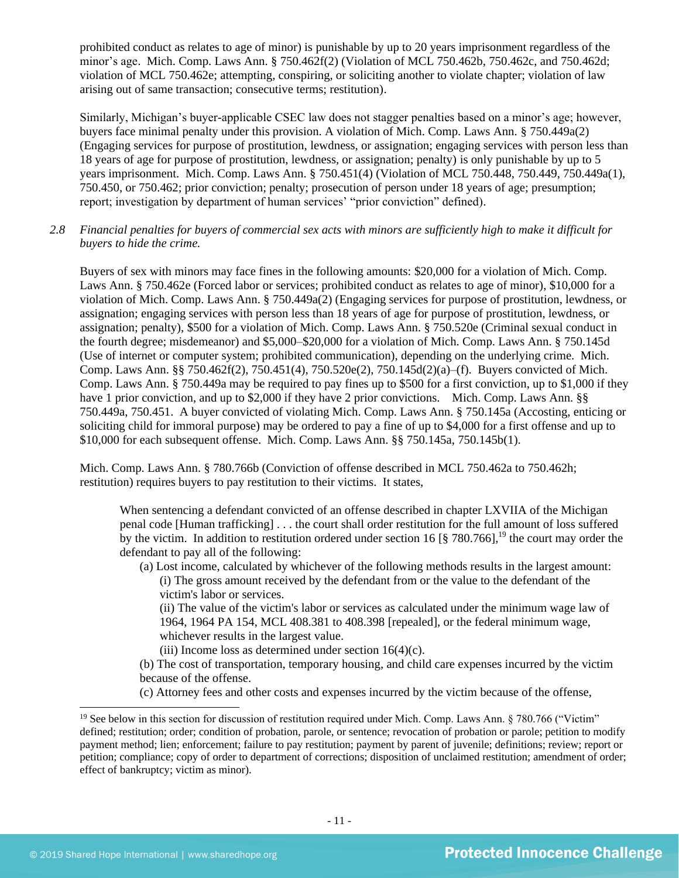prohibited conduct as relates to age of minor) is punishable by up to 20 years imprisonment regardless of the minor's age. Mich. Comp. Laws Ann. § 750.462f(2) (Violation of MCL 750.462b, 750.462c, and 750.462d; violation of MCL 750.462e; attempting, conspiring, or soliciting another to violate chapter; violation of law arising out of same transaction; consecutive terms; restitution).

Similarly, Michigan's buyer-applicable CSEC law does not stagger penalties based on a minor's age; however, buyers face minimal penalty under this provision. A violation of Mich. Comp. Laws Ann. § 750.449a(2) (Engaging services for purpose of prostitution, lewdness, or assignation; engaging services with person less than 18 years of age for purpose of prostitution, lewdness, or assignation; penalty) is only punishable by up to 5 years imprisonment. Mich. Comp. Laws Ann. § 750.451(4) (Violation of MCL 750.448, 750.449, 750.449a(1), 750.450, or 750.462; prior conviction; penalty; prosecution of person under 18 years of age; presumption; report; investigation by department of human services' "prior conviction" defined).

*2.8 Financial penalties for buyers of commercial sex acts with minors are sufficiently high to make it difficult for buyers to hide the crime.*

Buyers of sex with minors may face fines in the following amounts: $20,000 for a violation of Mich. Comp. Laws Ann. § 750.462e (Forced labor or services; prohibited conduct as relates to age of minor), $10,000 for a violation of Mich. Comp. Laws Ann. § 750.449a(2) (Engaging services for purpose of prostitution, lewdness, or assignation; engaging services with person less than 18 years of age for purpose of prostitution, lewdness, or assignation; penalty), $500 for a violation of Mich. Comp. Laws Ann. § 750.520e (Criminal sexual conduct in the fourth degree; misdemeanor) and $5,000–$20,000 for a violation of Mich. Comp. Laws Ann. § 750.145d (Use of internet or computer system; prohibited communication), depending on the underlying crime. Mich. Comp. Laws Ann. §§ 750.462f(2), 750.451(4), 750.520e(2), 750.145d(2)(a)–(f). Buyers convicted of Mich. Comp. Laws Ann. § 750.449a may be required to pay fines up to $500 for a first conviction, up to $1,000 if they have 1 prior conviction, and up to $2,000 if they have 2 prior convictions. Mich. Comp. Laws Ann. §§ 750.449a, 750.451. A buyer convicted of violating Mich. Comp. Laws Ann. § 750.145a (Accosting, enticing or soliciting child for immoral purpose) may be ordered to pay a fine of up to $4,000 for a first offense and up to $10,000 for each subsequent offense. Mich. Comp. Laws Ann. §§ 750.145a, 750.145b(1).

Mich. Comp. Laws Ann. § 780.766b (Conviction of offense described in MCL 750.462a to 750.462h; restitution) requires buyers to pay restitution to their victims. It states,

> When sentencing a defendant convicted of an offense described in chapter LXVIIA of the Michigan penal code [Human trafficking] . . . the court shall order restitution for the full amount of loss suffered by the victim. In addition to restitution ordered under section 16 [§ 780.766],[19] the court may order the defendant to pay all of the following:
>
> (a) Lost income, calculated by whichever of the following methods results in the largest amount:
>
> (i) The gross amount received by the defendant from or the value to the defendant of the victim's labor or services.
>
> (ii) The value of the victim's labor or services as calculated under the minimum wage law of 1964, 1964 PA 154, MCL 408.381 to 408.398 [repealed], or the federal minimum wage, whichever results in the largest value.
>
> (iii) Income loss as determined under section 16(4)(c).
>
> (b) The cost of transportation, temporary housing, and child care expenses incurred by the victim because of the offense.
>
> (c) Attorney fees and other costs and expenses incurred by the victim because of the offense,

[19] See below in this section for discussion of restitution required under Mich. Comp. Laws Ann. § 780.766 ("Victim" defined; restitution; order; condition of probation, parole, or sentence; revocation of probation or parole; petition to modify payment method; lien; enforcement; failure to pay restitution; payment by parent of juvenile; definitions; review; report or petition; compliance; copy of order to department of corrections; disposition of unclaimed restitution; amendment of order; effect of bankruptcy; victim as minor).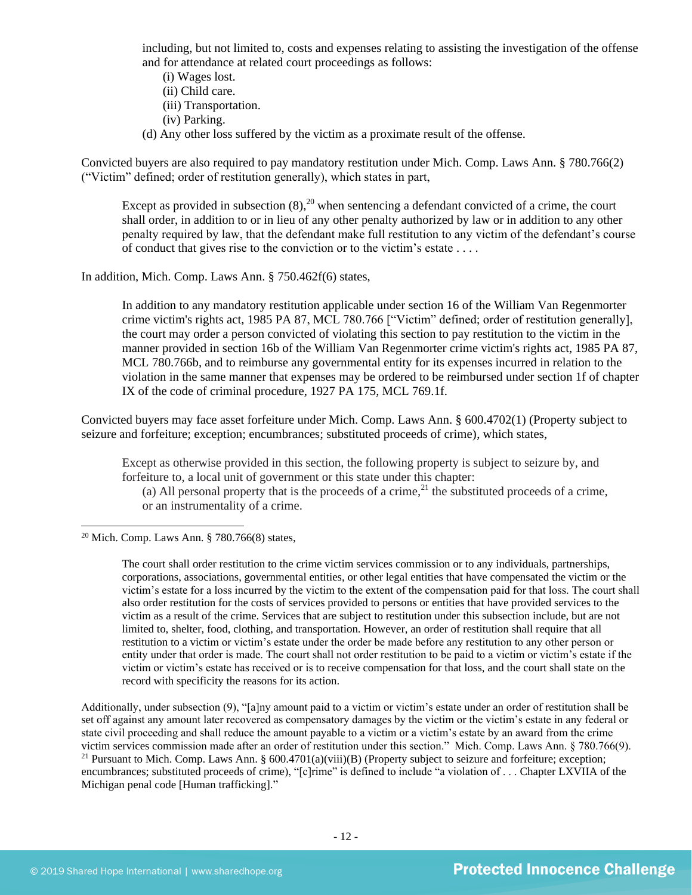including, but not limited to, costs and expenses relating to assisting the investigation of the offense and for attendance at related court proceedings as follows:

(i) Wages lost.
(ii) Child care.
(iii) Transportation.
(iv) Parking.

(d) Any other loss suffered by the victim as a proximate result of the offense.

Convicted buyers are also required to pay mandatory restitution under Mich. Comp. Laws Ann. § 780.766(2) ("Victim" defined; order of restitution generally), which states in part,

> Except as provided in subsection (8),[20] when sentencing a defendant convicted of a crime, the court shall order, in addition to or in lieu of any other penalty authorized by law or in addition to any other penalty required by law, that the defendant make full restitution to any victim of the defendant's course of conduct that gives rise to the conviction or to the victim's estate . . . .

In addition, Mich. Comp. Laws Ann. § 750.462f(6) states,

> In addition to any mandatory restitution applicable under section 16 of the William Van Regenmorter crime victim's rights act, 1985 PA 87, MCL 780.766 ["Victim" defined; order of restitution generally], the court may order a person convicted of violating this section to pay restitution to the victim in the manner provided in section 16b of the William Van Regenmorter crime victim's rights act, 1985 PA 87, MCL 780.766b, and to reimburse any governmental entity for its expenses incurred in relation to the violation in the same manner that expenses may be ordered to be reimbursed under section 1f of chapter IX of the code of criminal procedure, 1927 PA 175, MCL 769.1f.

Convicted buyers may face asset forfeiture under Mich. Comp. Laws Ann. § 600.4702(1) (Property subject to seizure and forfeiture; exception; encumbrances; substituted proceeds of crime), which states,

> Except as otherwise provided in this section, the following property is subject to seizure by, and forfeiture to, a local unit of government or this state under this chapter:
>
> (a) All personal property that is the proceeds of a crime,[21] the substituted proceeds of a crime, or an instrumentality of a crime.

---

[20] Mich. Comp. Laws Ann. § 780.766(8) states,

> The court shall order restitution to the crime victim services commission or to any individuals, partnerships, corporations, associations, governmental entities, or other legal entities that have compensated the victim or the victim's estate for a loss incurred by the victim to the extent of the compensation paid for that loss. The court shall also order restitution for the costs of services provided to persons or entities that have provided services to the victim as a result of the crime. Services that are subject to restitution under this subsection include, but are not limited to, shelter, food, clothing, and transportation. However, an order of restitution shall require that all restitution to a victim or victim's estate under the order be made before any restitution to any other person or entity under that order is made. The court shall not order restitution to be paid to a victim or victim's estate if the victim or victim's estate has received or is to receive compensation for that loss, and the court shall state on the record with specificity the reasons for its action.

Additionally, under subsection (9), "[a]ny amount paid to a victim or victim's estate under an order of restitution shall be set off against any amount later recovered as compensatory damages by the victim or the victim's estate in any federal or state civil proceeding and shall reduce the amount payable to a victim or a victim's estate by an award from the crime victim services commission made after an order of restitution under this section." Mich. Comp. Laws Ann. § 780.766(9).

[21] Pursuant to Mich. Comp. Laws Ann. § 600.4701(a)(viii)(B) (Property subject to seizure and forfeiture; exception; encumbrances; substituted proceeds of crime), "[c]rime" is defined to include "a violation of . . . Chapter LXVIIA of the Michigan penal code [Human trafficking]."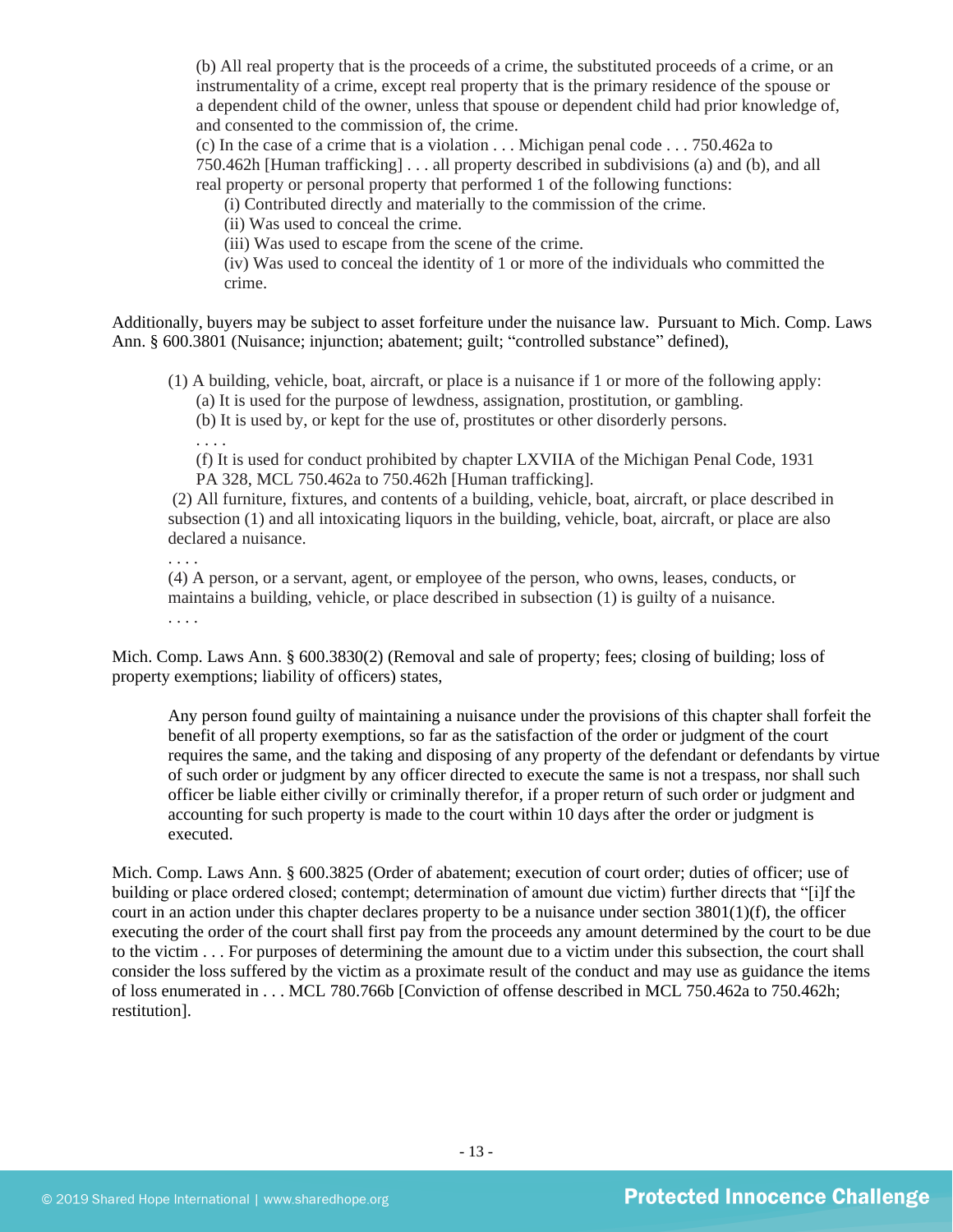> (b) All real property that is the proceeds of a crime, the substituted proceeds of a crime, or an instrumentality of a crime, except real property that is the primary residence of the spouse or a dependent child of the owner, unless that spouse or dependent child had prior knowledge of, and consented to the commission of, the crime.
> (c) In the case of a crime that is a violation . . . Michigan penal code . . . 750.462a to 750.462h [Human trafficking] . . . all property described in subdivisions (a) and (b), and all real property or personal property that performed 1 of the following functions:
> > (i) Contributed directly and materially to the commission of the crime.
> > (ii) Was used to conceal the crime.
> > (iii) Was used to escape from the scene of the crime.
> > (iv) Was used to conceal the identity of 1 or more of the individuals who committed the crime.

Additionally, buyers may be subject to asset forfeiture under the nuisance law. Pursuant to Mich. Comp. Laws Ann. § 600.3801 (Nuisance; injunction; abatement; guilt; "controlled substance" defined),

> (1) A building, vehicle, boat, aircraft, or place is a nuisance if 1 or more of the following apply:
> > (a) It is used for the purpose of lewdness, assignation, prostitution, or gambling.
> > (b) It is used by, or kept for the use of, prostitutes or other disorderly persons.
> > . . . .
> > (f) It is used for conduct prohibited by chapter LXVIIA of the Michigan Penal Code, 1931 PA 328, MCL 750.462a to 750.462h [Human trafficking].
>
> (2) All furniture, fixtures, and contents of a building, vehicle, boat, aircraft, or place described in subsection (1) and all intoxicating liquors in the building, vehicle, boat, aircraft, or place are also declared a nuisance.
> . . . .
> (4) A person, or a servant, agent, or employee of the person, who owns, leases, conducts, or maintains a building, vehicle, or place described in subsection (1) is guilty of a nuisance.
> . . . .

Mich. Comp. Laws Ann. § 600.3830(2) (Removal and sale of property; fees; closing of building; loss of property exemptions; liability of officers) states,

> Any person found guilty of maintaining a nuisance under the provisions of this chapter shall forfeit the benefit of all property exemptions, so far as the satisfaction of the order or judgment of the court requires the same, and the taking and disposing of any property of the defendant or defendants by virtue of such order or judgment by any officer directed to execute the same is not a trespass, nor shall such officer be liable either civilly or criminally therefor, if a proper return of such order or judgment and accounting for such property is made to the court within 10 days after the order or judgment is executed.

Mich. Comp. Laws Ann. § 600.3825 (Order of abatement; execution of court order; duties of officer; use of building or place ordered closed; contempt; determination of amount due victim) further directs that "[i]f the court in an action under this chapter declares property to be a nuisance under section 3801(1)(f), the officer executing the order of the court shall first pay from the proceeds any amount determined by the court to be due to the victim . . . For purposes of determining the amount due to a victim under this subsection, the court shall consider the loss suffered by the victim as a proximate result of the conduct and may use as guidance the items of loss enumerated in . . . MCL 780.766b [Conviction of offense described in MCL 750.462a to 750.462h; restitution].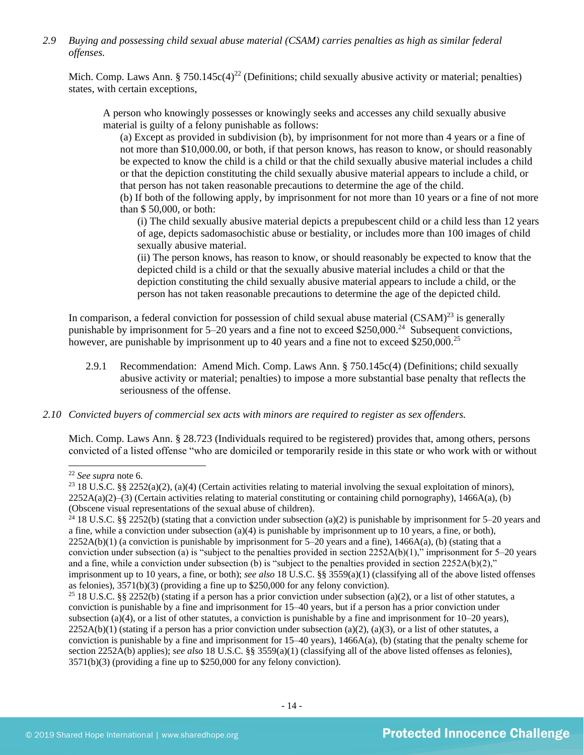*2.9 Buying and possessing child sexual abuse material (CSAM) carries penalties as high as similar federal offenses.*

Mich. Comp. Laws Ann. § 750.145c(4)[22] (Definitions; child sexually abusive activity or material; penalties) states, with certain exceptions,

> A person who knowingly possesses or knowingly seeks and accesses any child sexually abusive material is guilty of a felony punishable as follows:
>
> (a) Except as provided in subdivision (b), by imprisonment for not more than 4 years or a fine of not more than $10,000.00, or both, if that person knows, has reason to know, or should reasonably be expected to know the child is a child or that the child sexually abusive material includes a child or that the depiction constituting the child sexually abusive material appears to include a child, or that person has not taken reasonable precautions to determine the age of the child.
>
> (b) If both of the following apply, by imprisonment for not more than 10 years or a fine of not more than $ 50,000, or both:
>
> (i) The child sexually abusive material depicts a prepubescent child or a child less than 12 years of age, depicts sadomasochistic abuse or bestiality, or includes more than 100 images of child sexually abusive material.
>
> (ii) The person knows, has reason to know, or should reasonably be expected to know that the depicted child is a child or that the sexually abusive material includes a child or that the depiction constituting the child sexually abusive material appears to include a child, or the person has not taken reasonable precautions to determine the age of the depicted child.

In comparison, a federal conviction for possession of child sexual abuse material (CSAM)[23] is generally punishable by imprisonment for 5–20 years and a fine not to exceed $250,000.[24] Subsequent convictions, however, are punishable by imprisonment up to 40 years and a fine not to exceed $250,000.[25]

2.9.1 Recommendation: Amend Mich. Comp. Laws Ann. § 750.145c(4) (Definitions; child sexually abusive activity or material; penalties) to impose a more substantial base penalty that reflects the seriousness of the offense.

*2.10 Convicted buyers of commercial sex acts with minors are required to register as sex offenders.*

Mich. Comp. Laws Ann. § 28.723 (Individuals required to be registered) provides that, among others, persons convicted of a listed offense "who are domiciled or temporarily reside in this state or who work with or without

---

[22] *See supra* note 6.

[23] 18 U.S.C. §§ 2252(a)(2), (a)(4) (Certain activities relating to material involving the sexual exploitation of minors), 2252A(a)(2)–(3) (Certain activities relating to material constituting or containing child pornography), 1466A(a), (b) (Obscene visual representations of the sexual abuse of children).

[24] 18 U.S.C. §§ 2252(b) (stating that a conviction under subsection (a)(2) is punishable by imprisonment for 5–20 years and a fine, while a conviction under subsection (a)(4) is punishable by imprisonment up to 10 years, a fine, or both), 2252A(b)(1) (a conviction is punishable by imprisonment for 5–20 years and a fine), 1466A(a), (b) (stating that a conviction under subsection (a) is "subject to the penalties provided in section 2252A(b)(1)," imprisonment for 5–20 years and a fine, while a conviction under subsection (b) is "subject to the penalties provided in section 2252A(b)(2)," imprisonment up to 10 years, a fine, or both); *see also* 18 U.S.C. §§ 3559(a)(1) (classifying all of the above listed offenses as felonies), 3571(b)(3) (providing a fine up to $250,000 for any felony conviction).

[25] 18 U.S.C. §§ 2252(b) (stating if a person has a prior conviction under subsection (a)(2), or a list of other statutes, a conviction is punishable by a fine and imprisonment for 15–40 years, but if a person has a prior conviction under subsection (a)(4), or a list of other statutes, a conviction is punishable by a fine and imprisonment for 10–20 years), 2252A(b)(1) (stating if a person has a prior conviction under subsection (a)(2), (a)(3), or a list of other statutes, a conviction is punishable by a fine and imprisonment for 15–40 years), 1466A(a), (b) (stating that the penalty scheme for section 2252A(b) applies); *see also* 18 U.S.C. §§ 3559(a)(1) (classifying all of the above listed offenses as felonies), 3571(b)(3) (providing a fine up to $250,000 for any felony conviction).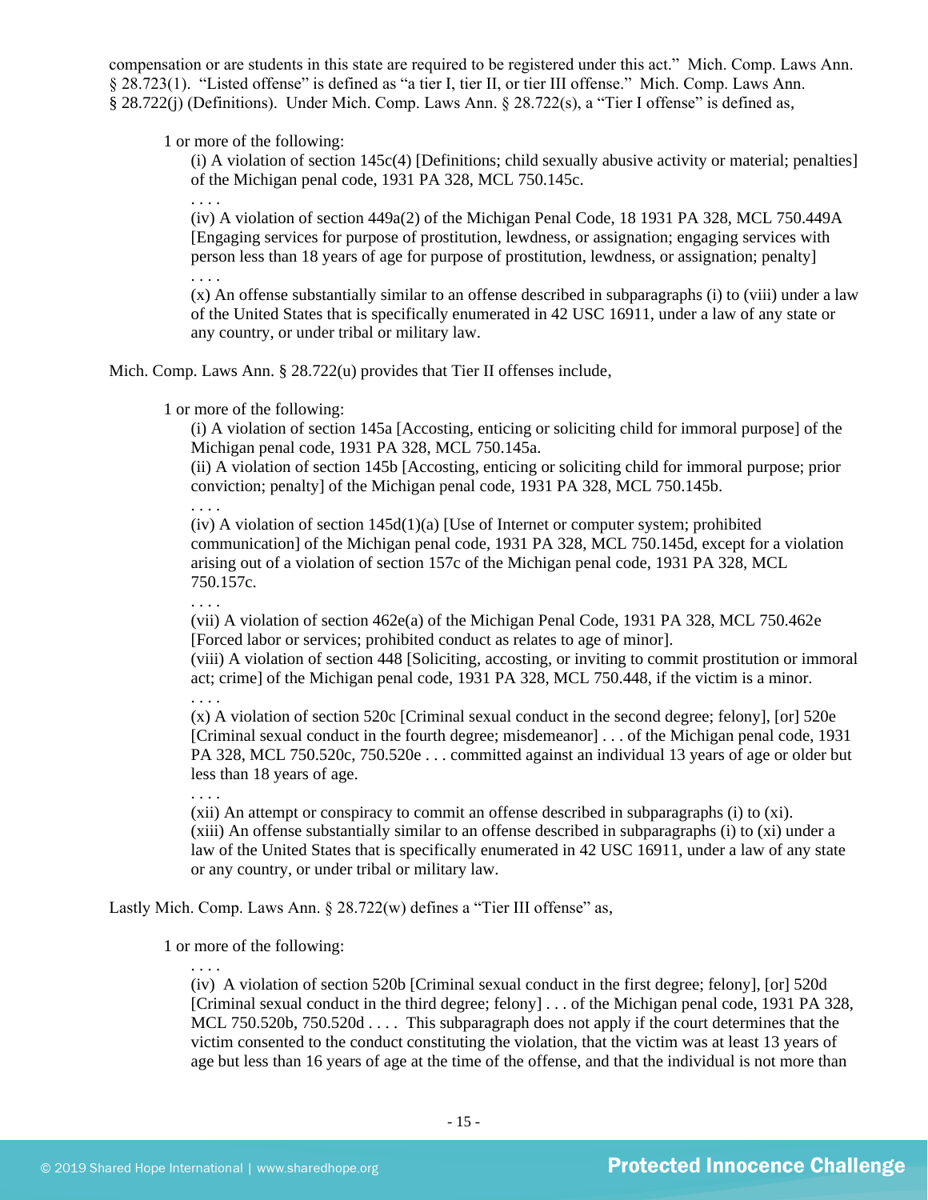compensation or are students in this state are required to be registered under this act." Mich. Comp. Laws Ann. § 28.723(1). "Listed offense" is defined as "a tier I, tier II, or tier III offense." Mich. Comp. Laws Ann. § 28.722(j) (Definitions). Under Mich. Comp. Laws Ann. § 28.722(s), a "Tier I offense" is defined as,

> 1 or more of the following:
>
> (i) A violation of section 145c(4) [Definitions; child sexually abusive activity or material; penalties] of the Michigan penal code, 1931 PA 328, MCL 750.145c.
>
> . . . .
>
> (iv) A violation of section 449a(2) of the Michigan Penal Code, 18 1931 PA 328, MCL 750.449A [Engaging services for purpose of prostitution, lewdness, or assignation; engaging services with person less than 18 years of age for purpose of prostitution, lewdness, or assignation; penalty]
>
> . . . .
>
> (x) An offense substantially similar to an offense described in subparagraphs (i) to (viii) under a law of the United States that is specifically enumerated in 42 USC 16911, under a law of any state or any country, or under tribal or military law.

Mich. Comp. Laws Ann. § 28.722(u) provides that Tier II offenses include,

> 1 or more of the following:
>
> (i) A violation of section 145a [Accosting, enticing or soliciting child for immoral purpose] of the Michigan penal code, 1931 PA 328, MCL 750.145a.
>
> (ii) A violation of section 145b [Accosting, enticing or soliciting child for immoral purpose; prior conviction; penalty] of the Michigan penal code, 1931 PA 328, MCL 750.145b.
>
> . . . .
>
> (iv) A violation of section 145d(1)(a) [Use of Internet or computer system; prohibited communication] of the Michigan penal code, 1931 PA 328, MCL 750.145d, except for a violation arising out of a violation of section 157c of the Michigan penal code, 1931 PA 328, MCL 750.157c.
>
> . . . .
>
> (vii) A violation of section 462e(a) of the Michigan Penal Code, 1931 PA 328, MCL 750.462e [Forced labor or services; prohibited conduct as relates to age of minor].
>
> (viii) A violation of section 448 [Soliciting, accosting, or inviting to commit prostitution or immoral act; crime] of the Michigan penal code, 1931 PA 328, MCL 750.448, if the victim is a minor.
>
> . . . .
>
> (x) A violation of section 520c [Criminal sexual conduct in the second degree; felony], [or] 520e [Criminal sexual conduct in the fourth degree; misdemeanor] . . . of the Michigan penal code, 1931 PA 328, MCL 750.520c, 750.520e . . . committed against an individual 13 years of age or older but less than 18 years of age.
>
> . . . .
>
> (xii) An attempt or conspiracy to commit an offense described in subparagraphs (i) to (xi).
>
> (xiii) An offense substantially similar to an offense described in subparagraphs (i) to (xi) under a law of the United States that is specifically enumerated in 42 USC 16911, under a law of any state or any country, or under tribal or military law.

Lastly Mich. Comp. Laws Ann. § 28.722(w) defines a "Tier III offense" as,

> 1 or more of the following:
>
> . . . .
>
> (iv) A violation of section 520b [Criminal sexual conduct in the first degree; felony], [or] 520d [Criminal sexual conduct in the third degree; felony] . . . of the Michigan penal code, 1931 PA 328, MCL 750.520b, 750.520d . . . . This subparagraph does not apply if the court determines that the victim consented to the conduct constituting the violation, that the victim was at least 13 years of age but less than 16 years of age at the time of the offense, and that the individual is not more than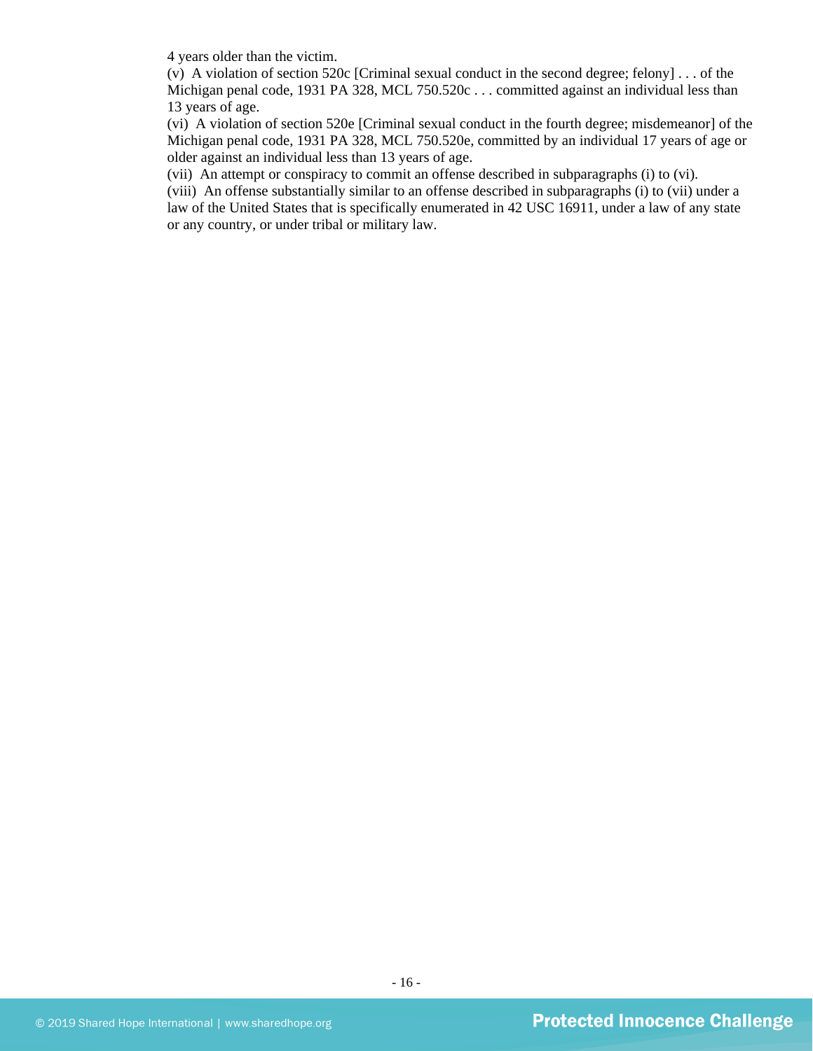4 years older than the victim.

(v) A violation of section 520c [Criminal sexual conduct in the second degree; felony] . . . of the Michigan penal code, 1931 PA 328, MCL 750.520c . . . committed against an individual less than 13 years of age.

(vi) A violation of section 520e [Criminal sexual conduct in the fourth degree; misdemeanor] of the Michigan penal code, 1931 PA 328, MCL 750.520e, committed by an individual 17 years of age or older against an individual less than 13 years of age.

(vii) An attempt or conspiracy to commit an offense described in subparagraphs (i) to (vi).

(viii) An offense substantially similar to an offense described in subparagraphs (i) to (vii) under a law of the United States that is specifically enumerated in 42 USC 16911, under a law of any state or any country, or under tribal or military law.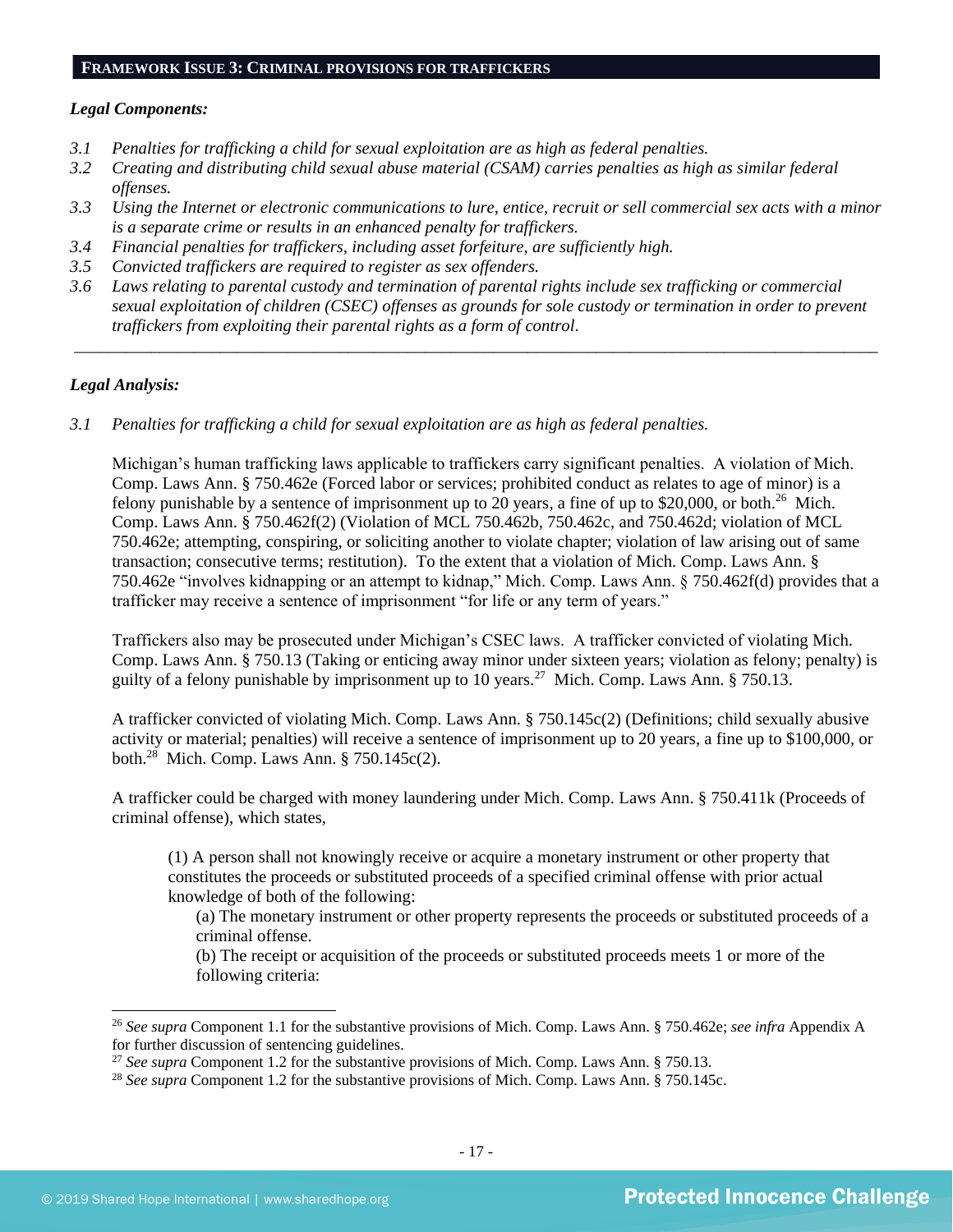## FRAMEWORK ISSUE 3: CRIMINAL PROVISIONS FOR TRAFFICKERS

***Legal Components:***

*3.1 Penalties for trafficking a child for sexual exploitation are as high as federal penalties.*

*3.2 Creating and distributing child sexual abuse material (CSAM) carries penalties as high as similar federal offenses.*

*3.3 Using the Internet or electronic communications to lure, entice, recruit or sell commercial sex acts with a minor is a separate crime or results in an enhanced penalty for traffickers.*

*3.4 Financial penalties for traffickers, including asset forfeiture, are sufficiently high.*

*3.5 Convicted traffickers are required to register as sex offenders.*

*3.6 Laws relating to parental custody and termination of parental rights include sex trafficking or commercial sexual exploitation of children (CSEC) offenses as grounds for sole custody or termination in order to prevent traffickers from exploiting their parental rights as a form of control.*

---

***Legal Analysis:***

*3.1 Penalties for trafficking a child for sexual exploitation are as high as federal penalties.*

Michigan's human trafficking laws applicable to traffickers carry significant penalties. A violation of Mich. Comp. Laws Ann. § 750.462e (Forced labor or services; prohibited conduct as relates to age of minor) is a felony punishable by a sentence of imprisonment up to 20 years, a fine of up to $20,000, or both.[26] Mich. Comp. Laws Ann. § 750.462f(2) (Violation of MCL 750.462b, 750.462c, and 750.462d; violation of MCL 750.462e; attempting, conspiring, or soliciting another to violate chapter; violation of law arising out of same transaction; consecutive terms; restitution). To the extent that a violation of Mich. Comp. Laws Ann. § 750.462e "involves kidnapping or an attempt to kidnap," Mich. Comp. Laws Ann. § 750.462f(d) provides that a trafficker may receive a sentence of imprisonment "for life or any term of years."

Traffickers also may be prosecuted under Michigan's CSEC laws. A trafficker convicted of violating Mich. Comp. Laws Ann. § 750.13 (Taking or enticing away minor under sixteen years; violation as felony; penalty) is guilty of a felony punishable by imprisonment up to 10 years.[27] Mich. Comp. Laws Ann. § 750.13.

A trafficker convicted of violating Mich. Comp. Laws Ann. § 750.145c(2) (Definitions; child sexually abusive activity or material; penalties) will receive a sentence of imprisonment up to 20 years, a fine up to $100,000, or both.[28] Mich. Comp. Laws Ann. § 750.145c(2).

A trafficker could be charged with money laundering under Mich. Comp. Laws Ann. § 750.411k (Proceeds of criminal offense), which states,

> (1) A person shall not knowingly receive or acquire a monetary instrument or other property that constitutes the proceeds or substituted proceeds of a specified criminal offense with prior actual knowledge of both of the following:
>
> (a) The monetary instrument or other property represents the proceeds or substituted proceeds of a criminal offense.
>
> (b) The receipt or acquisition of the proceeds or substituted proceeds meets 1 or more of the following criteria:

---

[26] *See supra* Component 1.1 for the substantive provisions of Mich. Comp. Laws Ann. § 750.462e; *see infra* Appendix A for further discussion of sentencing guidelines.

[27] *See supra* Component 1.2 for the substantive provisions of Mich. Comp. Laws Ann. § 750.13.

[28] *See supra* Component 1.2 for the substantive provisions of Mich. Comp. Laws Ann. § 750.145c.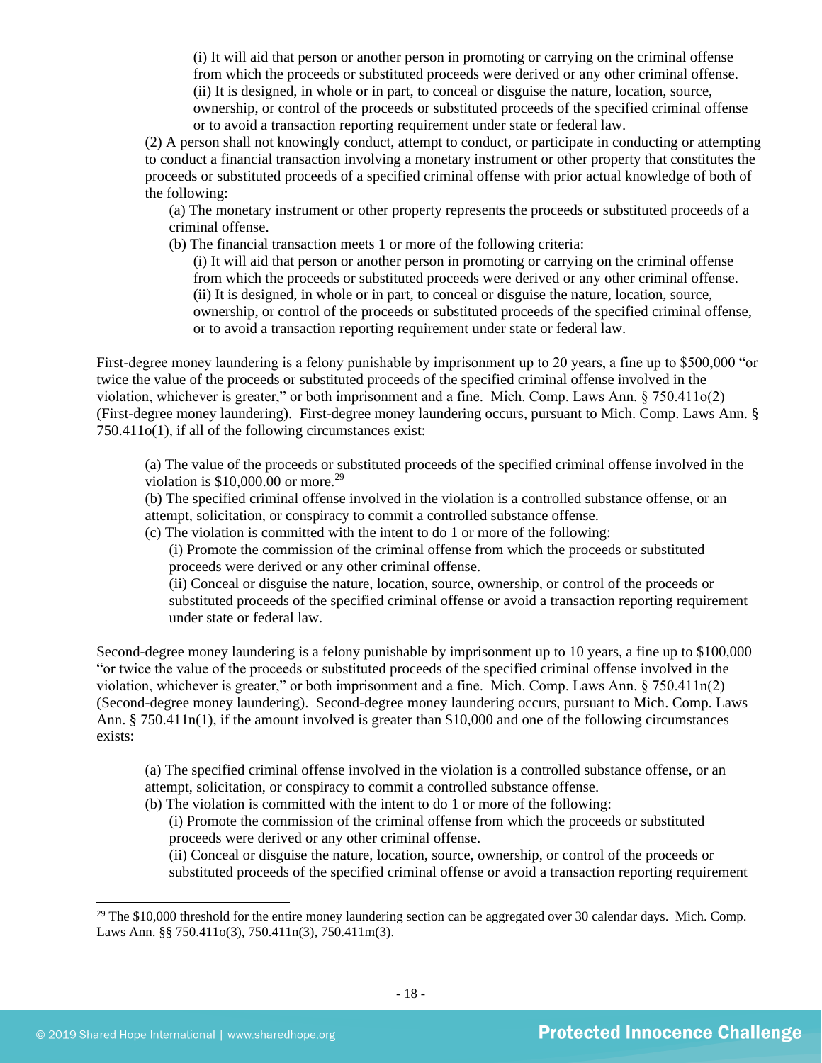(i) It will aid that person or another person in promoting or carrying on the criminal offense from which the proceeds or substituted proceeds were derived or any other criminal offense.
(ii) It is designed, in whole or in part, to conceal or disguise the nature, location, source, ownership, or control of the proceeds or substituted proceeds of the specified criminal offense or to avoid a transaction reporting requirement under state or federal law.

(2) A person shall not knowingly conduct, attempt to conduct, or participate in conducting or attempting to conduct a financial transaction involving a monetary instrument or other property that constitutes the proceeds or substituted proceeds of a specified criminal offense with prior actual knowledge of both of the following:

(a) The monetary instrument or other property represents the proceeds or substituted proceeds of a criminal offense.
(b) The financial transaction meets 1 or more of the following criteria:
(i) It will aid that person or another person in promoting or carrying on the criminal offense from which the proceeds or substituted proceeds were derived or any other criminal offense.
(ii) It is designed, in whole or in part, to conceal or disguise the nature, location, source, ownership, or control of the proceeds or substituted proceeds of the specified criminal offense, or to avoid a transaction reporting requirement under state or federal law.

First-degree money laundering is a felony punishable by imprisonment up to 20 years, a fine up to $500,000 "or twice the value of the proceeds or substituted proceeds of the specified criminal offense involved in the violation, whichever is greater," or both imprisonment and a fine. Mich. Comp. Laws Ann. § 750.411o(2) (First-degree money laundering). First-degree money laundering occurs, pursuant to Mich. Comp. Laws Ann. § 750.411o(1), if all of the following circumstances exist:

> (a) The value of the proceeds or substituted proceeds of the specified criminal offense involved in the violation is $10,000.00 or more.[29]
> (b) The specified criminal offense involved in the violation is a controlled substance offense, or an attempt, solicitation, or conspiracy to commit a controlled substance offense.
> (c) The violation is committed with the intent to do 1 or more of the following:
> (i) Promote the commission of the criminal offense from which the proceeds or substituted proceeds were derived or any other criminal offense.
> (ii) Conceal or disguise the nature, location, source, ownership, or control of the proceeds or substituted proceeds of the specified criminal offense or avoid a transaction reporting requirement under state or federal law.

Second-degree money laundering is a felony punishable by imprisonment up to 10 years, a fine up to $100,000 "or twice the value of the proceeds or substituted proceeds of the specified criminal offense involved in the violation, whichever is greater," or both imprisonment and a fine. Mich. Comp. Laws Ann. § 750.411n(2) (Second-degree money laundering). Second-degree money laundering occurs, pursuant to Mich. Comp. Laws Ann. § 750.411n(1), if the amount involved is greater than $10,000 and one of the following circumstances exists:

> (a) The specified criminal offense involved in the violation is a controlled substance offense, or an attempt, solicitation, or conspiracy to commit a controlled substance offense.
> (b) The violation is committed with the intent to do 1 or more of the following:
> (i) Promote the commission of the criminal offense from which the proceeds or substituted proceeds were derived or any other criminal offense.
> (ii) Conceal or disguise the nature, location, source, ownership, or control of the proceeds or substituted proceeds of the specified criminal offense or avoid a transaction reporting requirement

[29] The $10,000 threshold for the entire money laundering section can be aggregated over 30 calendar days. Mich. Comp. Laws Ann. §§ 750.411o(3), 750.411n(3), 750.411m(3).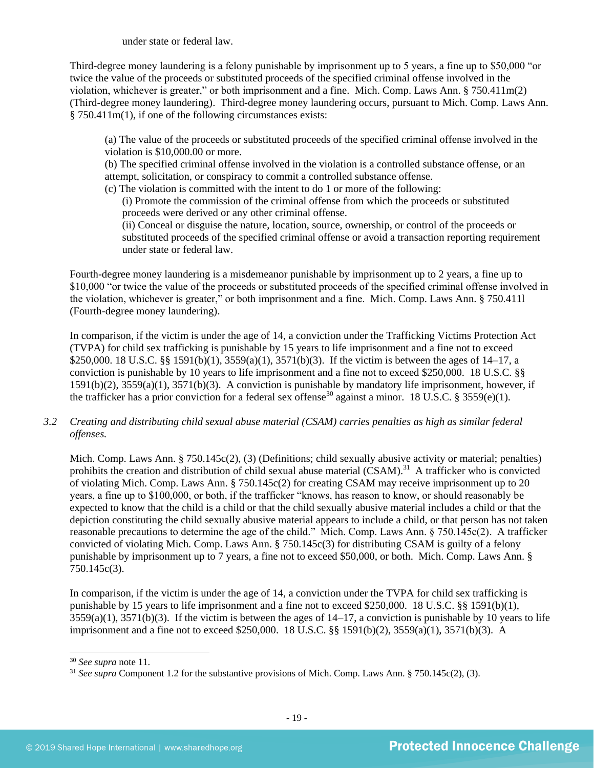under state or federal law.

Third-degree money laundering is a felony punishable by imprisonment up to 5 years, a fine up to $50,000 "or twice the value of the proceeds or substituted proceeds of the specified criminal offense involved in the violation, whichever is greater," or both imprisonment and a fine. Mich. Comp. Laws Ann. § 750.411m(2) (Third-degree money laundering). Third-degree money laundering occurs, pursuant to Mich. Comp. Laws Ann. § 750.411m(1), if one of the following circumstances exists:

> (a) The value of the proceeds or substituted proceeds of the specified criminal offense involved in the violation is $10,000.00 or more.
> (b) The specified criminal offense involved in the violation is a controlled substance offense, or an attempt, solicitation, or conspiracy to commit a controlled substance offense.
> (c) The violation is committed with the intent to do 1 or more of the following:
> > (i) Promote the commission of the criminal offense from which the proceeds or substituted proceeds were derived or any other criminal offense.
> > (ii) Conceal or disguise the nature, location, source, ownership, or control of the proceeds or substituted proceeds of the specified criminal offense or avoid a transaction reporting requirement under state or federal law.

Fourth-degree money laundering is a misdemeanor punishable by imprisonment up to 2 years, a fine up to $10,000 "or twice the value of the proceeds or substituted proceeds of the specified criminal offense involved in the violation, whichever is greater," or both imprisonment and a fine. Mich. Comp. Laws Ann. § 750.411l (Fourth-degree money laundering).

In comparison, if the victim is under the age of 14, a conviction under the Trafficking Victims Protection Act (TVPA) for child sex trafficking is punishable by 15 years to life imprisonment and a fine not to exceed $250,000. 18 U.S.C. §§ 1591(b)(1), 3559(a)(1), 3571(b)(3). If the victim is between the ages of 14–17, a conviction is punishable by 10 years to life imprisonment and a fine not to exceed $250,000. 18 U.S.C. §§ 1591(b)(2), 3559(a)(1), 3571(b)(3). A conviction is punishable by mandatory life imprisonment, however, if the trafficker has a prior conviction for a federal sex offense[30] against a minor. 18 U.S.C. § 3559(e)(1).

*3.2 Creating and distributing child sexual abuse material (CSAM) carries penalties as high as similar federal offenses.*

Mich. Comp. Laws Ann. § 750.145c(2), (3) (Definitions; child sexually abusive activity or material; penalties) prohibits the creation and distribution of child sexual abuse material (CSAM).[31] A trafficker who is convicted of violating Mich. Comp. Laws Ann. § 750.145c(2) for creating CSAM may receive imprisonment up to 20 years, a fine up to $100,000, or both, if the trafficker "knows, has reason to know, or should reasonably be expected to know that the child is a child or that the child sexually abusive material includes a child or that the depiction constituting the child sexually abusive material appears to include a child, or that person has not taken reasonable precautions to determine the age of the child." Mich. Comp. Laws Ann. § 750.145c(2). A trafficker convicted of violating Mich. Comp. Laws Ann. § 750.145c(3) for distributing CSAM is guilty of a felony punishable by imprisonment up to 7 years, a fine not to exceed $50,000, or both. Mich. Comp. Laws Ann. § 750.145c(3).

In comparison, if the victim is under the age of 14, a conviction under the TVPA for child sex trafficking is punishable by 15 years to life imprisonment and a fine not to exceed $250,000. 18 U.S.C. §§ 1591(b)(1), 3559(a)(1), 3571(b)(3). If the victim is between the ages of 14–17, a conviction is punishable by 10 years to life imprisonment and a fine not to exceed $250,000. 18 U.S.C. §§ 1591(b)(2), 3559(a)(1), 3571(b)(3). A

---

[30] *See supra* note 11.

[31] *See supra* Component 1.2 for the substantive provisions of Mich. Comp. Laws Ann. § 750.145c(2), (3).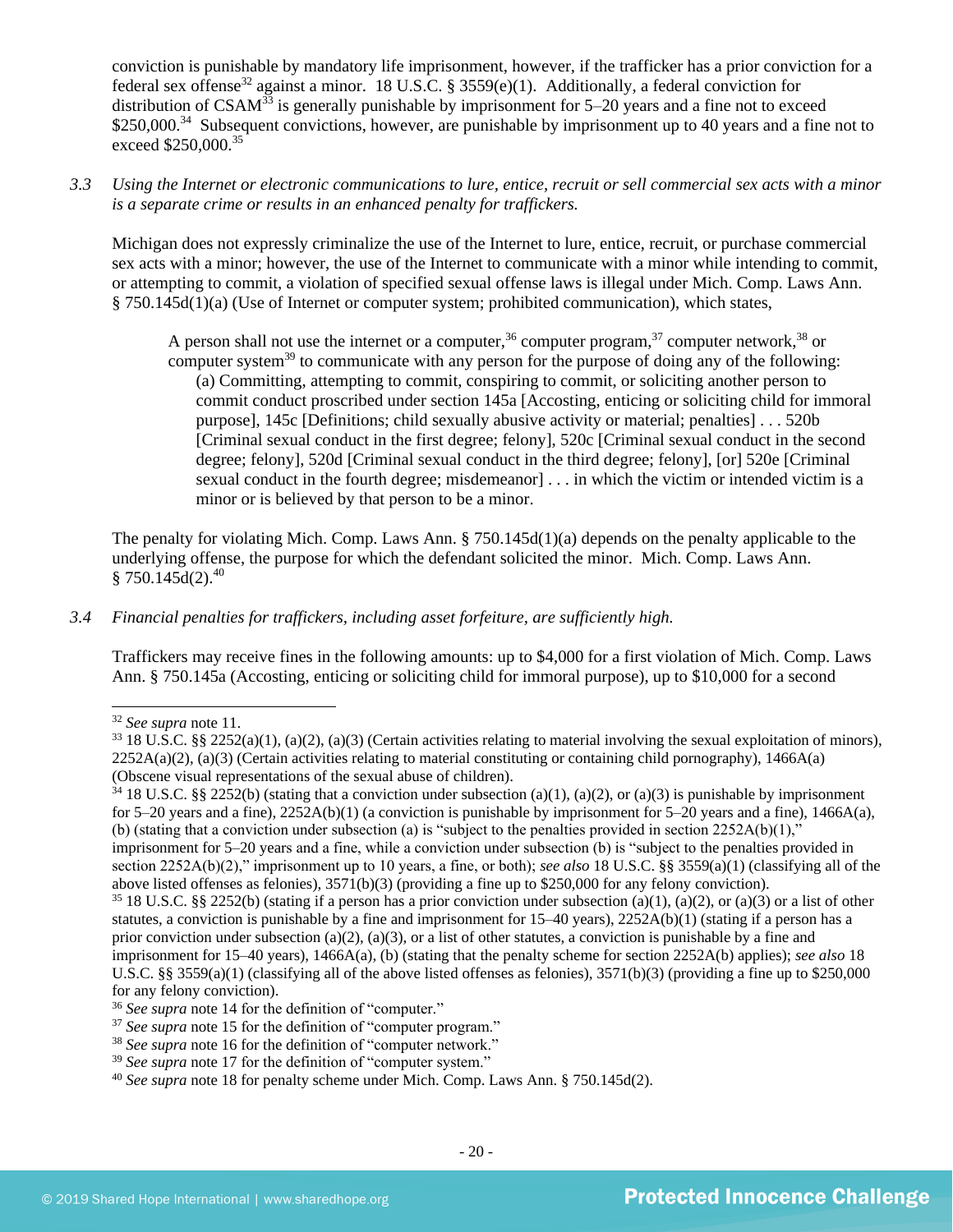conviction is punishable by mandatory life imprisonment, however, if the trafficker has a prior conviction for a federal sex offense[32] against a minor. 18 U.S.C. § 3559(e)(1). Additionally, a federal conviction for distribution of CSAM[33] is generally punishable by imprisonment for 5–20 years and a fine not to exceed $250,000.[34] Subsequent convictions, however, are punishable by imprisonment up to 40 years and a fine not to exceed $250,000.[35]

*3.3 Using the Internet or electronic communications to lure, entice, recruit or sell commercial sex acts with a minor is a separate crime or results in an enhanced penalty for traffickers.*

Michigan does not expressly criminalize the use of the Internet to lure, entice, recruit, or purchase commercial sex acts with a minor; however, the use of the Internet to communicate with a minor while intending to commit, or attempting to commit, a violation of specified sexual offense laws is illegal under Mich. Comp. Laws Ann. § 750.145d(1)(a) (Use of Internet or computer system; prohibited communication), which states,

> A person shall not use the internet or a computer,[36] computer program,[37] computer network,[38] or computer system[39] to communicate with any person for the purpose of doing any of the following:
>
> (a) Committing, attempting to commit, conspiring to commit, or soliciting another person to commit conduct proscribed under section 145a [Accosting, enticing or soliciting child for immoral purpose], 145c [Definitions; child sexually abusive activity or material; penalties] . . . 520b [Criminal sexual conduct in the first degree; felony], 520c [Criminal sexual conduct in the second degree; felony], 520d [Criminal sexual conduct in the third degree; felony], [or] 520e [Criminal sexual conduct in the fourth degree; misdemeanor] . . . in which the victim or intended victim is a minor or is believed by that person to be a minor.

The penalty for violating Mich. Comp. Laws Ann. § 750.145d(1)(a) depends on the penalty applicable to the underlying offense, the purpose for which the defendant solicited the minor. Mich. Comp. Laws Ann. § 750.145d(2).[40]

*3.4 Financial penalties for traffickers, including asset forfeiture, are sufficiently high.*

Traffickers may receive fines in the following amounts: up to $4,000 for a first violation of Mich. Comp. Laws Ann. § 750.145a (Accosting, enticing or soliciting child for immoral purpose), up to $10,000 for a second

---

[32] *See supra* note 11.

[33] 18 U.S.C. §§ 2252(a)(1), (a)(2), (a)(3) (Certain activities relating to material involving the sexual exploitation of minors), 2252A(a)(2), (a)(3) (Certain activities relating to material constituting or containing child pornography), 1466A(a) (Obscene visual representations of the sexual abuse of children).

[34] 18 U.S.C. §§ 2252(b) (stating that a conviction under subsection (a)(1), (a)(2), or (a)(3) is punishable by imprisonment for 5–20 years and a fine), 2252A(b)(1) (a conviction is punishable by imprisonment for 5–20 years and a fine), 1466A(a), (b) (stating that a conviction under subsection (a) is "subject to the penalties provided in section 2252A(b)(1)," imprisonment for 5–20 years and a fine, while a conviction under subsection (b) is "subject to the penalties provided in section 2252A(b)(2)," imprisonment up to 10 years, a fine, or both); *see also* 18 U.S.C. §§ 3559(a)(1) (classifying all of the above listed offenses as felonies), 3571(b)(3) (providing a fine up to $250,000 for any felony conviction).

[35] 18 U.S.C. §§ 2252(b) (stating if a person has a prior conviction under subsection (a)(1), (a)(2), or (a)(3) or a list of other statutes, a conviction is punishable by a fine and imprisonment for 15–40 years), 2252A(b)(1) (stating if a person has a prior conviction under subsection (a)(2), (a)(3), or a list of other statutes, a conviction is punishable by a fine and imprisonment for 15–40 years), 1466A(a), (b) (stating that the penalty scheme for section 2252A(b) applies); *see also* 18 U.S.C. §§ 3559(a)(1) (classifying all of the above listed offenses as felonies), 3571(b)(3) (providing a fine up to $250,000 for any felony conviction).

[36] *See supra* note 14 for the definition of "computer."

[37] *See supra* note 15 for the definition of "computer program."

[38] *See supra* note 16 for the definition of "computer network."

[39] *See supra* note 17 for the definition of "computer system."

[40] *See supra* note 18 for penalty scheme under Mich. Comp. Laws Ann. § 750.145d(2).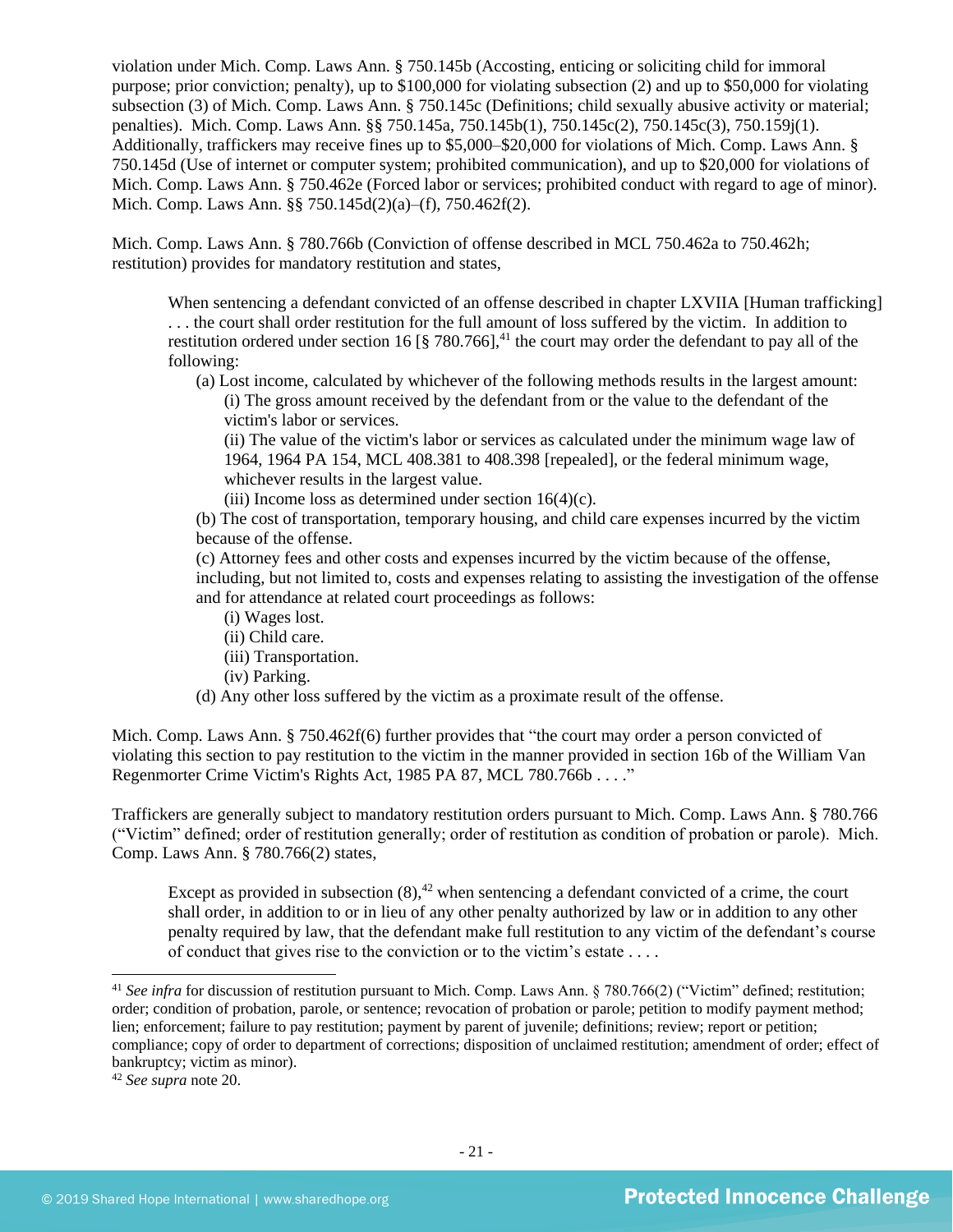violation under Mich. Comp. Laws Ann. § 750.145b (Accosting, enticing or soliciting child for immoral purpose; prior conviction; penalty), up to $100,000 for violating subsection (2) and up to $50,000 for violating subsection (3) of Mich. Comp. Laws Ann. § 750.145c (Definitions; child sexually abusive activity or material; penalties). Mich. Comp. Laws Ann. §§ 750.145a, 750.145b(1), 750.145c(2), 750.145c(3), 750.159j(1). Additionally, traffickers may receive fines up to $5,000–$20,000 for violations of Mich. Comp. Laws Ann. § 750.145d (Use of internet or computer system; prohibited communication), and up to $20,000 for violations of Mich. Comp. Laws Ann. § 750.462e (Forced labor or services; prohibited conduct with regard to age of minor). Mich. Comp. Laws Ann. §§ 750.145d(2)(a)–(f), 750.462f(2).

Mich. Comp. Laws Ann. § 780.766b (Conviction of offense described in MCL 750.462a to 750.462h; restitution) provides for mandatory restitution and states,

> When sentencing a defendant convicted of an offense described in chapter LXVIIA [Human trafficking] . . . the court shall order restitution for the full amount of loss suffered by the victim. In addition to restitution ordered under section 16 [§ 780.766],[41] the court may order the defendant to pay all of the following:
>
> (a) Lost income, calculated by whichever of the following methods results in the largest amount:
>
> (i) The gross amount received by the defendant from or the value to the defendant of the victim's labor or services.
>
> (ii) The value of the victim's labor or services as calculated under the minimum wage law of 1964, 1964 PA 154, MCL 408.381 to 408.398 [repealed], or the federal minimum wage, whichever results in the largest value.
>
> (iii) Income loss as determined under section 16(4)(c).
>
> (b) The cost of transportation, temporary housing, and child care expenses incurred by the victim because of the offense.
>
> (c) Attorney fees and other costs and expenses incurred by the victim because of the offense, including, but not limited to, costs and expenses relating to assisting the investigation of the offense and for attendance at related court proceedings as follows:
>
> (i) Wages lost.
>
> (ii) Child care.
>
> (iii) Transportation.
>
> (iv) Parking.
>
> (d) Any other loss suffered by the victim as a proximate result of the offense.

Mich. Comp. Laws Ann. § 750.462f(6) further provides that "the court may order a person convicted of violating this section to pay restitution to the victim in the manner provided in section 16b of the William Van Regenmorter Crime Victim's Rights Act, 1985 PA 87, MCL 780.766b . . . ."

Traffickers are generally subject to mandatory restitution orders pursuant to Mich. Comp. Laws Ann. § 780.766 ("Victim" defined; order of restitution generally; order of restitution as condition of probation or parole). Mich. Comp. Laws Ann. § 780.766(2) states,

> Except as provided in subsection (8),[42] when sentencing a defendant convicted of a crime, the court shall order, in addition to or in lieu of any other penalty authorized by law or in addition to any other penalty required by law, that the defendant make full restitution to any victim of the defendant's course of conduct that gives rise to the conviction or to the victim's estate . . . .

---

[41] *See infra* for discussion of restitution pursuant to Mich. Comp. Laws Ann. § 780.766(2) ("Victim" defined; restitution; order; condition of probation, parole, or sentence; revocation of probation or parole; petition to modify payment method; lien; enforcement; failure to pay restitution; payment by parent of juvenile; definitions; review; report or petition; compliance; copy of order to department of corrections; disposition of unclaimed restitution; amendment of order; effect of bankruptcy; victim as minor).

[42] *See supra* note 20.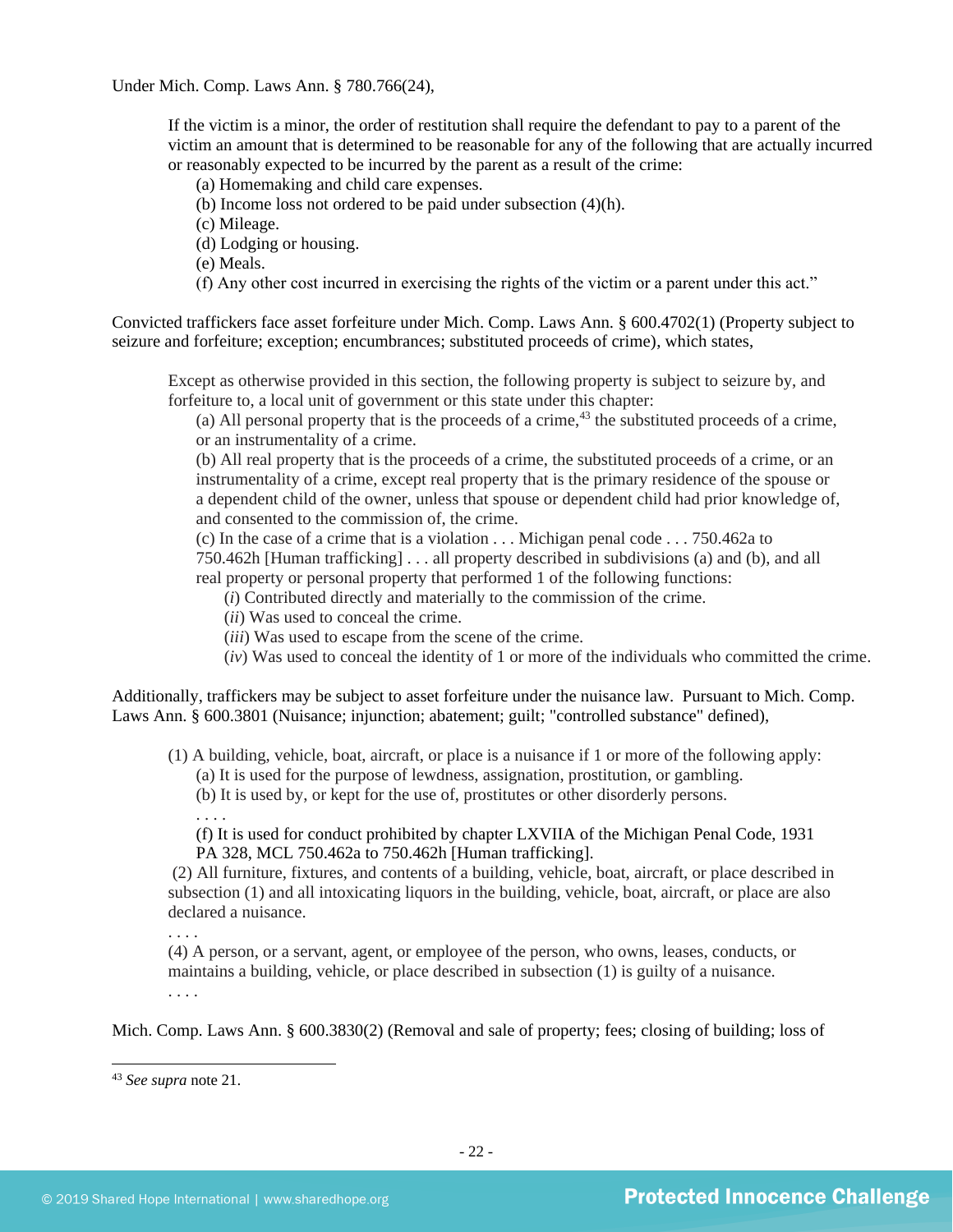Under Mich. Comp. Laws Ann. § 780.766(24),

> If the victim is a minor, the order of restitution shall require the defendant to pay to a parent of the victim an amount that is determined to be reasonable for any of the following that are actually incurred or reasonably expected to be incurred by the parent as a result of the crime:
>
> (a) Homemaking and child care expenses.
> (b) Income loss not ordered to be paid under subsection (4)(h).
> (c) Mileage.
> (d) Lodging or housing.
> (e) Meals.
> (f) Any other cost incurred in exercising the rights of the victim or a parent under this act."

Convicted traffickers face asset forfeiture under Mich. Comp. Laws Ann. § 600.4702(1) (Property subject to seizure and forfeiture; exception; encumbrances; substituted proceeds of crime), which states,

> Except as otherwise provided in this section, the following property is subject to seizure by, and forfeiture to, a local unit of government or this state under this chapter:
>
> (a) All personal property that is the proceeds of a crime,[43] the substituted proceeds of a crime, or an instrumentality of a crime.
>
> (b) All real property that is the proceeds of a crime, the substituted proceeds of a crime, or an instrumentality of a crime, except real property that is the primary residence of the spouse or a dependent child of the owner, unless that spouse or dependent child had prior knowledge of, and consented to the commission of, the crime.
>
> (c) In the case of a crime that is a violation . . . Michigan penal code . . . 750.462a to 750.462h [Human trafficking] . . . all property described in subdivisions (a) and (b), and all real property or personal property that performed 1 of the following functions:
>
> (*i*) Contributed directly and materially to the commission of the crime.
> (*ii*) Was used to conceal the crime.
> (*iii*) Was used to escape from the scene of the crime.
> (*iv*) Was used to conceal the identity of 1 or more of the individuals who committed the crime.

Additionally, traffickers may be subject to asset forfeiture under the nuisance law. Pursuant to Mich. Comp. Laws Ann. § 600.3801 (Nuisance; injunction; abatement; guilt; "controlled substance" defined),

> (1) A building, vehicle, boat, aircraft, or place is a nuisance if 1 or more of the following apply:
>
> (a) It is used for the purpose of lewdness, assignation, prostitution, or gambling.
> (b) It is used by, or kept for the use of, prostitutes or other disorderly persons.
> . . . .
> (f) It is used for conduct prohibited by chapter LXVIIA of the Michigan Penal Code, 1931 PA 328, MCL 750.462a to 750.462h [Human trafficking].
>
> (2) All furniture, fixtures, and contents of a building, vehicle, boat, aircraft, or place described in subsection (1) and all intoxicating liquors in the building, vehicle, boat, aircraft, or place are also declared a nuisance.
>
> . . . .
>
> (4) A person, or a servant, agent, or employee of the person, who owns, leases, conducts, or maintains a building, vehicle, or place described in subsection (1) is guilty of a nuisance.
>
> . . . .

Mich. Comp. Laws Ann. § 600.3830(2) (Removal and sale of property; fees; closing of building; loss of

---

[43] *See supra* note 21.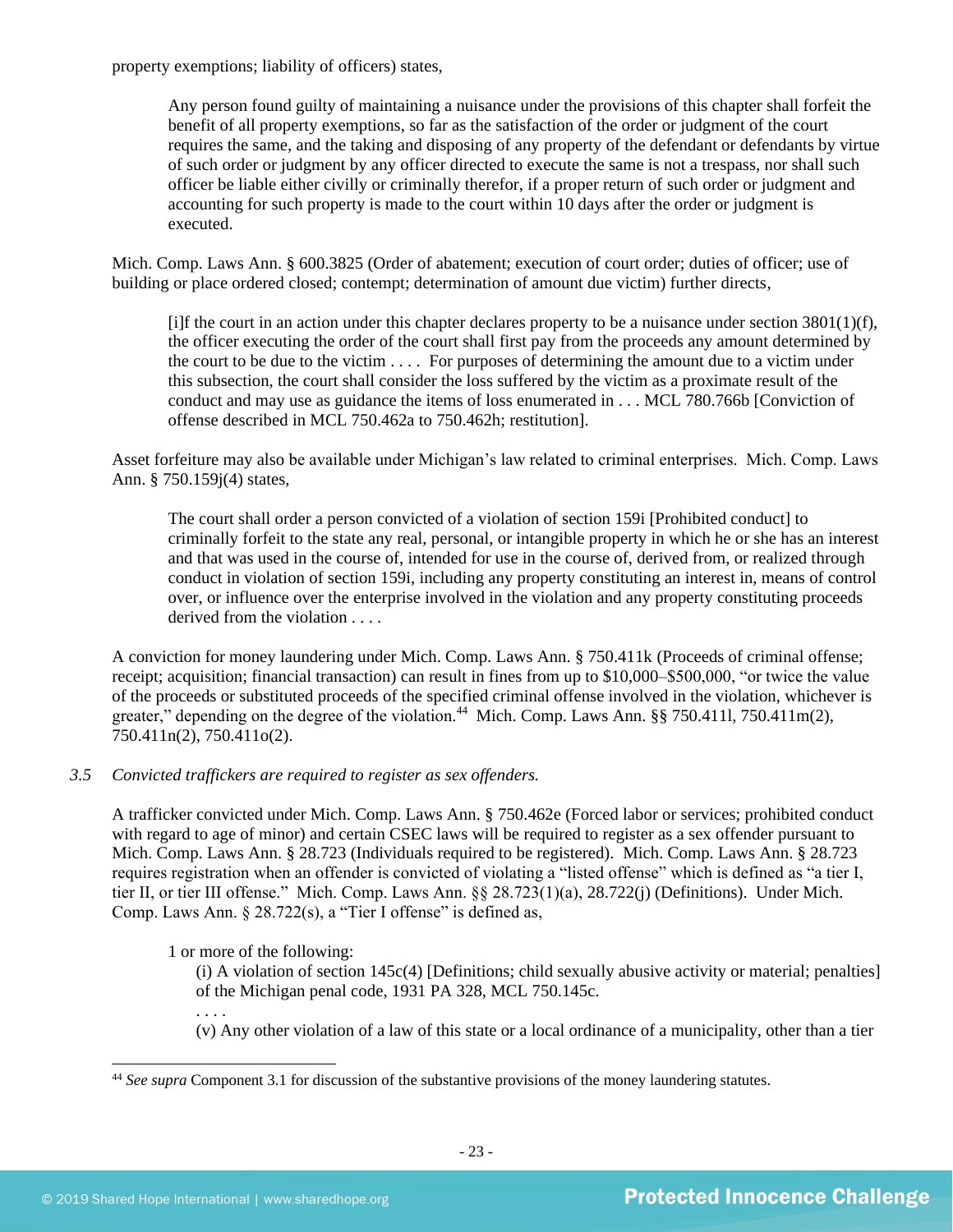property exemptions; liability of officers) states,

> Any person found guilty of maintaining a nuisance under the provisions of this chapter shall forfeit the benefit of all property exemptions, so far as the satisfaction of the order or judgment of the court requires the same, and the taking and disposing of any property of the defendant or defendants by virtue of such order or judgment by any officer directed to execute the same is not a trespass, nor shall such officer be liable either civilly or criminally therefor, if a proper return of such order or judgment and accounting for such property is made to the court within 10 days after the order or judgment is executed.

Mich. Comp. Laws Ann. § 600.3825 (Order of abatement; execution of court order; duties of officer; use of building or place ordered closed; contempt; determination of amount due victim) further directs,

> [i]f the court in an action under this chapter declares property to be a nuisance under section 3801(1)(f), the officer executing the order of the court shall first pay from the proceeds any amount determined by the court to be due to the victim . . . . For purposes of determining the amount due to a victim under this subsection, the court shall consider the loss suffered by the victim as a proximate result of the conduct and may use as guidance the items of loss enumerated in . . . MCL 780.766b [Conviction of offense described in MCL 750.462a to 750.462h; restitution].

Asset forfeiture may also be available under Michigan's law related to criminal enterprises. Mich. Comp. Laws Ann. § 750.159j(4) states,

> The court shall order a person convicted of a violation of section 159i [Prohibited conduct] to criminally forfeit to the state any real, personal, or intangible property in which he or she has an interest and that was used in the course of, intended for use in the course of, derived from, or realized through conduct in violation of section 159i, including any property constituting an interest in, means of control over, or influence over the enterprise involved in the violation and any property constituting proceeds derived from the violation . . . .

A conviction for money laundering under Mich. Comp. Laws Ann. § 750.411k (Proceeds of criminal offense; receipt; acquisition; financial transaction) can result in fines from up to $10,000–$500,000, "or twice the value of the proceeds or substituted proceeds of the specified criminal offense involved in the violation, whichever is greater," depending on the degree of the violation.[44] Mich. Comp. Laws Ann. §§ 750.411l, 750.411m(2), 750.411n(2), 750.411o(2).

*3.5 Convicted traffickers are required to register as sex offenders.*

A trafficker convicted under Mich. Comp. Laws Ann. § 750.462e (Forced labor or services; prohibited conduct with regard to age of minor) and certain CSEC laws will be required to register as a sex offender pursuant to Mich. Comp. Laws Ann. § 28.723 (Individuals required to be registered). Mich. Comp. Laws Ann. § 28.723 requires registration when an offender is convicted of violating a "listed offense" which is defined as "a tier I, tier II, or tier III offense." Mich. Comp. Laws Ann. §§ 28.723(1)(a), 28.722(j) (Definitions). Under Mich. Comp. Laws Ann. § 28.722(s), a "Tier I offense" is defined as,

> 1 or more of the following:
>
> (i) A violation of section 145c(4) [Definitions; child sexually abusive activity or material; penalties] of the Michigan penal code, 1931 PA 328, MCL 750.145c.
>
> . . . .
>
> (v) Any other violation of a law of this state or a local ordinance of a municipality, other than a tier

[44] *See supra* Component 3.1 for discussion of the substantive provisions of the money laundering statutes.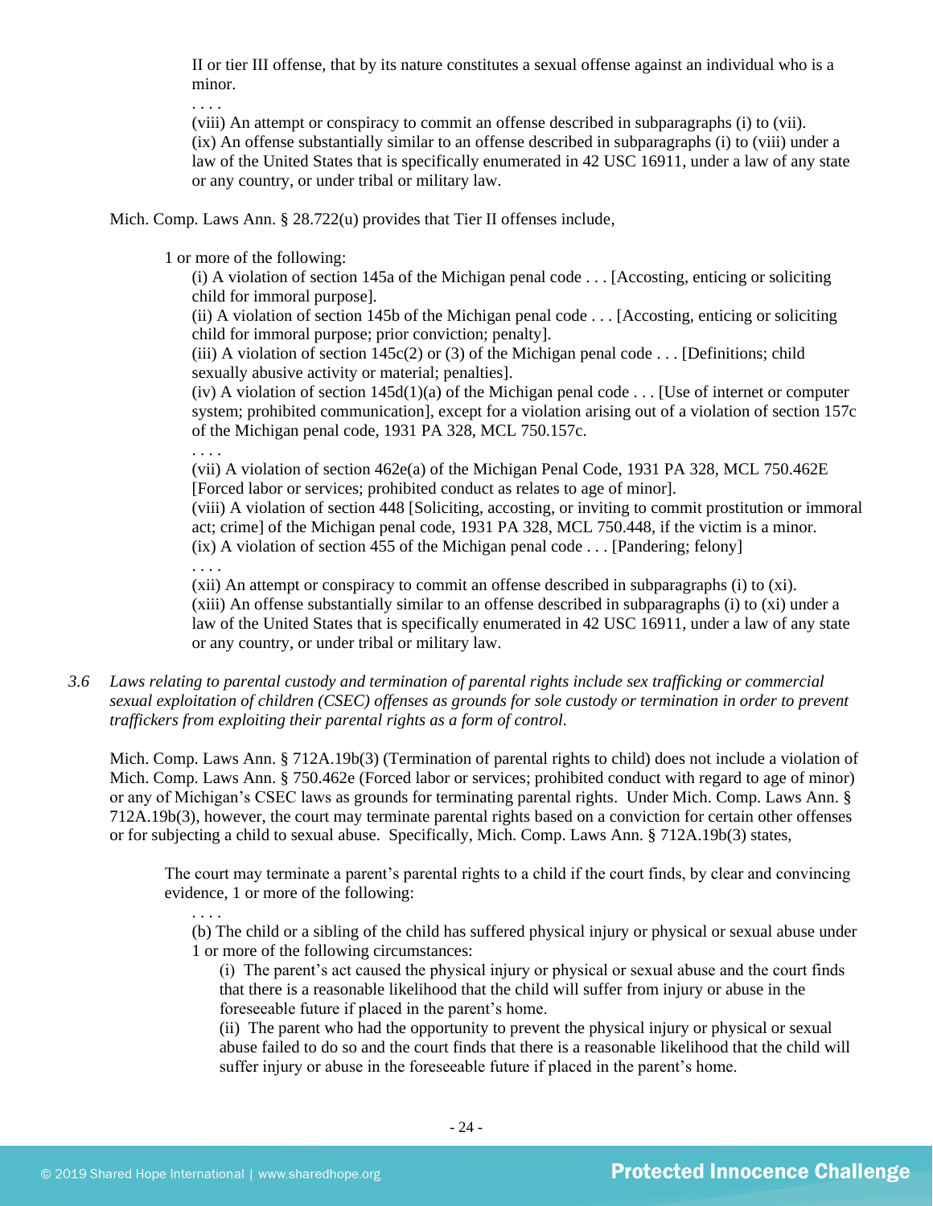II or tier III offense, that by its nature constitutes a sexual offense against an individual who is a minor.

. . . .

(viii) An attempt or conspiracy to commit an offense described in subparagraphs (i) to (vii).

(ix) An offense substantially similar to an offense described in subparagraphs (i) to (viii) under a law of the United States that is specifically enumerated in 42 USC 16911, under a law of any state or any country, or under tribal or military law.

Mich. Comp. Laws Ann. § 28.722(u) provides that Tier II offenses include,

> 1 or more of the following:
>
> (i) A violation of section 145a of the Michigan penal code . . . [Accosting, enticing or soliciting child for immoral purpose].
>
> (ii) A violation of section 145b of the Michigan penal code . . . [Accosting, enticing or soliciting child for immoral purpose; prior conviction; penalty].
>
> (iii) A violation of section 145c(2) or (3) of the Michigan penal code . . . [Definitions; child sexually abusive activity or material; penalties].
>
> (iv) A violation of section 145d(1)(a) of the Michigan penal code . . . [Use of internet or computer system; prohibited communication], except for a violation arising out of a violation of section 157c of the Michigan penal code, 1931 PA 328, MCL 750.157c.
>
> . . . .
>
> (vii) A violation of section 462e(a) of the Michigan Penal Code, 1931 PA 328, MCL 750.462E [Forced labor or services; prohibited conduct as relates to age of minor].
>
> (viii) A violation of section 448 [Soliciting, accosting, or inviting to commit prostitution or immoral act; crime] of the Michigan penal code, 1931 PA 328, MCL 750.448, if the victim is a minor.
>
> (ix) A violation of section 455 of the Michigan penal code . . . [Pandering; felony]
>
> . . . .
>
> (xii) An attempt or conspiracy to commit an offense described in subparagraphs (i) to (xi).
>
> (xiii) An offense substantially similar to an offense described in subparagraphs (i) to (xi) under a law of the United States that is specifically enumerated in 42 USC 16911, under a law of any state or any country, or under tribal or military law.

*3.6 Laws relating to parental custody and termination of parental rights include sex trafficking or commercial sexual exploitation of children (CSEC) offenses as grounds for sole custody or termination in order to prevent traffickers from exploiting their parental rights as a form of control.*

Mich. Comp. Laws Ann. § 712A.19b(3) (Termination of parental rights to child) does not include a violation of Mich. Comp. Laws Ann. § 750.462e (Forced labor or services; prohibited conduct with regard to age of minor) or any of Michigan's CSEC laws as grounds for terminating parental rights. Under Mich. Comp. Laws Ann. § 712A.19b(3), however, the court may terminate parental rights based on a conviction for certain other offenses or for subjecting a child to sexual abuse. Specifically, Mich. Comp. Laws Ann. § 712A.19b(3) states,

> The court may terminate a parent's parental rights to a child if the court finds, by clear and convincing evidence, 1 or more of the following:
>
> . . . .
>
> (b) The child or a sibling of the child has suffered physical injury or physical or sexual abuse under 1 or more of the following circumstances:
>
> (i) The parent's act caused the physical injury or physical or sexual abuse and the court finds that there is a reasonable likelihood that the child will suffer from injury or abuse in the foreseeable future if placed in the parent's home.
>
> (ii) The parent who had the opportunity to prevent the physical injury or physical or sexual abuse failed to do so and the court finds that there is a reasonable likelihood that the child will suffer injury or abuse in the foreseeable future if placed in the parent's home.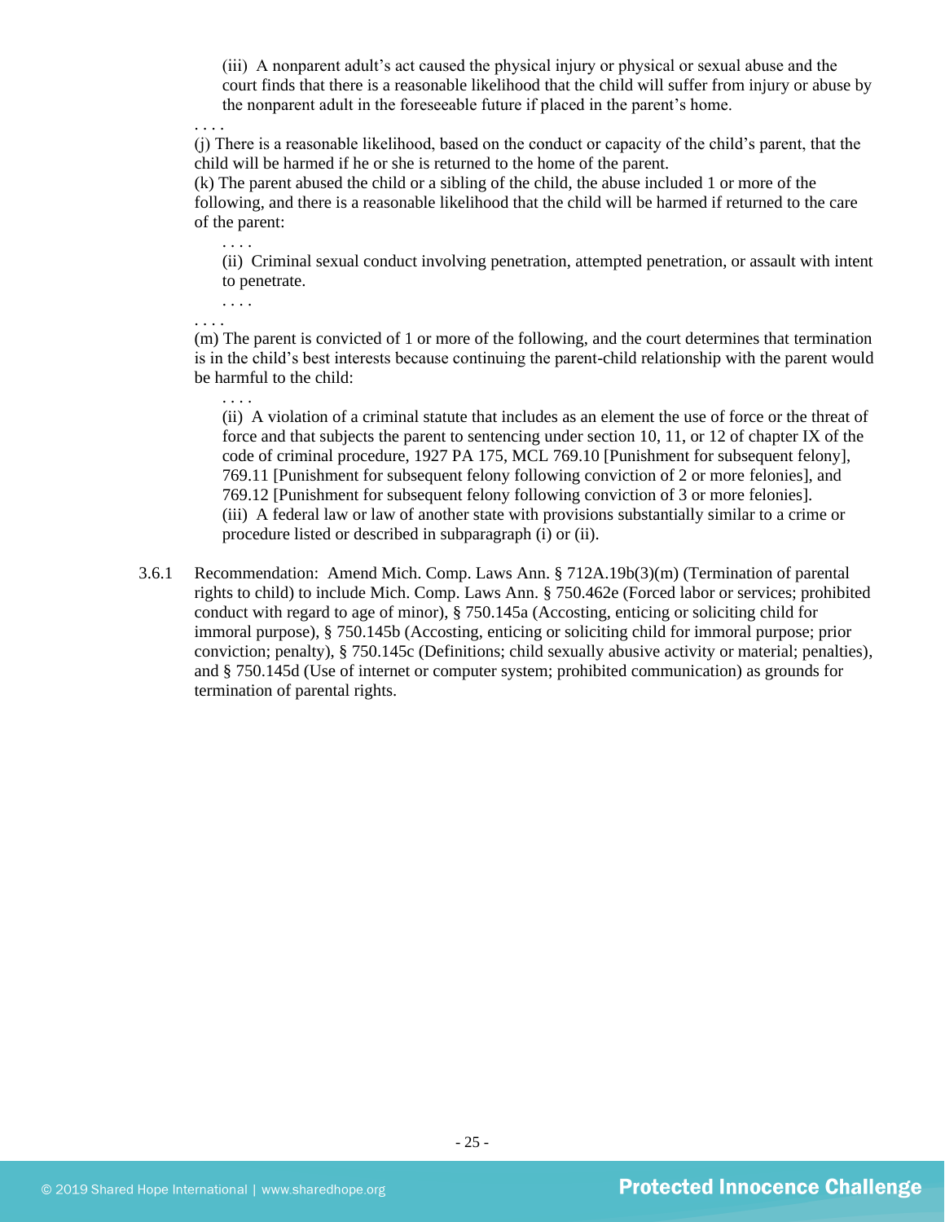(iii) A nonparent adult's act caused the physical injury or physical or sexual abuse and the court finds that there is a reasonable likelihood that the child will suffer from injury or abuse by the nonparent adult in the foreseeable future if placed in the parent's home.

. . . .

(j) There is a reasonable likelihood, based on the conduct or capacity of the child's parent, that the child will be harmed if he or she is returned to the home of the parent.

(k) The parent abused the child or a sibling of the child, the abuse included 1 or more of the following, and there is a reasonable likelihood that the child will be harmed if returned to the care of the parent:

. . . .

(ii) Criminal sexual conduct involving penetration, attempted penetration, or assault with intent to penetrate.

. . . .

. . . .

(m) The parent is convicted of 1 or more of the following, and the court determines that termination is in the child's best interests because continuing the parent-child relationship with the parent would be harmful to the child:

. . . .

(ii) A violation of a criminal statute that includes as an element the use of force or the threat of force and that subjects the parent to sentencing under section 10, 11, or 12 of chapter IX of the code of criminal procedure, 1927 PA 175, MCL 769.10 [Punishment for subsequent felony], 769.11 [Punishment for subsequent felony following conviction of 2 or more felonies], and 769.12 [Punishment for subsequent felony following conviction of 3 or more felonies].

(iii) A federal law or law of another state with provisions substantially similar to a crime or procedure listed or described in subparagraph (i) or (ii).

3.6.1 Recommendation: Amend Mich. Comp. Laws Ann. § 712A.19b(3)(m) (Termination of parental rights to child) to include Mich. Comp. Laws Ann. § 750.462e (Forced labor or services; prohibited conduct with regard to age of minor), § 750.145a (Accosting, enticing or soliciting child for immoral purpose), § 750.145b (Accosting, enticing or soliciting child for immoral purpose; prior conviction; penalty), § 750.145c (Definitions; child sexually abusive activity or material; penalties), and § 750.145d (Use of internet or computer system; prohibited communication) as grounds for termination of parental rights.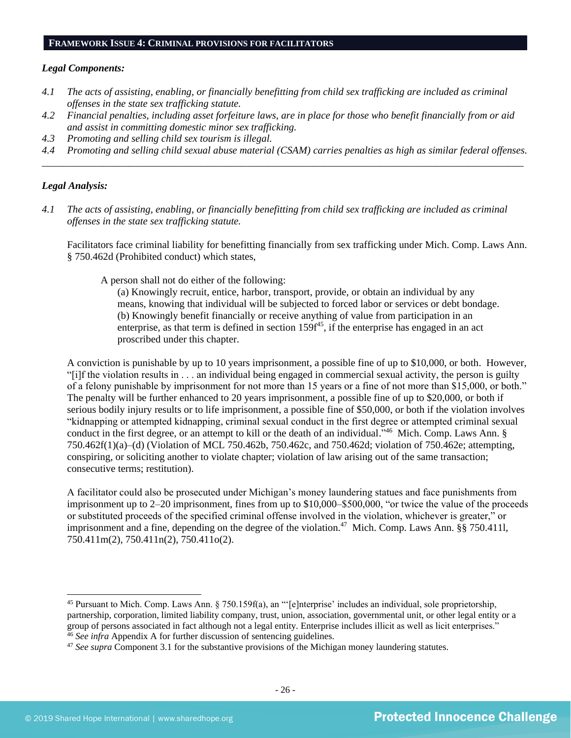## FRAMEWORK ISSUE 4: CRIMINAL PROVISIONS FOR FACILITATORS

***Legal Components:***

*4.1 The acts of assisting, enabling, or financially benefitting from child sex trafficking are included as criminal offenses in the state sex trafficking statute.*

*4.2 Financial penalties, including asset forfeiture laws, are in place for those who benefit financially from or aid and assist in committing domestic minor sex trafficking.*

*4.3 Promoting and selling child sex tourism is illegal.*

*4.4 Promoting and selling child sexual abuse material (CSAM) carries penalties as high as similar federal offenses.*

---

***Legal Analysis:***

*4.1 The acts of assisting, enabling, or financially benefitting from child sex trafficking are included as criminal offenses in the state sex trafficking statute.*

Facilitators face criminal liability for benefitting financially from sex trafficking under Mich. Comp. Laws Ann. § 750.462d (Prohibited conduct) which states,

> A person shall not do either of the following:
>
> (a) Knowingly recruit, entice, harbor, transport, provide, or obtain an individual by any means, knowing that individual will be subjected to forced labor or services or debt bondage.
>
> (b) Knowingly benefit financially or receive anything of value from participation in an enterprise, as that term is defined in section 159f[45], if the enterprise has engaged in an act proscribed under this chapter.

A conviction is punishable by up to 10 years imprisonment, a possible fine of up to $10,000, or both. However, "[i]f the violation results in . . . an individual being engaged in commercial sexual activity, the person is guilty of a felony punishable by imprisonment for not more than 15 years or a fine of not more than $15,000, or both." The penalty will be further enhanced to 20 years imprisonment, a possible fine of up to $20,000, or both if serious bodily injury results or to life imprisonment, a possible fine of $50,000, or both if the violation involves "kidnapping or attempted kidnapping, criminal sexual conduct in the first degree or attempted criminal sexual conduct in the first degree, or an attempt to kill or the death of an individual."[46] Mich. Comp. Laws Ann. § 750.462f(1)(a)–(d) (Violation of MCL 750.462b, 750.462c, and 750.462d; violation of 750.462e; attempting, conspiring, or soliciting another to violate chapter; violation of law arising out of the same transaction; consecutive terms; restitution).

A facilitator could also be prosecuted under Michigan's money laundering statues and face punishments from imprisonment up to 2–20 imprisonment, fines from up to $10,000–$500,000, "or twice the value of the proceeds or substituted proceeds of the specified criminal offense involved in the violation, whichever is greater," or imprisonment and a fine, depending on the degree of the violation.[47] Mich. Comp. Laws Ann. §§ 750.411l, 750.411m(2), 750.411n(2), 750.411o(2).

---

[45] Pursuant to Mich. Comp. Laws Ann. § 750.159f(a), an "'[e]nterprise' includes an individual, sole proprietorship, partnership, corporation, limited liability company, trust, union, association, governmental unit, or other legal entity or a group of persons associated in fact although not a legal entity. Enterprise includes illicit as well as licit enterprises."

[46] *See infra* Appendix A for further discussion of sentencing guidelines.

[47] *See supra* Component 3.1 for the substantive provisions of the Michigan money laundering statutes.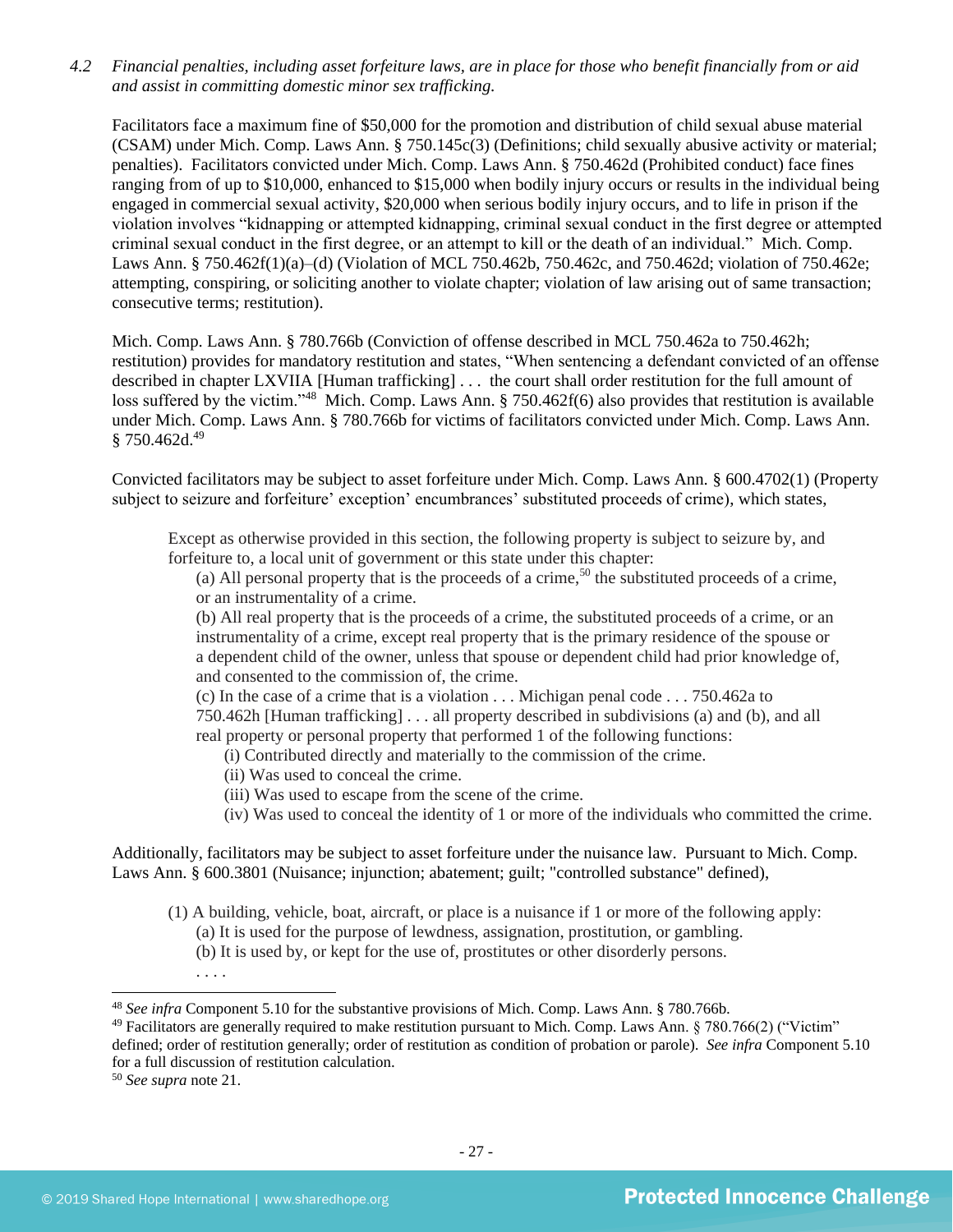*4.2 Financial penalties, including asset forfeiture laws, are in place for those who benefit financially from or aid and assist in committing domestic minor sex trafficking.*

Facilitators face a maximum fine of $50,000 for the promotion and distribution of child sexual abuse material (CSAM) under Mich. Comp. Laws Ann. § 750.145c(3) (Definitions; child sexually abusive activity or material; penalties). Facilitators convicted under Mich. Comp. Laws Ann. § 750.462d (Prohibited conduct) face fines ranging from of up to $10,000, enhanced to $15,000 when bodily injury occurs or results in the individual being engaged in commercial sexual activity, $20,000 when serious bodily injury occurs, and to life in prison if the violation involves "kidnapping or attempted kidnapping, criminal sexual conduct in the first degree or attempted criminal sexual conduct in the first degree, or an attempt to kill or the death of an individual." Mich. Comp. Laws Ann. § 750.462f(1)(a)–(d) (Violation of MCL 750.462b, 750.462c, and 750.462d; violation of 750.462e; attempting, conspiring, or soliciting another to violate chapter; violation of law arising out of same transaction; consecutive terms; restitution).

Mich. Comp. Laws Ann. § 780.766b (Conviction of offense described in MCL 750.462a to 750.462h; restitution) provides for mandatory restitution and states, "When sentencing a defendant convicted of an offense described in chapter LXVIIA [Human trafficking] . . . the court shall order restitution for the full amount of loss suffered by the victim."[48] Mich. Comp. Laws Ann. § 750.462f(6) also provides that restitution is available under Mich. Comp. Laws Ann. § 780.766b for victims of facilitators convicted under Mich. Comp. Laws Ann. § 750.462d.[49]

Convicted facilitators may be subject to asset forfeiture under Mich. Comp. Laws Ann. § 600.4702(1) (Property subject to seizure and forfeiture' exception' encumbrances' substituted proceeds of crime), which states,

> Except as otherwise provided in this section, the following property is subject to seizure by, and forfeiture to, a local unit of government or this state under this chapter:
>
> (a) All personal property that is the proceeds of a crime,[50] the substituted proceeds of a crime, or an instrumentality of a crime.
>
> (b) All real property that is the proceeds of a crime, the substituted proceeds of a crime, or an instrumentality of a crime, except real property that is the primary residence of the spouse or a dependent child of the owner, unless that spouse or dependent child had prior knowledge of, and consented to the commission of, the crime.
>
> (c) In the case of a crime that is a violation . . . Michigan penal code . . . 750.462a to 750.462h [Human trafficking] . . . all property described in subdivisions (a) and (b), and all real property or personal property that performed 1 of the following functions:
>
> (i) Contributed directly and materially to the commission of the crime.
>
> (ii) Was used to conceal the crime.
>
> (iii) Was used to escape from the scene of the crime.
>
> (iv) Was used to conceal the identity of 1 or more of the individuals who committed the crime.

Additionally, facilitators may be subject to asset forfeiture under the nuisance law. Pursuant to Mich. Comp. Laws Ann. § 600.3801 (Nuisance; injunction; abatement; guilt; "controlled substance" defined),

> (1) A building, vehicle, boat, aircraft, or place is a nuisance if 1 or more of the following apply:
>
> (a) It is used for the purpose of lewdness, assignation, prostitution, or gambling.
>
> (b) It is used by, or kept for the use of, prostitutes or other disorderly persons.
>
> . . . .

---

[48] *See infra* Component 5.10 for the substantive provisions of Mich. Comp. Laws Ann. § 780.766b.

[49] Facilitators are generally required to make restitution pursuant to Mich. Comp. Laws Ann. § 780.766(2) ("Victim" defined; order of restitution generally; order of restitution as condition of probation or parole). *See infra* Component 5.10 for a full discussion of restitution calculation.

[50] *See supra* note 21.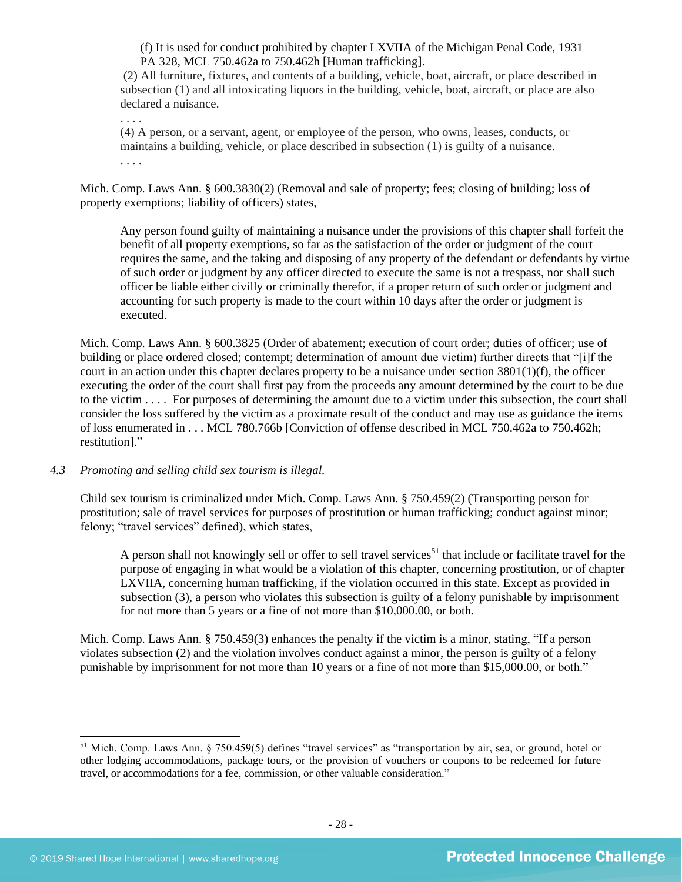> (f) It is used for conduct prohibited by chapter LXVIIA of the Michigan Penal Code, 1931 PA 328, MCL 750.462a to 750.462h [Human trafficking].
>
> (2) All furniture, fixtures, and contents of a building, vehicle, boat, aircraft, or place described in subsection (1) and all intoxicating liquors in the building, vehicle, boat, aircraft, or place are also declared a nuisance.
>
> . . . .
>
> (4) A person, or a servant, agent, or employee of the person, who owns, leases, conducts, or maintains a building, vehicle, or place described in subsection (1) is guilty of a nuisance.
>
> . . . .

Mich. Comp. Laws Ann. § 600.3830(2) (Removal and sale of property; fees; closing of building; loss of property exemptions; liability of officers) states,

> Any person found guilty of maintaining a nuisance under the provisions of this chapter shall forfeit the benefit of all property exemptions, so far as the satisfaction of the order or judgment of the court requires the same, and the taking and disposing of any property of the defendant or defendants by virtue of such order or judgment by any officer directed to execute the same is not a trespass, nor shall such officer be liable either civilly or criminally therefor, if a proper return of such order or judgment and accounting for such property is made to the court within 10 days after the order or judgment is executed.

Mich. Comp. Laws Ann. § 600.3825 (Order of abatement; execution of court order; duties of officer; use of building or place ordered closed; contempt; determination of amount due victim) further directs that "[i]f the court in an action under this chapter declares property to be a nuisance under section 3801(1)(f), the officer executing the order of the court shall first pay from the proceeds any amount determined by the court to be due to the victim . . . . For purposes of determining the amount due to a victim under this subsection, the court shall consider the loss suffered by the victim as a proximate result of the conduct and may use as guidance the items of loss enumerated in . . . MCL 780.766b [Conviction of offense described in MCL 750.462a to 750.462h; restitution]."

*4.3 Promoting and selling child sex tourism is illegal.*

Child sex tourism is criminalized under Mich. Comp. Laws Ann. § 750.459(2) (Transporting person for prostitution; sale of travel services for purposes of prostitution or human trafficking; conduct against minor; felony; "travel services" defined), which states,

> A person shall not knowingly sell or offer to sell travel services[51] that include or facilitate travel for the purpose of engaging in what would be a violation of this chapter, concerning prostitution, or of chapter LXVIIA, concerning human trafficking, if the violation occurred in this state. Except as provided in subsection (3), a person who violates this subsection is guilty of a felony punishable by imprisonment for not more than 5 years or a fine of not more than $10,000.00, or both.

Mich. Comp. Laws Ann. § 750.459(3) enhances the penalty if the victim is a minor, stating, "If a person violates subsection (2) and the violation involves conduct against a minor, the person is guilty of a felony punishable by imprisonment for not more than 10 years or a fine of not more than $15,000.00, or both."

---

[51] Mich. Comp. Laws Ann. § 750.459(5) defines "travel services" as "transportation by air, sea, or ground, hotel or other lodging accommodations, package tours, or the provision of vouchers or coupons to be redeemed for future travel, or accommodations for a fee, commission, or other valuable consideration."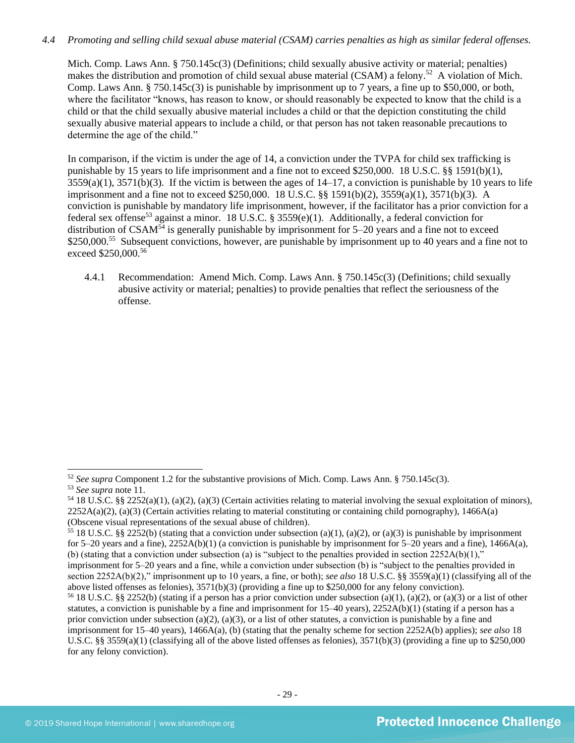*4.4 Promoting and selling child sexual abuse material (CSAM) carries penalties as high as similar federal offenses.*

Mich. Comp. Laws Ann. § 750.145c(3) (Definitions; child sexually abusive activity or material; penalties) makes the distribution and promotion of child sexual abuse material (CSAM) a felony.[52] A violation of Mich. Comp. Laws Ann. § 750.145c(3) is punishable by imprisonment up to 7 years, a fine up to $50,000, or both, where the facilitator "knows, has reason to know, or should reasonably be expected to know that the child is a child or that the child sexually abusive material includes a child or that the depiction constituting the child sexually abusive material appears to include a child, or that person has not taken reasonable precautions to determine the age of the child."

In comparison, if the victim is under the age of 14, a conviction under the TVPA for child sex trafficking is punishable by 15 years to life imprisonment and a fine not to exceed $250,000. 18 U.S.C. §§ 1591(b)(1), 3559(a)(1), 3571(b)(3). If the victim is between the ages of 14–17, a conviction is punishable by 10 years to life imprisonment and a fine not to exceed $250,000. 18 U.S.C. §§ 1591(b)(2), 3559(a)(1), 3571(b)(3). A conviction is punishable by mandatory life imprisonment, however, if the facilitator has a prior conviction for a federal sex offense[53] against a minor. 18 U.S.C. § 3559(e)(1). Additionally, a federal conviction for distribution of CSAM[54] is generally punishable by imprisonment for 5–20 years and a fine not to exceed $250,000.[55] Subsequent convictions, however, are punishable by imprisonment up to 40 years and a fine not to exceed $250,000.[56]

4.4.1 Recommendation: Amend Mich. Comp. Laws Ann. § 750.145c(3) (Definitions; child sexually abusive activity or material; penalties) to provide penalties that reflect the seriousness of the offense.

---

[52] *See supra* Component 1.2 for the substantive provisions of Mich. Comp. Laws Ann. § 750.145c(3).

[53] *See supra* note 11.

[54] 18 U.S.C. §§ 2252(a)(1), (a)(2), (a)(3) (Certain activities relating to material involving the sexual exploitation of minors), 2252A(a)(2), (a)(3) (Certain activities relating to material constituting or containing child pornography), 1466A(a) (Obscene visual representations of the sexual abuse of children).

[55] 18 U.S.C. §§ 2252(b) (stating that a conviction under subsection (a)(1), (a)(2), or (a)(3) is punishable by imprisonment for 5–20 years and a fine), 2252A(b)(1) (a conviction is punishable by imprisonment for 5–20 years and a fine), 1466A(a), (b) (stating that a conviction under subsection (a) is "subject to the penalties provided in section 2252A(b)(1)," imprisonment for 5–20 years and a fine, while a conviction under subsection (b) is "subject to the penalties provided in section 2252A(b)(2)," imprisonment up to 10 years, a fine, or both); *see also* 18 U.S.C. §§ 3559(a)(1) (classifying all of the above listed offenses as felonies), 3571(b)(3) (providing a fine up to $250,000 for any felony conviction).

[56] 18 U.S.C. §§ 2252(b) (stating if a person has a prior conviction under subsection (a)(1), (a)(2), or (a)(3) or a list of other statutes, a conviction is punishable by a fine and imprisonment for 15–40 years), 2252A(b)(1) (stating if a person has a prior conviction under subsection (a)(2), (a)(3), or a list of other statutes, a conviction is punishable by a fine and imprisonment for 15–40 years), 1466A(a), (b) (stating that the penalty scheme for section 2252A(b) applies); *see also* 18 U.S.C. §§ 3559(a)(1) (classifying all of the above listed offenses as felonies), 3571(b)(3) (providing a fine up to $250,000 for any felony conviction).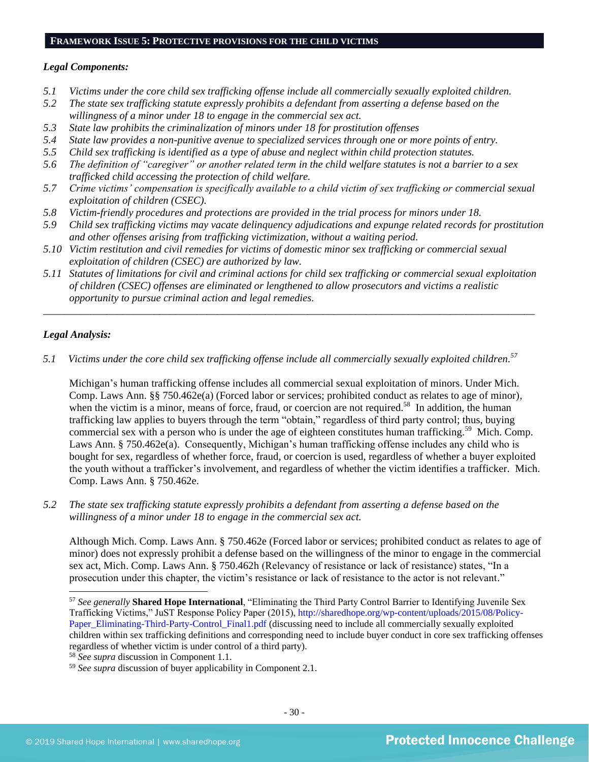## FRAMEWORK ISSUE 5: PROTECTIVE PROVISIONS FOR THE CHILD VICTIMS

### *Legal Components:*

*5.1 Victims under the core child sex trafficking offense include all commercially sexually exploited children.*
*5.2 The state sex trafficking statute expressly prohibits a defendant from asserting a defense based on the willingness of a minor under 18 to engage in the commercial sex act.*
*5.3 State law prohibits the criminalization of minors under 18 for prostitution offenses*
*5.4 State law provides a non-punitive avenue to specialized services through one or more points of entry.*
*5.5 Child sex trafficking is identified as a type of abuse and neglect within child protection statutes.*
*5.6 The definition of "caregiver" or another related term in the child welfare statutes is not a barrier to a sex trafficked child accessing the protection of child welfare.*
*5.7 Crime victims' compensation is specifically available to a child victim of sex trafficking or commercial sexual exploitation of children (CSEC).*
*5.8 Victim-friendly procedures and protections are provided in the trial process for minors under 18.*
*5.9 Child sex trafficking victims may vacate delinquency adjudications and expunge related records for prostitution and other offenses arising from trafficking victimization, without a waiting period.*
*5.10 Victim restitution and civil remedies for victims of domestic minor sex trafficking or commercial sexual exploitation of children (CSEC) are authorized by law.*
*5.11 Statutes of limitations for civil and criminal actions for child sex trafficking or commercial sexual exploitation of children (CSEC) offenses are eliminated or lengthened to allow prosecutors and victims a realistic opportunity to pursue criminal action and legal remedies.*

---

### *Legal Analysis:*

*5.1 Victims under the core child sex trafficking offense include all commercially sexually exploited children.*[57]

Michigan's human trafficking offense includes all commercial sexual exploitation of minors. Under Mich. Comp. Laws Ann. §§ 750.462e(a) (Forced labor or services; prohibited conduct as relates to age of minor), when the victim is a minor, means of force, fraud, or coercion are not required.[58] In addition, the human trafficking law applies to buyers through the term "obtain," regardless of third party control; thus, buying commercial sex with a person who is under the age of eighteen constitutes human trafficking.[59] Mich. Comp. Laws Ann. § 750.462e(a). Consequently, Michigan's human trafficking offense includes any child who is bought for sex, regardless of whether force, fraud, or coercion is used, regardless of whether a buyer exploited the youth without a trafficker's involvement, and regardless of whether the victim identifies a trafficker. Mich. Comp. Laws Ann. § 750.462e.

*5.2 The state sex trafficking statute expressly prohibits a defendant from asserting a defense based on the willingness of a minor under 18 to engage in the commercial sex act.*

Although Mich. Comp. Laws Ann. § 750.462e (Forced labor or services; prohibited conduct as relates to age of minor) does not expressly prohibit a defense based on the willingness of the minor to engage in the commercial sex act, Mich. Comp. Laws Ann. § 750.462h (Relevancy of resistance or lack of resistance) states, "In a prosecution under this chapter, the victim's resistance or lack of resistance to the actor is not relevant."

---

[57] *See generally* **Shared Hope International**, "Eliminating the Third Party Control Barrier to Identifying Juvenile Sex Trafficking Victims," JuST Response Policy Paper (2015), http://sharedhope.org/wp-content/uploads/2015/08/Policy-Paper_Eliminating-Third-Party-Control_Final1.pdf (discussing need to include all commercially sexually exploited children within sex trafficking definitions and corresponding need to include buyer conduct in core sex trafficking offenses regardless of whether victim is under control of a third party).

[58] *See supra* discussion in Component 1.1.

[59] *See supra* discussion of buyer applicability in Component 2.1.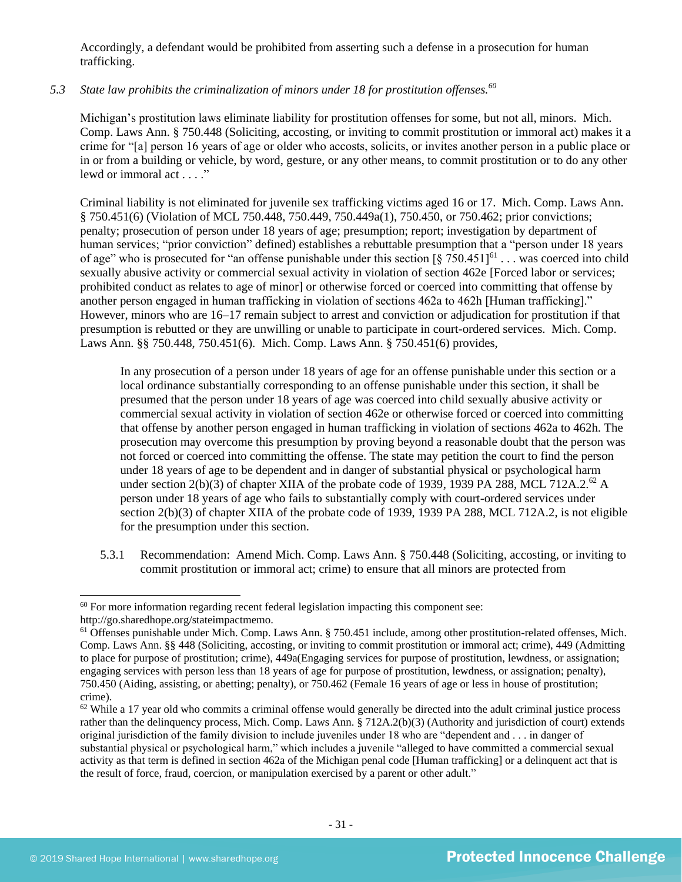Accordingly, a defendant would be prohibited from asserting such a defense in a prosecution for human trafficking.

*5.3 State law prohibits the criminalization of minors under 18 for prostitution offenses.*[60]

Michigan's prostitution laws eliminate liability for prostitution offenses for some, but not all, minors. Mich. Comp. Laws Ann. § 750.448 (Soliciting, accosting, or inviting to commit prostitution or immoral act) makes it a crime for "[a] person 16 years of age or older who accosts, solicits, or invites another person in a public place or in or from a building or vehicle, by word, gesture, or any other means, to commit prostitution or to do any other lewd or immoral act . . . ."

Criminal liability is not eliminated for juvenile sex trafficking victims aged 16 or 17. Mich. Comp. Laws Ann. § 750.451(6) (Violation of MCL 750.448, 750.449, 750.449a(1), 750.450, or 750.462; prior convictions; penalty; prosecution of person under 18 years of age; presumption; report; investigation by department of human services; "prior conviction" defined) establishes a rebuttable presumption that a "person under 18 years of age" who is prosecuted for "an offense punishable under this section [§ 750.451][61] . . . was coerced into child sexually abusive activity or commercial sexual activity in violation of section 462e [Forced labor or services; prohibited conduct as relates to age of minor] or otherwise forced or coerced into committing that offense by another person engaged in human trafficking in violation of sections 462a to 462h [Human trafficking]." However, minors who are 16–17 remain subject to arrest and conviction or adjudication for prostitution if that presumption is rebutted or they are unwilling or unable to participate in court-ordered services. Mich. Comp. Laws Ann. §§ 750.448, 750.451(6). Mich. Comp. Laws Ann. § 750.451(6) provides,

> In any prosecution of a person under 18 years of age for an offense punishable under this section or a local ordinance substantially corresponding to an offense punishable under this section, it shall be presumed that the person under 18 years of age was coerced into child sexually abusive activity or commercial sexual activity in violation of section 462e or otherwise forced or coerced into committing that offense by another person engaged in human trafficking in violation of sections 462a to 462h. The prosecution may overcome this presumption by proving beyond a reasonable doubt that the person was not forced or coerced into committing the offense. The state may petition the court to find the person under 18 years of age to be dependent and in danger of substantial physical or psychological harm under section 2(b)(3) of chapter XIIA of the probate code of 1939, 1939 PA 288, MCL 712A.2.[62] A person under 18 years of age who fails to substantially comply with court-ordered services under section 2(b)(3) of chapter XIIA of the probate code of 1939, 1939 PA 288, MCL 712A.2, is not eligible for the presumption under this section.

5.3.1 Recommendation: Amend Mich. Comp. Laws Ann. § 750.448 (Soliciting, accosting, or inviting to commit prostitution or immoral act; crime) to ensure that all minors are protected from

---

[60] For more information regarding recent federal legislation impacting this component see: http://go.sharedhope.org/stateimpactmemo.

[61] Offenses punishable under Mich. Comp. Laws Ann. § 750.451 include, among other prostitution-related offenses, Mich. Comp. Laws Ann. §§ 448 (Soliciting, accosting, or inviting to commit prostitution or immoral act; crime), 449 (Admitting to place for purpose of prostitution; crime), 449a(Engaging services for purpose of prostitution, lewdness, or assignation; engaging services with person less than 18 years of age for purpose of prostitution, lewdness, or assignation; penalty), 750.450 (Aiding, assisting, or abetting; penalty), or 750.462 (Female 16 years of age or less in house of prostitution; crime).

[62] While a 17 year old who commits a criminal offense would generally be directed into the adult criminal justice process rather than the delinquency process, Mich. Comp. Laws Ann. § 712A.2(b)(3) (Authority and jurisdiction of court) extends original jurisdiction of the family division to include juveniles under 18 who are "dependent and . . . in danger of substantial physical or psychological harm," which includes a juvenile "alleged to have committed a commercial sexual activity as that term is defined in section 462a of the Michigan penal code [Human trafficking] or a delinquent act that is the result of force, fraud, coercion, or manipulation exercised by a parent or other adult."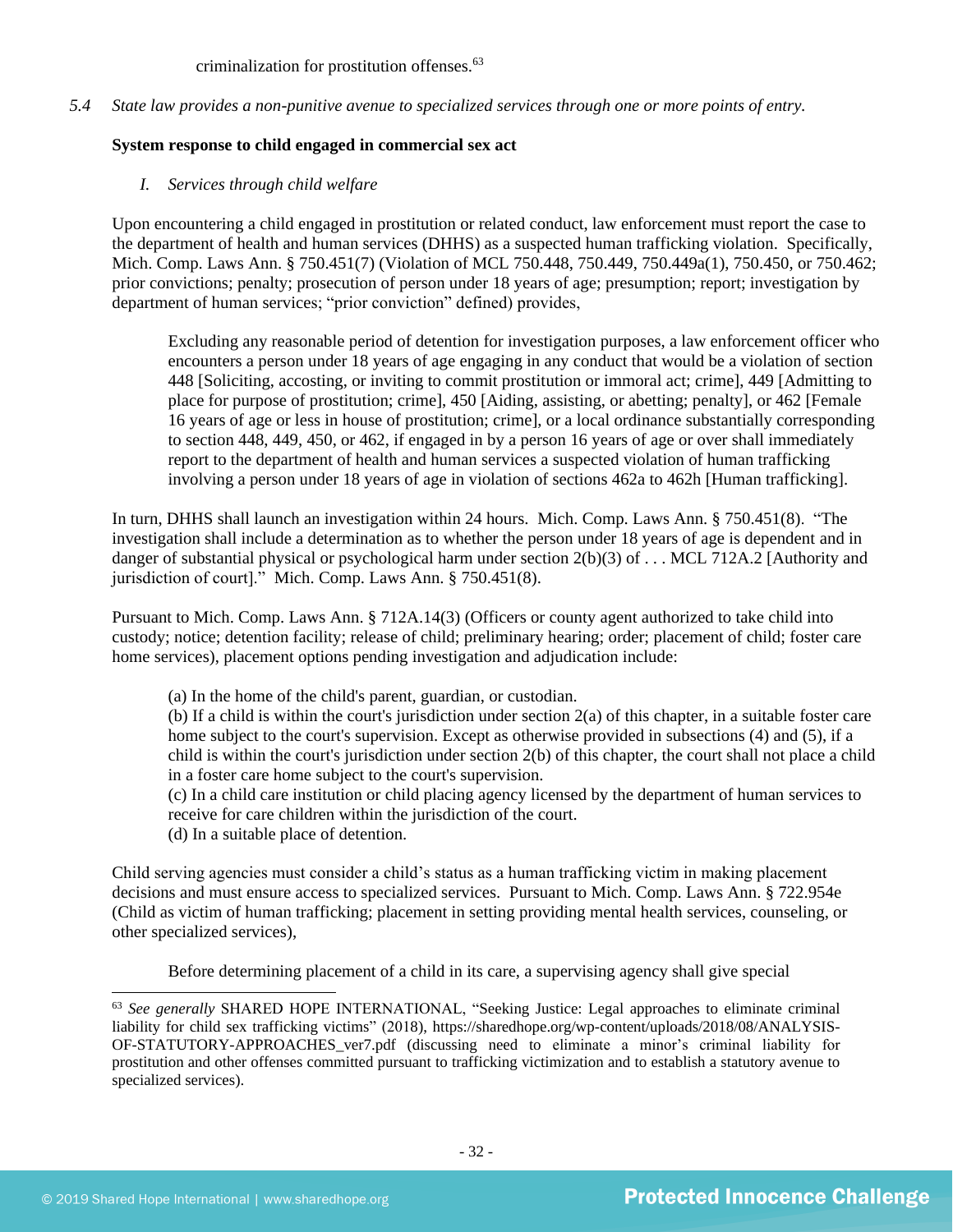criminalization for prostitution offenses.[63]

*5.4 State law provides a non-punitive avenue to specialized services through one or more points of entry.*

**System response to child engaged in commercial sex act**

*I. Services through child welfare*

Upon encountering a child engaged in prostitution or related conduct, law enforcement must report the case to the department of health and human services (DHHS) as a suspected human trafficking violation. Specifically, Mich. Comp. Laws Ann. § 750.451(7) (Violation of MCL 750.448, 750.449, 750.449a(1), 750.450, or 750.462; prior convictions; penalty; prosecution of person under 18 years of age; presumption; report; investigation by department of human services; "prior conviction" defined) provides,

> Excluding any reasonable period of detention for investigation purposes, a law enforcement officer who encounters a person under 18 years of age engaging in any conduct that would be a violation of section 448 [Soliciting, accosting, or inviting to commit prostitution or immoral act; crime], 449 [Admitting to place for purpose of prostitution; crime], 450 [Aiding, assisting, or abetting; penalty], or 462 [Female 16 years of age or less in house of prostitution; crime], or a local ordinance substantially corresponding to section 448, 449, 450, or 462, if engaged in by a person 16 years of age or over shall immediately report to the department of health and human services a suspected violation of human trafficking involving a person under 18 years of age in violation of sections 462a to 462h [Human trafficking].

In turn, DHHS shall launch an investigation within 24 hours. Mich. Comp. Laws Ann. § 750.451(8). "The investigation shall include a determination as to whether the person under 18 years of age is dependent and in danger of substantial physical or psychological harm under section 2(b)(3) of . . . MCL 712A.2 [Authority and jurisdiction of court]." Mich. Comp. Laws Ann. § 750.451(8).

Pursuant to Mich. Comp. Laws Ann. § 712A.14(3) (Officers or county agent authorized to take child into custody; notice; detention facility; release of child; preliminary hearing; order; placement of child; foster care home services), placement options pending investigation and adjudication include:

> (a) In the home of the child's parent, guardian, or custodian.
> (b) If a child is within the court's jurisdiction under section 2(a) of this chapter, in a suitable foster care home subject to the court's supervision. Except as otherwise provided in subsections (4) and (5), if a child is within the court's jurisdiction under section 2(b) of this chapter, the court shall not place a child in a foster care home subject to the court's supervision.
> (c) In a child care institution or child placing agency licensed by the department of human services to receive for care children within the jurisdiction of the court.
> (d) In a suitable place of detention.

Child serving agencies must consider a child's status as a human trafficking victim in making placement decisions and must ensure access to specialized services. Pursuant to Mich. Comp. Laws Ann. § 722.954e (Child as victim of human trafficking; placement in setting providing mental health services, counseling, or other specialized services),

> Before determining placement of a child in its care, a supervising agency shall give special

---

[63] *See generally* SHARED HOPE INTERNATIONAL, "Seeking Justice: Legal approaches to eliminate criminal liability for child sex trafficking victims" (2018), https://sharedhope.org/wp-content/uploads/2018/08/ANALYSIS-OF-STATUTORY-APPROACHES_ver7.pdf (discussing need to eliminate a minor's criminal liability for prostitution and other offenses committed pursuant to trafficking victimization and to establish a statutory avenue to specialized services).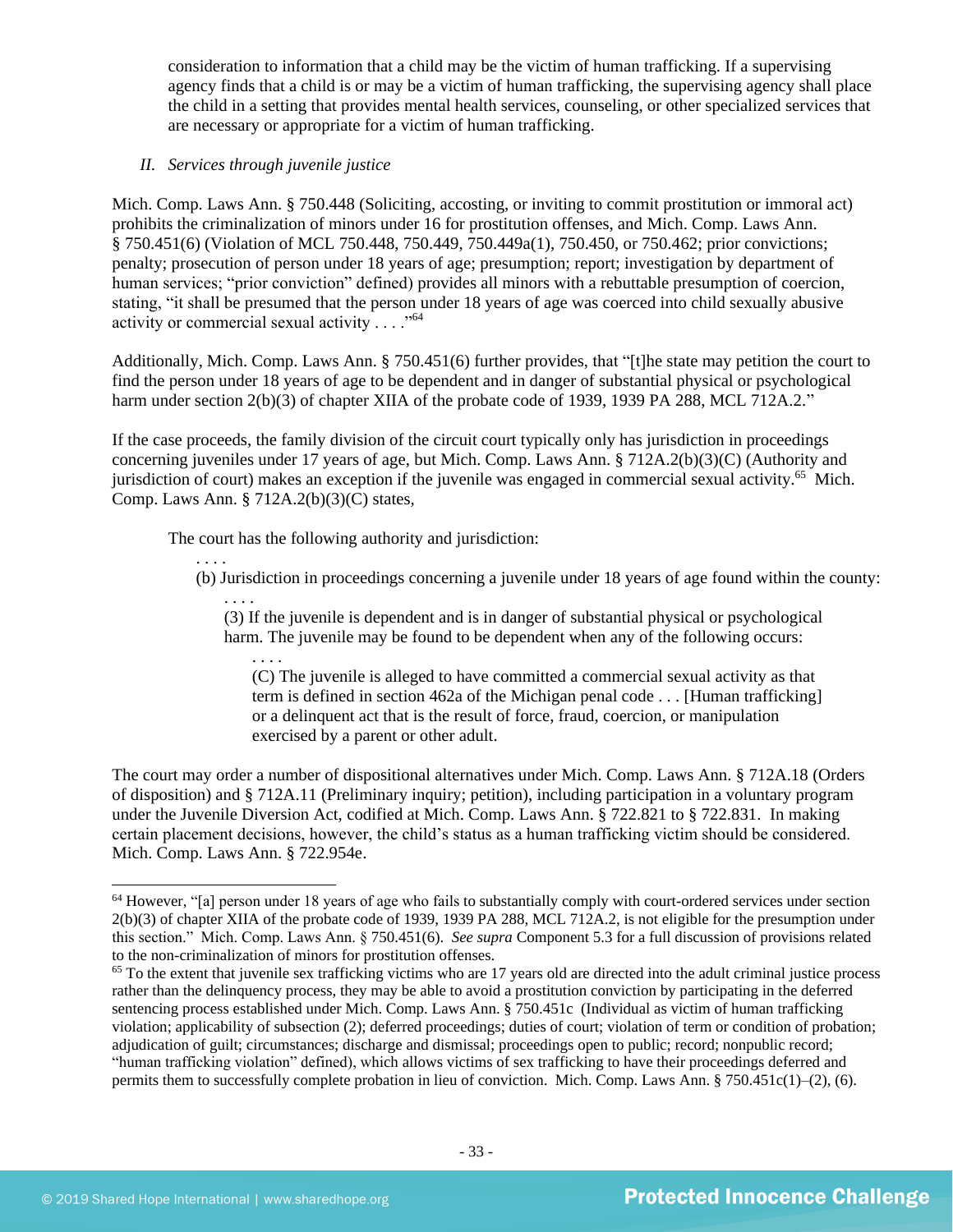consideration to information that a child may be the victim of human trafficking. If a supervising agency finds that a child is or may be a victim of human trafficking, the supervising agency shall place the child in a setting that provides mental health services, counseling, or other specialized services that are necessary or appropriate for a victim of human trafficking.

*II. Services through juvenile justice*

Mich. Comp. Laws Ann. § 750.448 (Soliciting, accosting, or inviting to commit prostitution or immoral act) prohibits the criminalization of minors under 16 for prostitution offenses, and Mich. Comp. Laws Ann. § 750.451(6) (Violation of MCL 750.448, 750.449, 750.449a(1), 750.450, or 750.462; prior convictions; penalty; prosecution of person under 18 years of age; presumption; report; investigation by department of human services; "prior conviction" defined) provides all minors with a rebuttable presumption of coercion, stating, "it shall be presumed that the person under 18 years of age was coerced into child sexually abusive activity or commercial sexual activity . . . ."[64]

Additionally, Mich. Comp. Laws Ann. § 750.451(6) further provides, that "[t]he state may petition the court to find the person under 18 years of age to be dependent and in danger of substantial physical or psychological harm under section 2(b)(3) of chapter XIIA of the probate code of 1939, 1939 PA 288, MCL 712A.2."

If the case proceeds, the family division of the circuit court typically only has jurisdiction in proceedings concerning juveniles under 17 years of age, but Mich. Comp. Laws Ann. § 712A.2(b)(3)(C) (Authority and jurisdiction of court) makes an exception if the juvenile was engaged in commercial sexual activity.[65] Mich. Comp. Laws Ann. § 712A.2(b)(3)(C) states,

> The court has the following authority and jurisdiction:
>
> . . . .
>
> (b) Jurisdiction in proceedings concerning a juvenile under 18 years of age found within the county:
>
> . . . .
>
> (3) If the juvenile is dependent and is in danger of substantial physical or psychological harm. The juvenile may be found to be dependent when any of the following occurs:
>
> . . . .
>
> (C) The juvenile is alleged to have committed a commercial sexual activity as that term is defined in section 462a of the Michigan penal code . . . [Human trafficking] or a delinquent act that is the result of force, fraud, coercion, or manipulation exercised by a parent or other adult.

The court may order a number of dispositional alternatives under Mich. Comp. Laws Ann. § 712A.18 (Orders of disposition) and § 712A.11 (Preliminary inquiry; petition), including participation in a voluntary program under the Juvenile Diversion Act, codified at Mich. Comp. Laws Ann. § 722.821 to § 722.831. In making certain placement decisions, however, the child's status as a human trafficking victim should be considered. Mich. Comp. Laws Ann. § 722.954e.

---

[64] However, "[a] person under 18 years of age who fails to substantially comply with court-ordered services under section 2(b)(3) of chapter XIIA of the probate code of 1939, 1939 PA 288, MCL 712A.2, is not eligible for the presumption under this section." Mich. Comp. Laws Ann. § 750.451(6). *See supra* Component 5.3 for a full discussion of provisions related to the non-criminalization of minors for prostitution offenses.

[65] To the extent that juvenile sex trafficking victims who are 17 years old are directed into the adult criminal justice process rather than the delinquency process, they may be able to avoid a prostitution conviction by participating in the deferred sentencing process established under Mich. Comp. Laws Ann. § 750.451c (Individual as victim of human trafficking violation; applicability of subsection (2); deferred proceedings; duties of court; violation of term or condition of probation; adjudication of guilt; circumstances; discharge and dismissal; proceedings open to public; record; nonpublic record; "human trafficking violation" defined), which allows victims of sex trafficking to have their proceedings deferred and permits them to successfully complete probation in lieu of conviction. Mich. Comp. Laws Ann. § 750.451c(1)–(2), (6).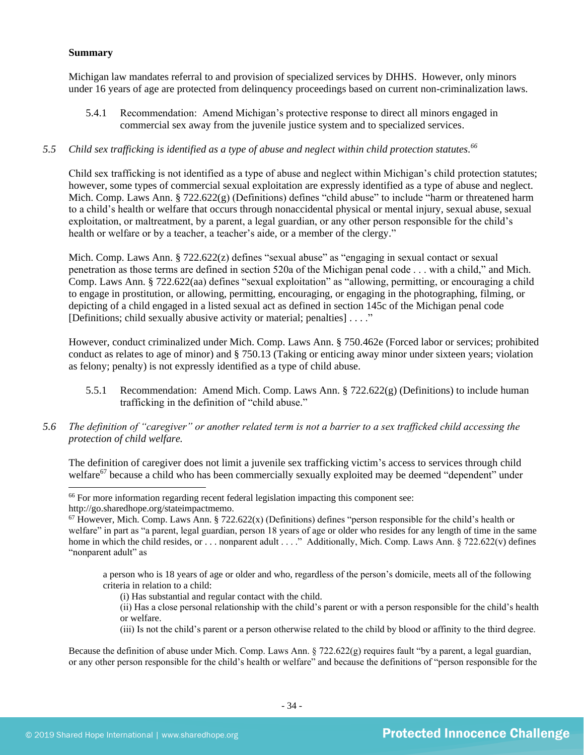**Summary**

Michigan law mandates referral to and provision of specialized services by DHHS. However, only minors under 16 years of age are protected from delinquency proceedings based on current non-criminalization laws.

5.4.1 Recommendation: Amend Michigan's protective response to direct all minors engaged in commercial sex away from the juvenile justice system and to specialized services.

*5.5 Child sex trafficking is identified as a type of abuse and neglect within child protection statutes.*[66]

Child sex trafficking is not identified as a type of abuse and neglect within Michigan's child protection statutes; however, some types of commercial sexual exploitation are expressly identified as a type of abuse and neglect. Mich. Comp. Laws Ann. § 722.622(g) (Definitions) defines "child abuse" to include "harm or threatened harm to a child's health or welfare that occurs through nonaccidental physical or mental injury, sexual abuse, sexual exploitation, or maltreatment, by a parent, a legal guardian, or any other person responsible for the child's health or welfare or by a teacher, a teacher's aide, or a member of the clergy."

Mich. Comp. Laws Ann. § 722.622(z) defines "sexual abuse" as "engaging in sexual contact or sexual penetration as those terms are defined in section 520a of the Michigan penal code . . . with a child," and Mich. Comp. Laws Ann. § 722.622(aa) defines "sexual exploitation" as "allowing, permitting, or encouraging a child to engage in prostitution, or allowing, permitting, encouraging, or engaging in the photographing, filming, or depicting of a child engaged in a listed sexual act as defined in section 145c of the Michigan penal code [Definitions; child sexually abusive activity or material; penalties] . . . ."

However, conduct criminalized under Mich. Comp. Laws Ann. § 750.462e (Forced labor or services; prohibited conduct as relates to age of minor) and § 750.13 (Taking or enticing away minor under sixteen years; violation as felony; penalty) is not expressly identified as a type of child abuse.

5.5.1 Recommendation: Amend Mich. Comp. Laws Ann. § 722.622(g) (Definitions) to include human trafficking in the definition of "child abuse."

*5.6 The definition of "caregiver" or another related term is not a barrier to a sex trafficked child accessing the protection of child welfare.*

The definition of caregiver does not limit a juvenile sex trafficking victim's access to services through child welfare[67] because a child who has been commercially sexually exploited may be deemed "dependent" under

---

[66] For more information regarding recent federal legislation impacting this component see: http://go.sharedhope.org/stateimpactmemo.

[67] However, Mich. Comp. Laws Ann. § 722.622(x) (Definitions) defines "person responsible for the child's health or welfare" in part as "a parent, legal guardian, person 18 years of age or older who resides for any length of time in the same home in which the child resides, or . . . nonparent adult . . . ." Additionally, Mich. Comp. Laws Ann. § 722.622(v) defines "nonparent adult" as

> a person who is 18 years of age or older and who, regardless of the person's domicile, meets all of the following criteria in relation to a child:
>
> (i) Has substantial and regular contact with the child.
>
> (ii) Has a close personal relationship with the child's parent or with a person responsible for the child's health or welfare.
>
> (iii) Is not the child's parent or a person otherwise related to the child by blood or affinity to the third degree.

Because the definition of abuse under Mich. Comp. Laws Ann. § 722.622(g) requires fault "by a parent, a legal guardian, or any other person responsible for the child's health or welfare" and because the definitions of "person responsible for the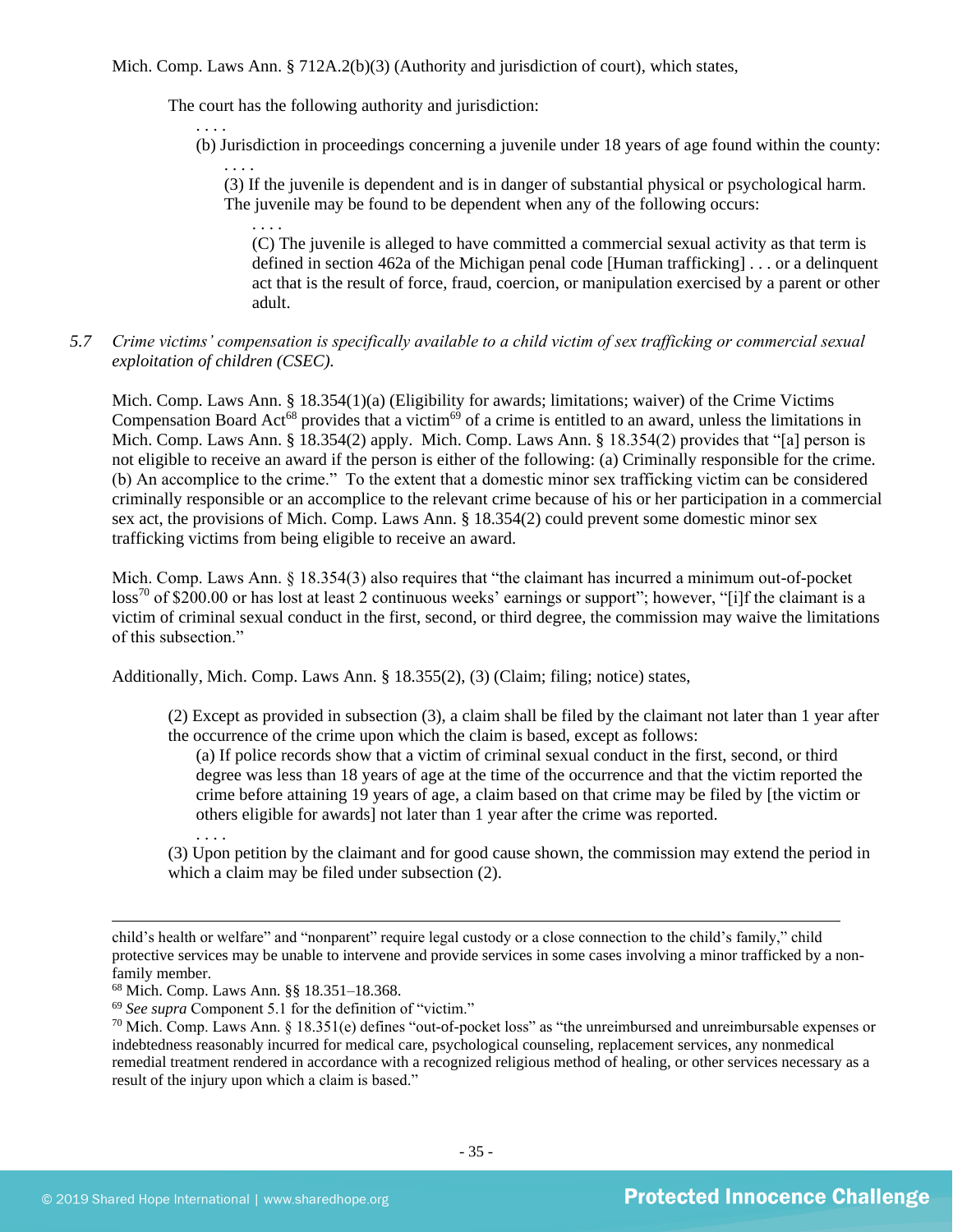Mich. Comp. Laws Ann. § 712A.2(b)(3) (Authority and jurisdiction of court), which states,

> The court has the following authority and jurisdiction:
>
> . . . .
>
> (b) Jurisdiction in proceedings concerning a juvenile under 18 years of age found within the county:
>
> . . . .
>
> (3) If the juvenile is dependent and is in danger of substantial physical or psychological harm. The juvenile may be found to be dependent when any of the following occurs:
>
> . . . .
>
> (C) The juvenile is alleged to have committed a commercial sexual activity as that term is defined in section 462a of the Michigan penal code [Human trafficking] . . . or a delinquent act that is the result of force, fraud, coercion, or manipulation exercised by a parent or other adult.

5.7 *Crime victims' compensation is specifically available to a child victim of sex trafficking or commercial sexual exploitation of children (CSEC).*

Mich. Comp. Laws Ann. § 18.354(1)(a) (Eligibility for awards; limitations; waiver) of the Crime Victims Compensation Board Act[68] provides that a victim[69] of a crime is entitled to an award, unless the limitations in Mich. Comp. Laws Ann. § 18.354(2) apply. Mich. Comp. Laws Ann. § 18.354(2) provides that "[a] person is not eligible to receive an award if the person is either of the following: (a) Criminally responsible for the crime. (b) An accomplice to the crime." To the extent that a domestic minor sex trafficking victim can be considered criminally responsible or an accomplice to the relevant crime because of his or her participation in a commercial sex act, the provisions of Mich. Comp. Laws Ann. § 18.354(2) could prevent some domestic minor sex trafficking victims from being eligible to receive an award.

Mich. Comp. Laws Ann. § 18.354(3) also requires that "the claimant has incurred a minimum out-of-pocket loss[70] of $200.00 or has lost at least 2 continuous weeks' earnings or support"; however, "[i]f the claimant is a victim of criminal sexual conduct in the first, second, or third degree, the commission may waive the limitations of this subsection."

Additionally, Mich. Comp. Laws Ann. § 18.355(2), (3) (Claim; filing; notice) states,

> (2) Except as provided in subsection (3), a claim shall be filed by the claimant not later than 1 year after the occurrence of the crime upon which the claim is based, except as follows:
>
> (a) If police records show that a victim of criminal sexual conduct in the first, second, or third degree was less than 18 years of age at the time of the occurrence and that the victim reported the crime before attaining 19 years of age, a claim based on that crime may be filed by [the victim or others eligible for awards] not later than 1 year after the crime was reported.
>
> . . . .
>
> (3) Upon petition by the claimant and for good cause shown, the commission may extend the period in which a claim may be filed under subsection (2).

---

child's health or welfare" and "nonparent" require legal custody or a close connection to the child's family," child protective services may be unable to intervene and provide services in some cases involving a minor trafficked by a non-family member.

[68] Mich. Comp. Laws Ann. §§ 18.351–18.368.

[69] *See supra* Component 5.1 for the definition of "victim."

[70] Mich. Comp. Laws Ann. § 18.351(e) defines "out-of-pocket loss" as "the unreimbursed and unreimbursable expenses or indebtedness reasonably incurred for medical care, psychological counseling, replacement services, any nonmedical remedial treatment rendered in accordance with a recognized religious method of healing, or other services necessary as a result of the injury upon which a claim is based."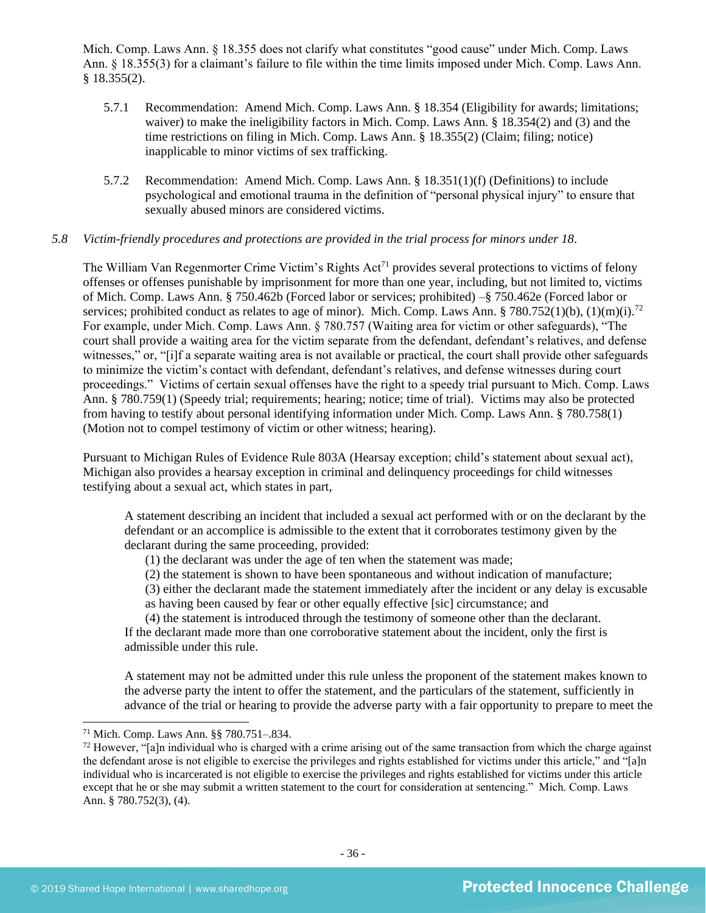Mich. Comp. Laws Ann. § 18.355 does not clarify what constitutes "good cause" under Mich. Comp. Laws Ann. § 18.355(3) for a claimant's failure to file within the time limits imposed under Mich. Comp. Laws Ann. § 18.355(2).

5.7.1 Recommendation: Amend Mich. Comp. Laws Ann. § 18.354 (Eligibility for awards; limitations; waiver) to make the ineligibility factors in Mich. Comp. Laws Ann. § 18.354(2) and (3) and the time restrictions on filing in Mich. Comp. Laws Ann. § 18.355(2) (Claim; filing; notice) inapplicable to minor victims of sex trafficking.

5.7.2 Recommendation: Amend Mich. Comp. Laws Ann. § 18.351(1)(f) (Definitions) to include psychological and emotional trauma in the definition of "personal physical injury" to ensure that sexually abused minors are considered victims.

*5.8 Victim-friendly procedures and protections are provided in the trial process for minors under 18.*

The William Van Regenmorter Crime Victim's Rights Act[71] provides several protections to victims of felony offenses or offenses punishable by imprisonment for more than one year, including, but not limited to, victims of Mich. Comp. Laws Ann. § 750.462b (Forced labor or services; prohibited) –§ 750.462e (Forced labor or services; prohibited conduct as relates to age of minor). Mich. Comp. Laws Ann. § 780.752(1)(b), (1)(m)(i).[72] For example, under Mich. Comp. Laws Ann. § 780.757 (Waiting area for victim or other safeguards), "The court shall provide a waiting area for the victim separate from the defendant, defendant's relatives, and defense witnesses," or, "[i]f a separate waiting area is not available or practical, the court shall provide other safeguards to minimize the victim's contact with defendant, defendant's relatives, and defense witnesses during court proceedings." Victims of certain sexual offenses have the right to a speedy trial pursuant to Mich. Comp. Laws Ann. § 780.759(1) (Speedy trial; requirements; hearing; notice; time of trial). Victims may also be protected from having to testify about personal identifying information under Mich. Comp. Laws Ann. § 780.758(1) (Motion not to compel testimony of victim or other witness; hearing).

Pursuant to Michigan Rules of Evidence Rule 803A (Hearsay exception; child's statement about sexual act), Michigan also provides a hearsay exception in criminal and delinquency proceedings for child witnesses testifying about a sexual act, which states in part,

> A statement describing an incident that included a sexual act performed with or on the declarant by the defendant or an accomplice is admissible to the extent that it corroborates testimony given by the declarant during the same proceeding, provided:
>
> (1) the declarant was under the age of ten when the statement was made;
>
> (2) the statement is shown to have been spontaneous and without indication of manufacture;
>
> (3) either the declarant made the statement immediately after the incident or any delay is excusable as having been caused by fear or other equally effective [sic] circumstance; and
>
> (4) the statement is introduced through the testimony of someone other than the declarant.
>
> If the declarant made more than one corroborative statement about the incident, only the first is admissible under this rule.
>
> A statement may not be admitted under this rule unless the proponent of the statement makes known to the adverse party the intent to offer the statement, and the particulars of the statement, sufficiently in advance of the trial or hearing to provide the adverse party with a fair opportunity to prepare to meet the

---

[71] Mich. Comp. Laws Ann. §§ 780.751–.834.

[72] However, "[a]n individual who is charged with a crime arising out of the same transaction from which the charge against the defendant arose is not eligible to exercise the privileges and rights established for victims under this article," and "[a]n individual who is incarcerated is not eligible to exercise the privileges and rights established for victims under this article except that he or she may submit a written statement to the court for consideration at sentencing." Mich. Comp. Laws Ann. § 780.752(3), (4).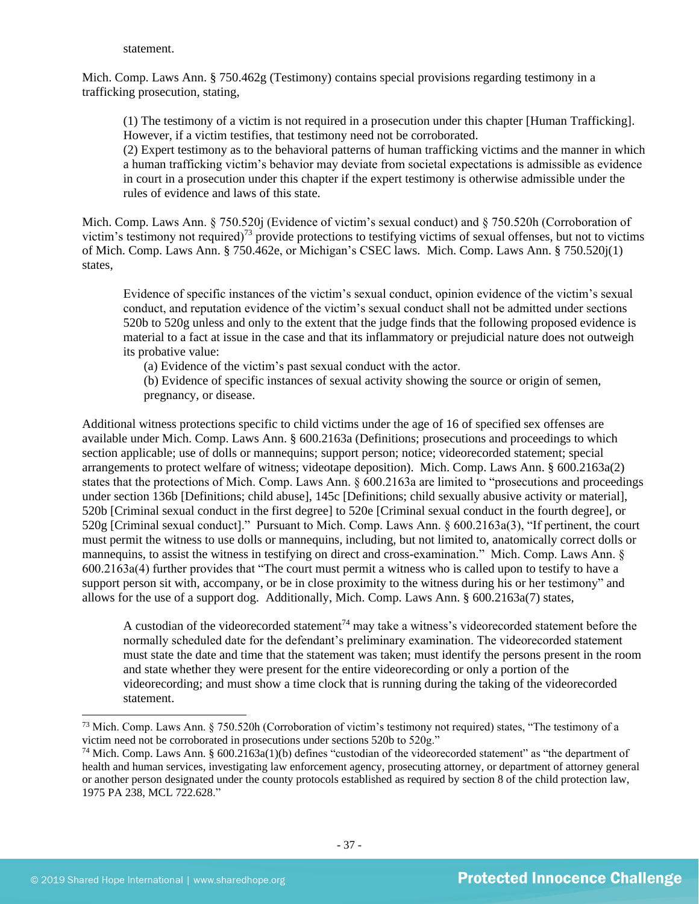statement.

Mich. Comp. Laws Ann. § 750.462g (Testimony) contains special provisions regarding testimony in a trafficking prosecution, stating,

> (1) The testimony of a victim is not required in a prosecution under this chapter [Human Trafficking]. However, if a victim testifies, that testimony need not be corroborated.
> (2) Expert testimony as to the behavioral patterns of human trafficking victims and the manner in which a human trafficking victim's behavior may deviate from societal expectations is admissible as evidence in court in a prosecution under this chapter if the expert testimony is otherwise admissible under the rules of evidence and laws of this state.

Mich. Comp. Laws Ann. § 750.520j (Evidence of victim's sexual conduct) and § 750.520h (Corroboration of victim's testimony not required)[73] provide protections to testifying victims of sexual offenses, but not to victims of Mich. Comp. Laws Ann. § 750.462e, or Michigan's CSEC laws. Mich. Comp. Laws Ann. § 750.520j(1) states,

> Evidence of specific instances of the victim's sexual conduct, opinion evidence of the victim's sexual conduct, and reputation evidence of the victim's sexual conduct shall not be admitted under sections 520b to 520g unless and only to the extent that the judge finds that the following proposed evidence is material to a fact at issue in the case and that its inflammatory or prejudicial nature does not outweigh its probative value:
> (a) Evidence of the victim's past sexual conduct with the actor.
> (b) Evidence of specific instances of sexual activity showing the source or origin of semen, pregnancy, or disease.

Additional witness protections specific to child victims under the age of 16 of specified sex offenses are available under Mich. Comp. Laws Ann. § 600.2163a (Definitions; prosecutions and proceedings to which section applicable; use of dolls or mannequins; support person; notice; videorecorded statement; special arrangements to protect welfare of witness; videotape deposition). Mich. Comp. Laws Ann. § 600.2163a(2) states that the protections of Mich. Comp. Laws Ann. § 600.2163a are limited to "prosecutions and proceedings under section 136b [Definitions; child abuse], 145c [Definitions; child sexually abusive activity or material], 520b [Criminal sexual conduct in the first degree] to 520e [Criminal sexual conduct in the fourth degree], or 520g [Criminal sexual conduct]." Pursuant to Mich. Comp. Laws Ann. § 600.2163a(3), "If pertinent, the court must permit the witness to use dolls or mannequins, including, but not limited to, anatomically correct dolls or mannequins, to assist the witness in testifying on direct and cross-examination." Mich. Comp. Laws Ann. § 600.2163a(4) further provides that "The court must permit a witness who is called upon to testify to have a support person sit with, accompany, or be in close proximity to the witness during his or her testimony" and allows for the use of a support dog. Additionally, Mich. Comp. Laws Ann. § 600.2163a(7) states,

> A custodian of the videorecorded statement[74] may take a witness's videorecorded statement before the normally scheduled date for the defendant's preliminary examination. The videorecorded statement must state the date and time that the statement was taken; must identify the persons present in the room and state whether they were present for the entire videorecording or only a portion of the videorecording; and must show a time clock that is running during the taking of the videorecorded statement.

---

[73] Mich. Comp. Laws Ann. § 750.520h (Corroboration of victim's testimony not required) states, "The testimony of a victim need not be corroborated in prosecutions under sections 520b to 520g."

[74] Mich. Comp. Laws Ann. § 600.2163a(1)(b) defines "custodian of the videorecorded statement" as "the department of health and human services, investigating law enforcement agency, prosecuting attorney, or department of attorney general or another person designated under the county protocols established as required by section 8 of the child protection law, 1975 PA 238, MCL 722.628."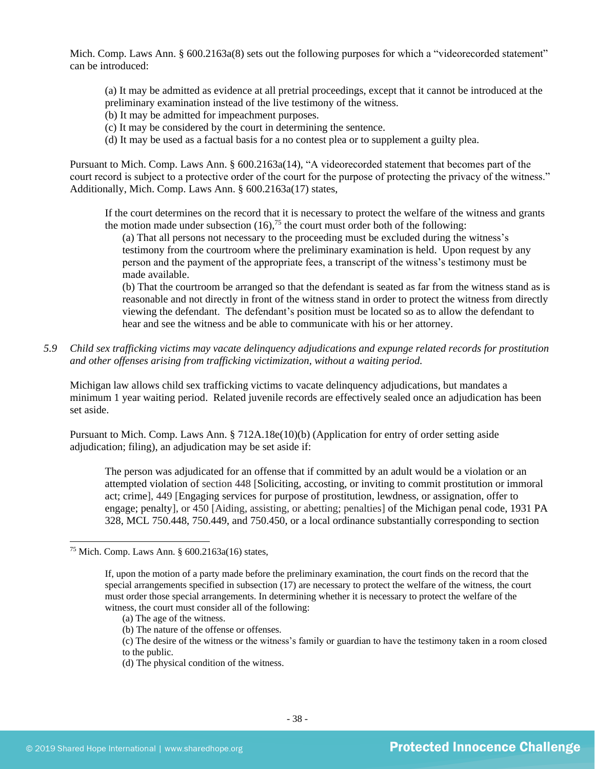Mich. Comp. Laws Ann. § 600.2163a(8) sets out the following purposes for which a "videorecorded statement" can be introduced:

> (a) It may be admitted as evidence at all pretrial proceedings, except that it cannot be introduced at the preliminary examination instead of the live testimony of the witness.
> (b) It may be admitted for impeachment purposes.
> (c) It may be considered by the court in determining the sentence.
> (d) It may be used as a factual basis for a no contest plea or to supplement a guilty plea.

Pursuant to Mich. Comp. Laws Ann. § 600.2163a(14), "A videorecorded statement that becomes part of the court record is subject to a protective order of the court for the purpose of protecting the privacy of the witness." Additionally, Mich. Comp. Laws Ann. § 600.2163a(17) states,

> If the court determines on the record that it is necessary to protect the welfare of the witness and grants the motion made under subsection (16),[75] the court must order both of the following:
>
> (a) That all persons not necessary to the proceeding must be excluded during the witness's testimony from the courtroom where the preliminary examination is held. Upon request by any person and the payment of the appropriate fees, a transcript of the witness's testimony must be made available.
>
> (b) That the courtroom be arranged so that the defendant is seated as far from the witness stand as is reasonable and not directly in front of the witness stand in order to protect the witness from directly viewing the defendant. The defendant's position must be located so as to allow the defendant to hear and see the witness and be able to communicate with his or her attorney.

5.9 *Child sex trafficking victims may vacate delinquency adjudications and expunge related records for prostitution and other offenses arising from trafficking victimization, without a waiting period.*

Michigan law allows child sex trafficking victims to vacate delinquency adjudications, but mandates a minimum 1 year waiting period. Related juvenile records are effectively sealed once an adjudication has been set aside.

Pursuant to Mich. Comp. Laws Ann. § 712A.18e(10)(b) (Application for entry of order setting aside adjudication; filing), an adjudication may be set aside if:

> The person was adjudicated for an offense that if committed by an adult would be a violation or an attempted violation of section 448 [Soliciting, accosting, or inviting to commit prostitution or immoral act; crime], 449 [Engaging services for purpose of prostitution, lewdness, or assignation, offer to engage; penalty], or 450 [Aiding, assisting, or abetting; penalties] of the Michigan penal code, 1931 PA 328, MCL 750.448, 750.449, and 750.450, or a local ordinance substantially corresponding to section

---

[75] Mich. Comp. Laws Ann. § 600.2163a(16) states,

> If, upon the motion of a party made before the preliminary examination, the court finds on the record that the special arrangements specified in subsection (17) are necessary to protect the welfare of the witness, the court must order those special arrangements. In determining whether it is necessary to protect the welfare of the witness, the court must consider all of the following:
>
> (a) The age of the witness.
> (b) The nature of the offense or offenses.
> (c) The desire of the witness or the witness's family or guardian to have the testimony taken in a room closed to the public.
> (d) The physical condition of the witness.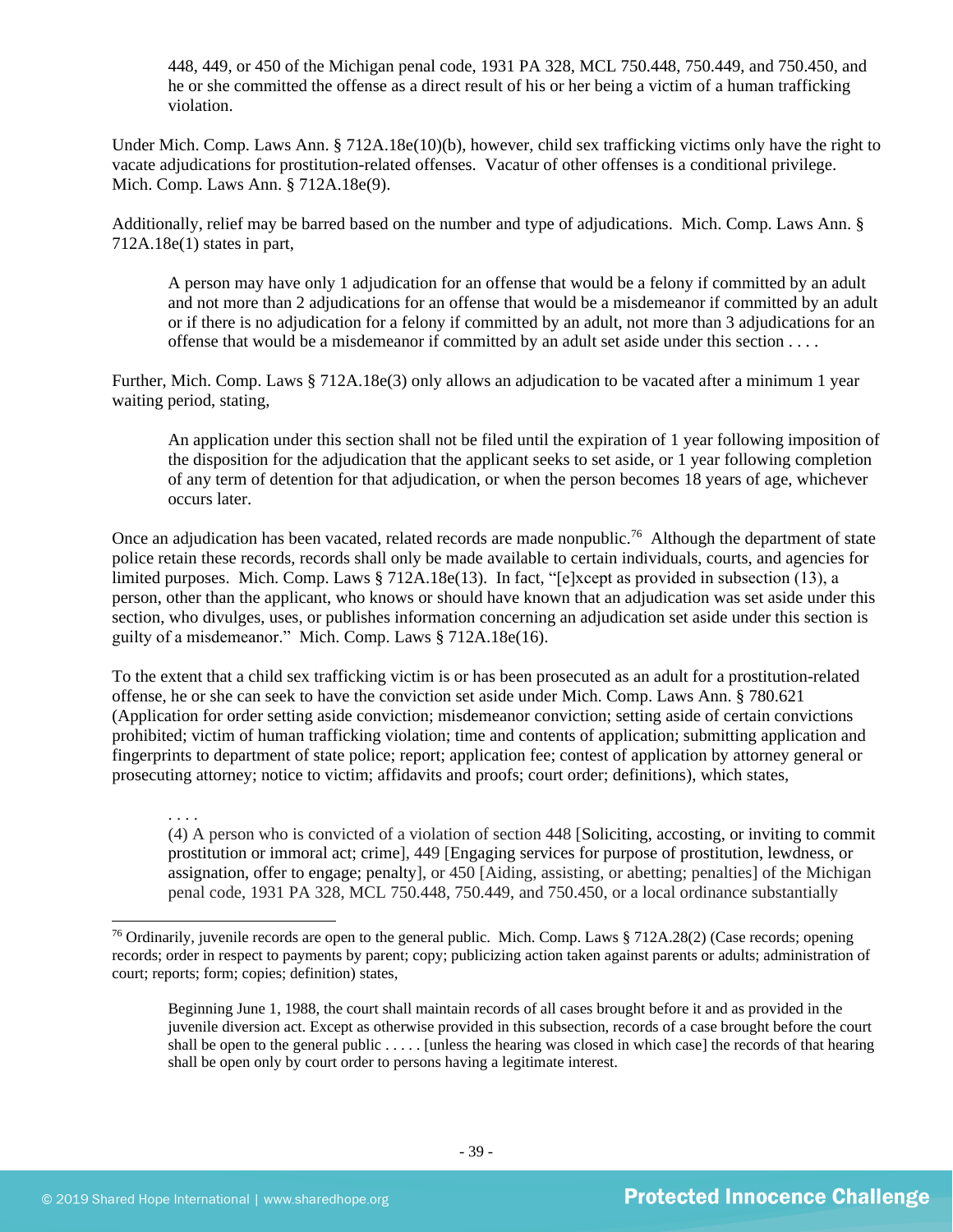> 448, 449, or 450 of the Michigan penal code, 1931 PA 328, MCL 750.448, 750.449, and 750.450, and he or she committed the offense as a direct result of his or her being a victim of a human trafficking violation.

Under Mich. Comp. Laws Ann. § 712A.18e(10)(b), however, child sex trafficking victims only have the right to vacate adjudications for prostitution-related offenses. Vacatur of other offenses is a conditional privilege. Mich. Comp. Laws Ann. § 712A.18e(9).

Additionally, relief may be barred based on the number and type of adjudications. Mich. Comp. Laws Ann. § 712A.18e(1) states in part,

> A person may have only 1 adjudication for an offense that would be a felony if committed by an adult and not more than 2 adjudications for an offense that would be a misdemeanor if committed by an adult or if there is no adjudication for a felony if committed by an adult, not more than 3 adjudications for an offense that would be a misdemeanor if committed by an adult set aside under this section . . . .

Further, Mich. Comp. Laws § 712A.18e(3) only allows an adjudication to be vacated after a minimum 1 year waiting period, stating,

> An application under this section shall not be filed until the expiration of 1 year following imposition of the disposition for the adjudication that the applicant seeks to set aside, or 1 year following completion of any term of detention for that adjudication, or when the person becomes 18 years of age, whichever occurs later.

Once an adjudication has been vacated, related records are made nonpublic.[76] Although the department of state police retain these records, records shall only be made available to certain individuals, courts, and agencies for limited purposes. Mich. Comp. Laws § 712A.18e(13). In fact, "[e]xcept as provided in subsection (13), a person, other than the applicant, who knows or should have known that an adjudication was set aside under this section, who divulges, uses, or publishes information concerning an adjudication set aside under this section is guilty of a misdemeanor." Mich. Comp. Laws § 712A.18e(16).

To the extent that a child sex trafficking victim is or has been prosecuted as an adult for a prostitution-related offense, he or she can seek to have the conviction set aside under Mich. Comp. Laws Ann. § 780.621 (Application for order setting aside conviction; misdemeanor conviction; setting aside of certain convictions prohibited; victim of human trafficking violation; time and contents of application; submitting application and fingerprints to department of state police; report; application fee; contest of application by attorney general or prosecuting attorney; notice to victim; affidavits and proofs; court order; definitions), which states,

> . . . .
> (4) A person who is convicted of a violation of section 448 [Soliciting, accosting, or inviting to commit prostitution or immoral act; crime], 449 [Engaging services for purpose of prostitution, lewdness, or assignation, offer to engage; penalty], or 450 [Aiding, assisting, or abetting; penalties] of the Michigan penal code, 1931 PA 328, MCL 750.448, 750.449, and 750.450, or a local ordinance substantially

---

[76] Ordinarily, juvenile records are open to the general public. Mich. Comp. Laws § 712A.28(2) (Case records; opening records; order in respect to payments by parent; copy; publicizing action taken against parents or adults; administration of court; reports; form; copies; definition) states,

> Beginning June 1, 1988, the court shall maintain records of all cases brought before it and as provided in the juvenile diversion act. Except as otherwise provided in this subsection, records of a case brought before the court shall be open to the general public . . . . . [unless the hearing was closed in which case] the records of that hearing shall be open only by court order to persons having a legitimate interest.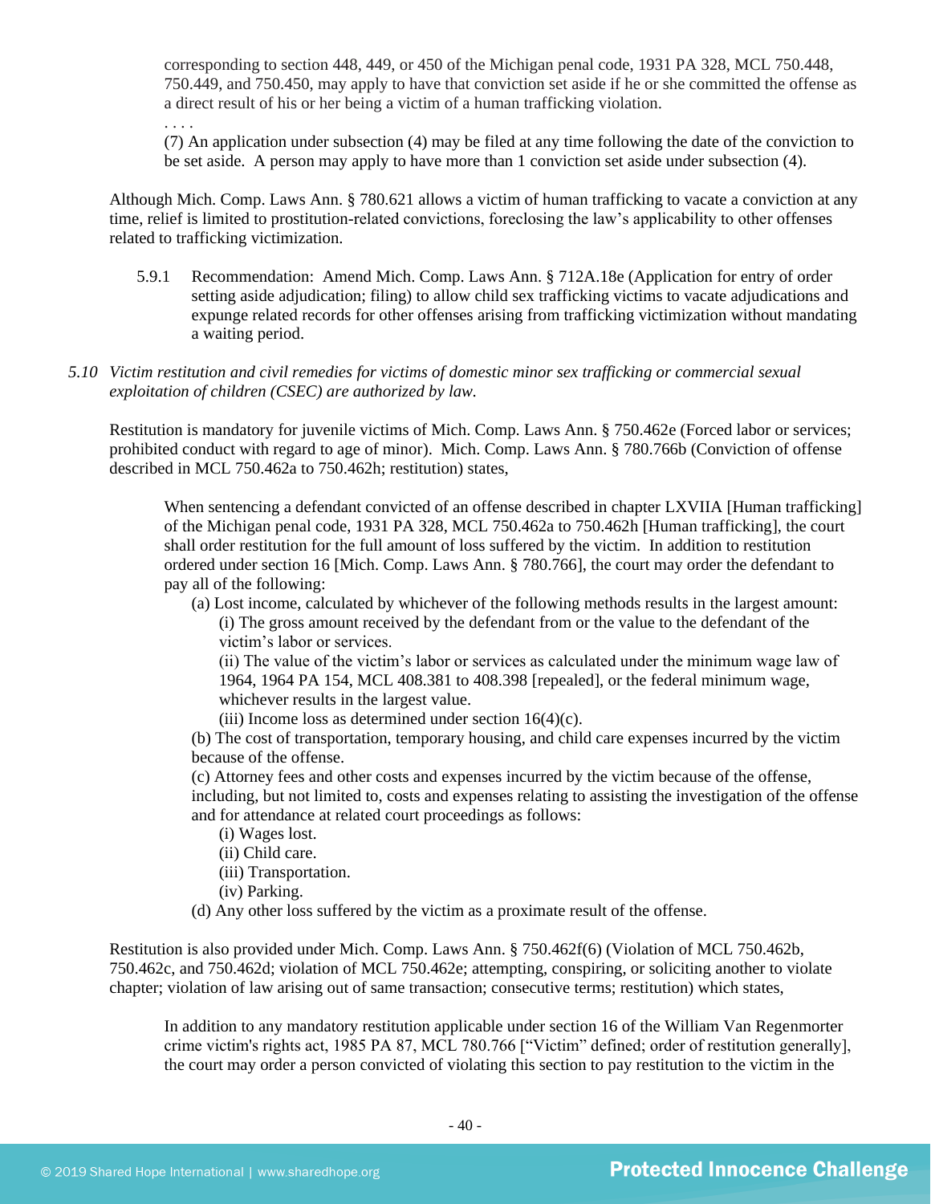> corresponding to section 448, 449, or 450 of the Michigan penal code, 1931 PA 328, MCL 750.448, 750.449, and 750.450, may apply to have that conviction set aside if he or she committed the offense as a direct result of his or her being a victim of a human trafficking violation.
>
> . . . .
>
> (7) An application under subsection (4) may be filed at any time following the date of the conviction to be set aside. A person may apply to have more than 1 conviction set aside under subsection (4).

Although Mich. Comp. Laws Ann. § 780.621 allows a victim of human trafficking to vacate a conviction at any time, relief is limited to prostitution-related convictions, foreclosing the law's applicability to other offenses related to trafficking victimization.

5.9.1 Recommendation: Amend Mich. Comp. Laws Ann. § 712A.18e (Application for entry of order setting aside adjudication; filing) to allow child sex trafficking victims to vacate adjudications and expunge related records for other offenses arising from trafficking victimization without mandating a waiting period.

*5.10 Victim restitution and civil remedies for victims of domestic minor sex trafficking or commercial sexual exploitation of children (CSEC) are authorized by law.*

Restitution is mandatory for juvenile victims of Mich. Comp. Laws Ann. § 750.462e (Forced labor or services; prohibited conduct with regard to age of minor). Mich. Comp. Laws Ann. § 780.766b (Conviction of offense described in MCL 750.462a to 750.462h; restitution) states,

> When sentencing a defendant convicted of an offense described in chapter LXVIIA [Human trafficking] of the Michigan penal code, 1931 PA 328, MCL 750.462a to 750.462h [Human trafficking], the court shall order restitution for the full amount of loss suffered by the victim. In addition to restitution ordered under section 16 [Mich. Comp. Laws Ann. § 780.766], the court may order the defendant to pay all of the following:
>
> (a) Lost income, calculated by whichever of the following methods results in the largest amount:
>
> (i) The gross amount received by the defendant from or the value to the defendant of the victim's labor or services.
>
> (ii) The value of the victim's labor or services as calculated under the minimum wage law of 1964, 1964 PA 154, MCL 408.381 to 408.398 [repealed], or the federal minimum wage, whichever results in the largest value.
>
> (iii) Income loss as determined under section 16(4)(c).
>
> (b) The cost of transportation, temporary housing, and child care expenses incurred by the victim because of the offense.
>
> (c) Attorney fees and other costs and expenses incurred by the victim because of the offense, including, but not limited to, costs and expenses relating to assisting the investigation of the offense and for attendance at related court proceedings as follows:
>
> (i) Wages lost.
>
> (ii) Child care.
>
> (iii) Transportation.
>
> (iv) Parking.
>
> (d) Any other loss suffered by the victim as a proximate result of the offense.

Restitution is also provided under Mich. Comp. Laws Ann. § 750.462f(6) (Violation of MCL 750.462b, 750.462c, and 750.462d; violation of MCL 750.462e; attempting, conspiring, or soliciting another to violate chapter; violation of law arising out of same transaction; consecutive terms; restitution) which states,

> In addition to any mandatory restitution applicable under section 16 of the William Van Regenmorter crime victim's rights act, 1985 PA 87, MCL 780.766 ["Victim" defined; order of restitution generally], the court may order a person convicted of violating this section to pay restitution to the victim in the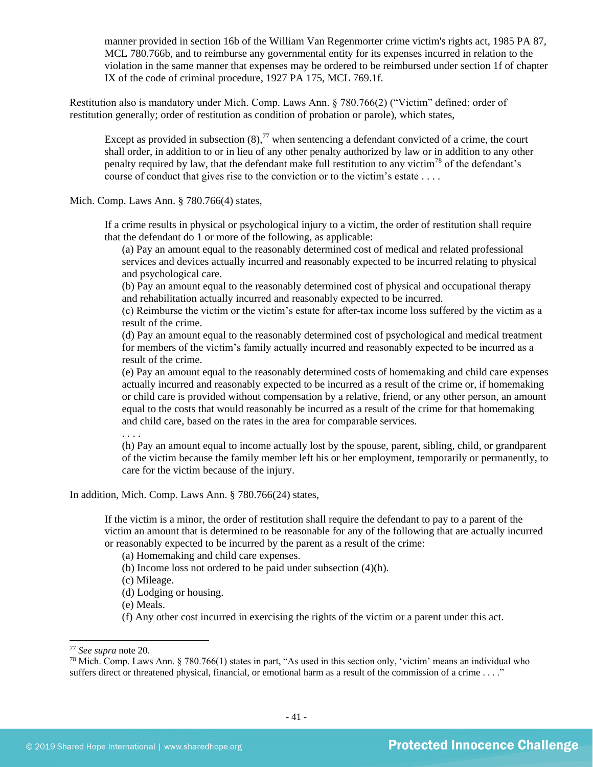manner provided in section 16b of the William Van Regenmorter crime victim's rights act, 1985 PA 87, MCL 780.766b, and to reimburse any governmental entity for its expenses incurred in relation to the violation in the same manner that expenses may be ordered to be reimbursed under section 1f of chapter IX of the code of criminal procedure, 1927 PA 175, MCL 769.1f.

Restitution also is mandatory under Mich. Comp. Laws Ann. § 780.766(2) ("Victim" defined; order of restitution generally; order of restitution as condition of probation or parole), which states,

> Except as provided in subsection (8),[77] when sentencing a defendant convicted of a crime, the court shall order, in addition to or in lieu of any other penalty authorized by law or in addition to any other penalty required by law, that the defendant make full restitution to any victim[78] of the defendant's course of conduct that gives rise to the conviction or to the victim's estate . . . .

Mich. Comp. Laws Ann. § 780.766(4) states,

> If a crime results in physical or psychological injury to a victim, the order of restitution shall require that the defendant do 1 or more of the following, as applicable:
>
> (a) Pay an amount equal to the reasonably determined cost of medical and related professional services and devices actually incurred and reasonably expected to be incurred relating to physical and psychological care.
>
> (b) Pay an amount equal to the reasonably determined cost of physical and occupational therapy and rehabilitation actually incurred and reasonably expected to be incurred.
>
> (c) Reimburse the victim or the victim's estate for after-tax income loss suffered by the victim as a result of the crime.
>
> (d) Pay an amount equal to the reasonably determined cost of psychological and medical treatment for members of the victim's family actually incurred and reasonably expected to be incurred as a result of the crime.
>
> (e) Pay an amount equal to the reasonably determined costs of homemaking and child care expenses actually incurred and reasonably expected to be incurred as a result of the crime or, if homemaking or child care is provided without compensation by a relative, friend, or any other person, an amount equal to the costs that would reasonably be incurred as a result of the crime for that homemaking and child care, based on the rates in the area for comparable services.
>
> . . . .
>
> (h) Pay an amount equal to income actually lost by the spouse, parent, sibling, child, or grandparent of the victim because the family member left his or her employment, temporarily or permanently, to care for the victim because of the injury.

In addition, Mich. Comp. Laws Ann. § 780.766(24) states,

> If the victim is a minor, the order of restitution shall require the defendant to pay to a parent of the victim an amount that is determined to be reasonable for any of the following that are actually incurred or reasonably expected to be incurred by the parent as a result of the crime:
>
> (a) Homemaking and child care expenses.
>
> (b) Income loss not ordered to be paid under subsection (4)(h).
>
> (c) Mileage.
>
> (d) Lodging or housing.
>
> (e) Meals.
>
> (f) Any other cost incurred in exercising the rights of the victim or a parent under this act.

---

[77] *See supra* note 20.

[78] Mich. Comp. Laws Ann. § 780.766(1) states in part, "As used in this section only, 'victim' means an individual who suffers direct or threatened physical, financial, or emotional harm as a result of the commission of a crime . . . ."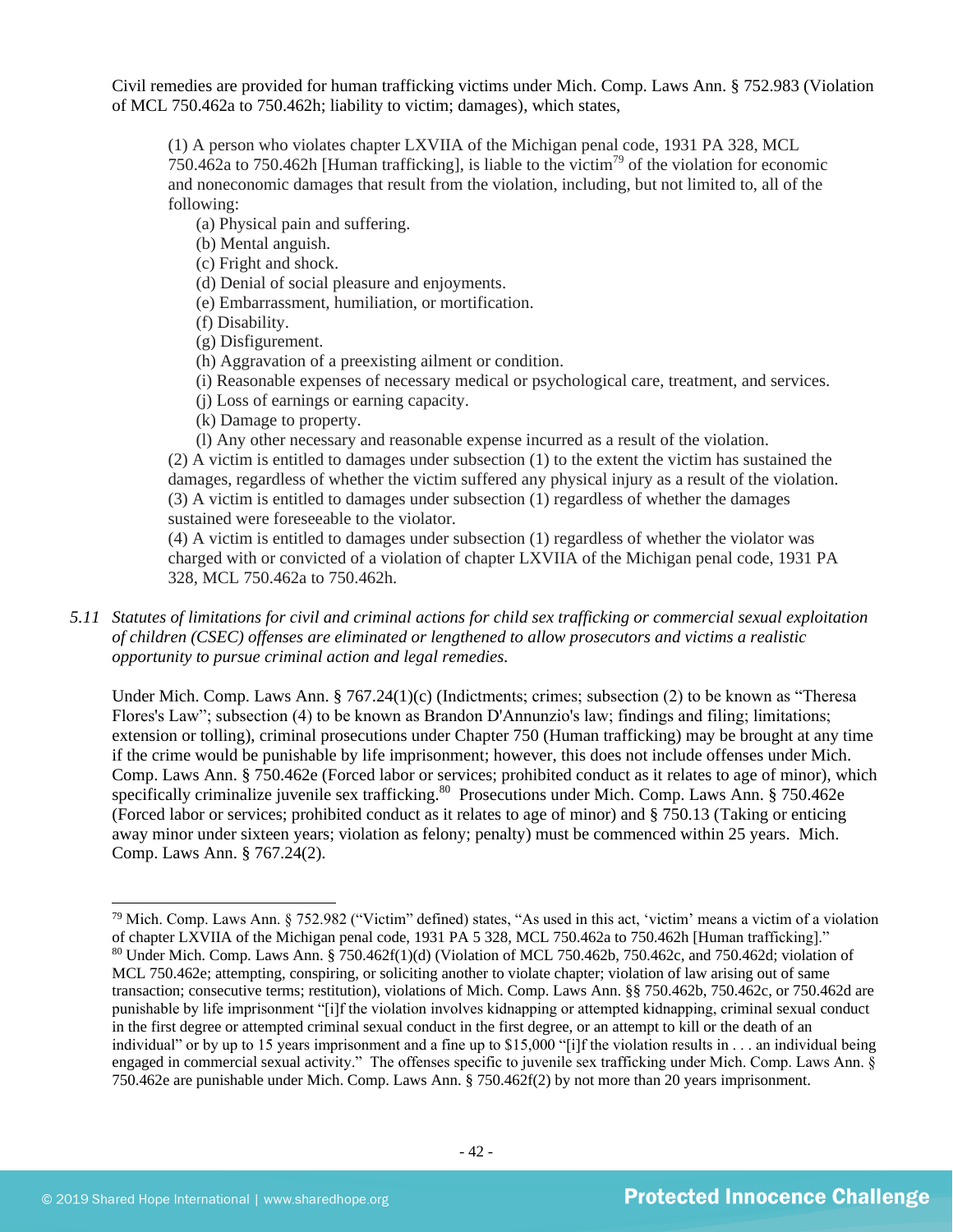Civil remedies are provided for human trafficking victims under Mich. Comp. Laws Ann. § 752.983 (Violation of MCL 750.462a to 750.462h; liability to victim; damages), which states,

> (1) A person who violates chapter LXVIIA of the Michigan penal code, 1931 PA 328, MCL 750.462a to 750.462h [Human trafficking], is liable to the victim[79] of the violation for economic and noneconomic damages that result from the violation, including, but not limited to, all of the following:
>
> (a) Physical pain and suffering.
> (b) Mental anguish.
> (c) Fright and shock.
> (d) Denial of social pleasure and enjoyments.
> (e) Embarrassment, humiliation, or mortification.
> (f) Disability.
> (g) Disfigurement.
> (h) Aggravation of a preexisting ailment or condition.
> (i) Reasonable expenses of necessary medical or psychological care, treatment, and services.
> (j) Loss of earnings or earning capacity.
> (k) Damage to property.
> (l) Any other necessary and reasonable expense incurred as a result of the violation.
>
> (2) A victim is entitled to damages under subsection (1) to the extent the victim has sustained the damages, regardless of whether the victim suffered any physical injury as a result of the violation.
> (3) A victim is entitled to damages under subsection (1) regardless of whether the damages sustained were foreseeable to the violator.
> (4) A victim is entitled to damages under subsection (1) regardless of whether the violator was charged with or convicted of a violation of chapter LXVIIA of the Michigan penal code, 1931 PA 328, MCL 750.462a to 750.462h.

*5.11 Statutes of limitations for civil and criminal actions for child sex trafficking or commercial sexual exploitation of children (CSEC) offenses are eliminated or lengthened to allow prosecutors and victims a realistic opportunity to pursue criminal action and legal remedies.*

Under Mich. Comp. Laws Ann. § 767.24(1)(c) (Indictments; crimes; subsection (2) to be known as "Theresa Flores's Law"; subsection (4) to be known as Brandon D'Annunzio's law; findings and filing; limitations; extension or tolling), criminal prosecutions under Chapter 750 (Human trafficking) may be brought at any time if the crime would be punishable by life imprisonment; however, this does not include offenses under Mich. Comp. Laws Ann. § 750.462e (Forced labor or services; prohibited conduct as it relates to age of minor), which specifically criminalize juvenile sex trafficking.[80] Prosecutions under Mich. Comp. Laws Ann. § 750.462e (Forced labor or services; prohibited conduct as it relates to age of minor) and § 750.13 (Taking or enticing away minor under sixteen years; violation as felony; penalty) must be commenced within 25 years. Mich. Comp. Laws Ann. § 767.24(2).

---

[79] Mich. Comp. Laws Ann. § 752.982 ("Victim" defined) states, "As used in this act, 'victim' means a victim of a violation of chapter LXVIIA of the Michigan penal code, 1931 PA 5 328, MCL 750.462a to 750.462h [Human trafficking]."

[80] Under Mich. Comp. Laws Ann. § 750.462f(1)(d) (Violation of MCL 750.462b, 750.462c, and 750.462d; violation of MCL 750.462e; attempting, conspiring, or soliciting another to violate chapter; violation of law arising out of same transaction; consecutive terms; restitution), violations of Mich. Comp. Laws Ann. §§ 750.462b, 750.462c, or 750.462d are punishable by life imprisonment "[i]f the violation involves kidnapping or attempted kidnapping, criminal sexual conduct in the first degree or attempted criminal sexual conduct in the first degree, or an attempt to kill or the death of an individual" or by up to 15 years imprisonment and a fine up to $15,000 "[i]f the violation results in . . . an individual being engaged in commercial sexual activity." The offenses specific to juvenile sex trafficking under Mich. Comp. Laws Ann. § 750.462e are punishable under Mich. Comp. Laws Ann. § 750.462f(2) by not more than 20 years imprisonment.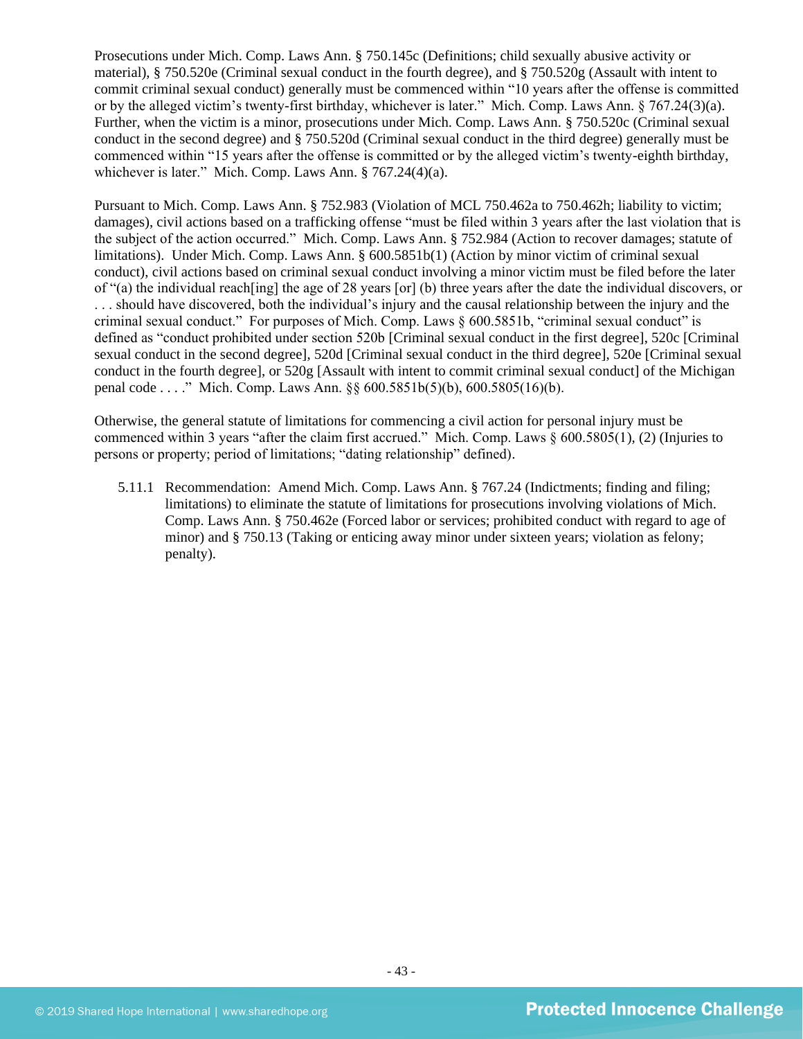Prosecutions under Mich. Comp. Laws Ann. § 750.145c (Definitions; child sexually abusive activity or material), § 750.520e (Criminal sexual conduct in the fourth degree), and § 750.520g (Assault with intent to commit criminal sexual conduct) generally must be commenced within "10 years after the offense is committed or by the alleged victim's twenty-first birthday, whichever is later." Mich. Comp. Laws Ann. § 767.24(3)(a). Further, when the victim is a minor, prosecutions under Mich. Comp. Laws Ann. § 750.520c (Criminal sexual conduct in the second degree) and § 750.520d (Criminal sexual conduct in the third degree) generally must be commenced within "15 years after the offense is committed or by the alleged victim's twenty-eighth birthday, whichever is later." Mich. Comp. Laws Ann. § 767.24(4)(a).

Pursuant to Mich. Comp. Laws Ann. § 752.983 (Violation of MCL 750.462a to 750.462h; liability to victim; damages), civil actions based on a trafficking offense "must be filed within 3 years after the last violation that is the subject of the action occurred." Mich. Comp. Laws Ann. § 752.984 (Action to recover damages; statute of limitations). Under Mich. Comp. Laws Ann. § 600.5851b(1) (Action by minor victim of criminal sexual conduct), civil actions based on criminal sexual conduct involving a minor victim must be filed before the later of "(a) the individual reach[ing] the age of 28 years [or] (b) three years after the date the individual discovers, or . . . should have discovered, both the individual's injury and the causal relationship between the injury and the criminal sexual conduct." For purposes of Mich. Comp. Laws § 600.5851b, "criminal sexual conduct" is defined as "conduct prohibited under section 520b [Criminal sexual conduct in the first degree], 520c [Criminal sexual conduct in the second degree], 520d [Criminal sexual conduct in the third degree], 520e [Criminal sexual conduct in the fourth degree], or 520g [Assault with intent to commit criminal sexual conduct] of the Michigan penal code . . . ." Mich. Comp. Laws Ann. §§ 600.5851b(5)(b), 600.5805(16)(b).

Otherwise, the general statute of limitations for commencing a civil action for personal injury must be commenced within 3 years "after the claim first accrued." Mich. Comp. Laws § 600.5805(1), (2) (Injuries to persons or property; period of limitations; "dating relationship" defined).

5.11.1 Recommendation: Amend Mich. Comp. Laws Ann. § 767.24 (Indictments; finding and filing; limitations) to eliminate the statute of limitations for prosecutions involving violations of Mich. Comp. Laws Ann. § 750.462e (Forced labor or services; prohibited conduct with regard to age of minor) and § 750.13 (Taking or enticing away minor under sixteen years; violation as felony; penalty).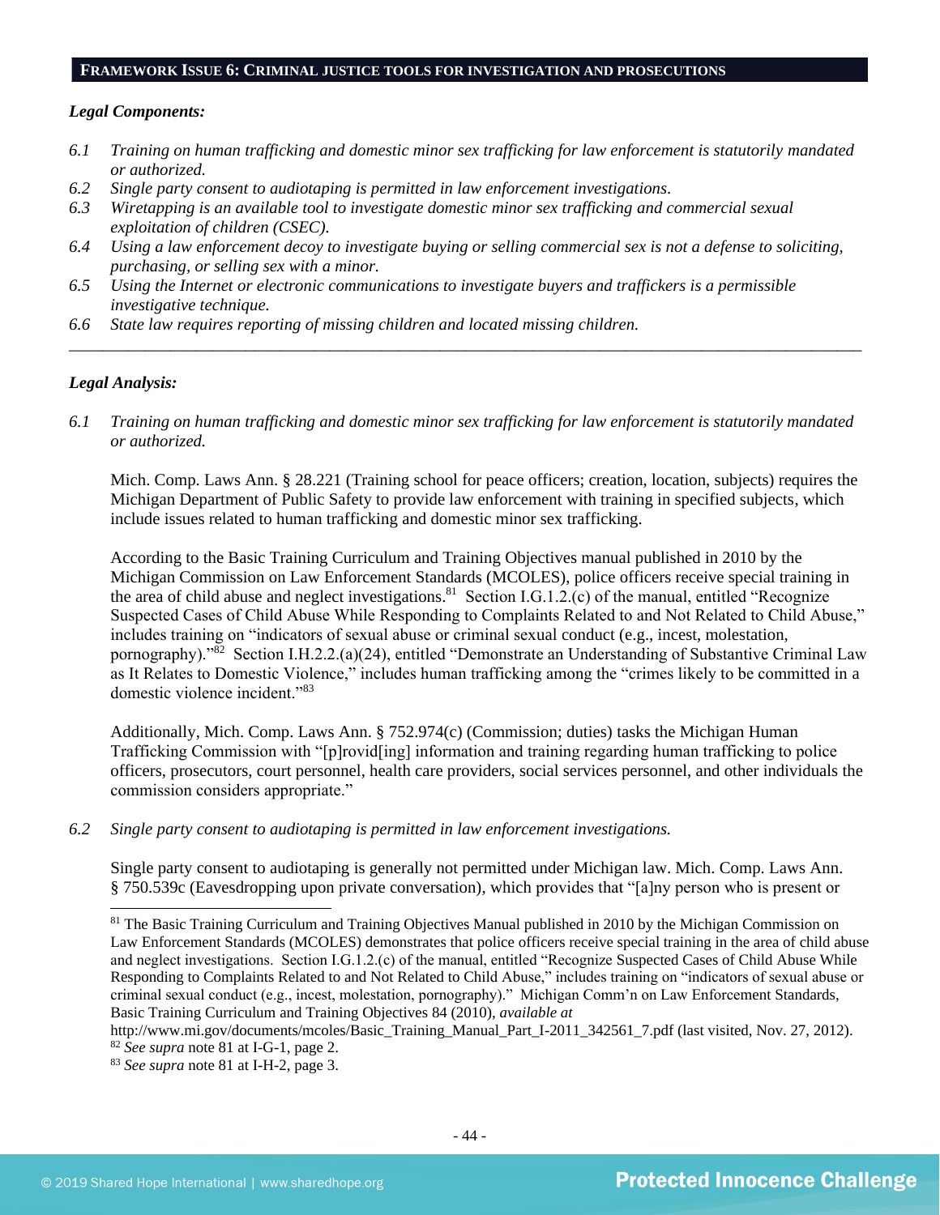## FRAMEWORK ISSUE 6: CRIMINAL JUSTICE TOOLS FOR INVESTIGATION AND PROSECUTIONS

***Legal Components:***

*6.1 Training on human trafficking and domestic minor sex trafficking for law enforcement is statutorily mandated or authorized.*
*6.2 Single party consent to audiotaping is permitted in law enforcement investigations.*
*6.3 Wiretapping is an available tool to investigate domestic minor sex trafficking and commercial sexual exploitation of children (CSEC).*
*6.4 Using a law enforcement decoy to investigate buying or selling commercial sex is not a defense to soliciting, purchasing, or selling sex with a minor.*
*6.5 Using the Internet or electronic communications to investigate buyers and traffickers is a permissible investigative technique.*
*6.6 State law requires reporting of missing children and located missing children.*

---

***Legal Analysis:***

*6.1 Training on human trafficking and domestic minor sex trafficking for law enforcement is statutorily mandated or authorized.*

Mich. Comp. Laws Ann. § 28.221 (Training school for peace officers; creation, location, subjects) requires the Michigan Department of Public Safety to provide law enforcement with training in specified subjects, which include issues related to human trafficking and domestic minor sex trafficking.

According to the Basic Training Curriculum and Training Objectives manual published in 2010 by the Michigan Commission on Law Enforcement Standards (MCOLES), police officers receive special training in the area of child abuse and neglect investigations.[81] Section I.G.1.2.(c) of the manual, entitled "Recognize Suspected Cases of Child Abuse While Responding to Complaints Related to and Not Related to Child Abuse," includes training on "indicators of sexual abuse or criminal sexual conduct (e.g., incest, molestation, pornography)."[82] Section I.H.2.2.(a)(24), entitled "Demonstrate an Understanding of Substantive Criminal Law as It Relates to Domestic Violence," includes human trafficking among the "crimes likely to be committed in a domestic violence incident."[83]

Additionally, Mich. Comp. Laws Ann. § 752.974(c) (Commission; duties) tasks the Michigan Human Trafficking Commission with "[p]rovid[ing] information and training regarding human trafficking to police officers, prosecutors, court personnel, health care providers, social services personnel, and other individuals the commission considers appropriate."

*6.2 Single party consent to audiotaping is permitted in law enforcement investigations.*

Single party consent to audiotaping is generally not permitted under Michigan law. Mich. Comp. Laws Ann. § 750.539c (Eavesdropping upon private conversation), which provides that "[a]ny person who is present or

---

[81] The Basic Training Curriculum and Training Objectives Manual published in 2010 by the Michigan Commission on Law Enforcement Standards (MCOLES) demonstrates that police officers receive special training in the area of child abuse and neglect investigations. Section I.G.1.2.(c) of the manual, entitled "Recognize Suspected Cases of Child Abuse While Responding to Complaints Related to and Not Related to Child Abuse," includes training on "indicators of sexual abuse or criminal sexual conduct (e.g., incest, molestation, pornography)." Michigan Comm'n on Law Enforcement Standards, Basic Training Curriculum and Training Objectives 84 (2010), *available at* http://www.mi.gov/documents/mcoles/Basic_Training_Manual_Part_I-2011_342561_7.pdf (last visited, Nov. 27, 2012).

[82] *See supra* note 81 at I-G-1, page 2.

[83] *See supra* note 81 at I-H-2, page 3.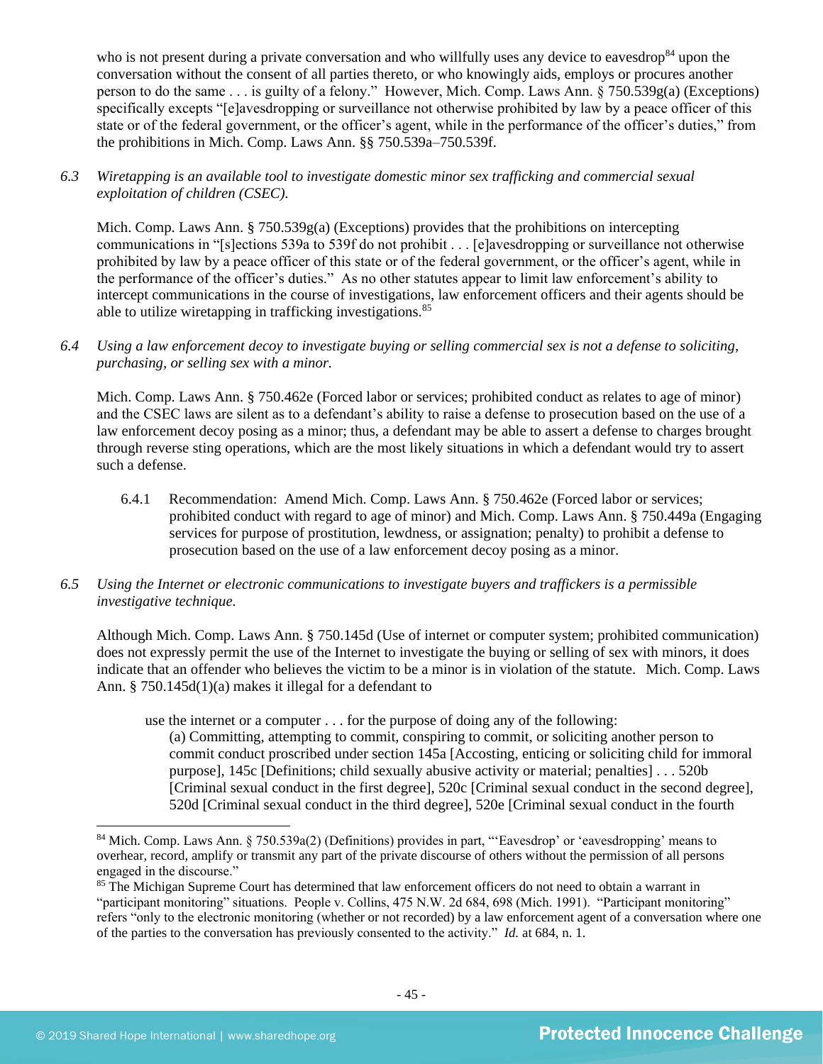who is not present during a private conversation and who willfully uses any device to eavesdrop[84] upon the conversation without the consent of all parties thereto, or who knowingly aids, employs or procures another person to do the same . . . is guilty of a felony." However, Mich. Comp. Laws Ann. § 750.539g(a) (Exceptions) specifically excepts "[e]avesdropping or surveillance not otherwise prohibited by law by a peace officer of this state or of the federal government, or the officer's agent, while in the performance of the officer's duties," from the prohibitions in Mich. Comp. Laws Ann. §§ 750.539a–750.539f.

*6.3 Wiretapping is an available tool to investigate domestic minor sex trafficking and commercial sexual exploitation of children (CSEC).*

Mich. Comp. Laws Ann. § 750.539g(a) (Exceptions) provides that the prohibitions on intercepting communications in "[s]ections 539a to 539f do not prohibit . . . [e]avesdropping or surveillance not otherwise prohibited by law by a peace officer of this state or of the federal government, or the officer's agent, while in the performance of the officer's duties." As no other statutes appear to limit law enforcement's ability to intercept communications in the course of investigations, law enforcement officers and their agents should be able to utilize wiretapping in trafficking investigations.[85]

*6.4 Using a law enforcement decoy to investigate buying or selling commercial sex is not a defense to soliciting, purchasing, or selling sex with a minor.*

Mich. Comp. Laws Ann. § 750.462e (Forced labor or services; prohibited conduct as relates to age of minor) and the CSEC laws are silent as to a defendant's ability to raise a defense to prosecution based on the use of a law enforcement decoy posing as a minor; thus, a defendant may be able to assert a defense to charges brought through reverse sting operations, which are the most likely situations in which a defendant would try to assert such a defense.

> 6.4.1 Recommendation: Amend Mich. Comp. Laws Ann. § 750.462e (Forced labor or services; prohibited conduct with regard to age of minor) and Mich. Comp. Laws Ann. § 750.449a (Engaging services for purpose of prostitution, lewdness, or assignation; penalty) to prohibit a defense to prosecution based on the use of a law enforcement decoy posing as a minor.

*6.5 Using the Internet or electronic communications to investigate buyers and traffickers is a permissible investigative technique.*

Although Mich. Comp. Laws Ann. § 750.145d (Use of internet or computer system; prohibited communication) does not expressly permit the use of the Internet to investigate the buying or selling of sex with minors, it does indicate that an offender who believes the victim to be a minor is in violation of the statute. Mich. Comp. Laws Ann. § 750.145d(1)(a) makes it illegal for a defendant to

> use the internet or a computer . . . for the purpose of doing any of the following:
> (a) Committing, attempting to commit, conspiring to commit, or soliciting another person to commit conduct proscribed under section 145a [Accosting, enticing or soliciting child for immoral purpose], 145c [Definitions; child sexually abusive activity or material; penalties] . . . 520b [Criminal sexual conduct in the first degree], 520c [Criminal sexual conduct in the second degree], 520d [Criminal sexual conduct in the third degree], 520e [Criminal sexual conduct in the fourth

---

[84] Mich. Comp. Laws Ann. § 750.539a(2) (Definitions) provides in part, "'Eavesdrop' or 'eavesdropping' means to overhear, record, amplify or transmit any part of the private discourse of others without the permission of all persons engaged in the discourse."

[85] The Michigan Supreme Court has determined that law enforcement officers do not need to obtain a warrant in "participant monitoring" situations. People v. Collins, 475 N.W. 2d 684, 698 (Mich. 1991). "Participant monitoring" refers "only to the electronic monitoring (whether or not recorded) by a law enforcement agent of a conversation where one of the parties to the conversation has previously consented to the activity." *Id.* at 684, n. 1.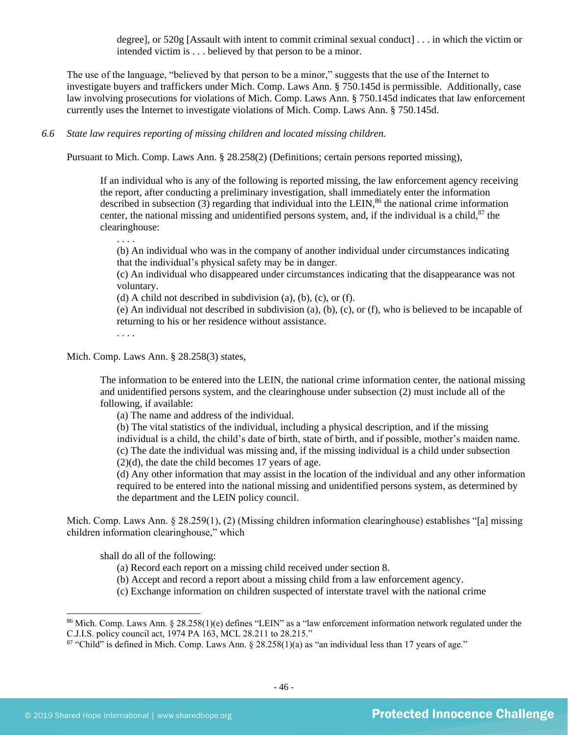degree], or 520g [Assault with intent to commit criminal sexual conduct] . . . in which the victim or intended victim is . . . believed by that person to be a minor.

The use of the language, "believed by that person to be a minor," suggests that the use of the Internet to investigate buyers and traffickers under Mich. Comp. Laws Ann. § 750.145d is permissible. Additionally, case law involving prosecutions for violations of Mich. Comp. Laws Ann. § 750.145d indicates that law enforcement currently uses the Internet to investigate violations of Mich. Comp. Laws Ann. § 750.145d.

*6.6 State law requires reporting of missing children and located missing children.*

Pursuant to Mich. Comp. Laws Ann. § 28.258(2) (Definitions; certain persons reported missing),

> If an individual who is any of the following is reported missing, the law enforcement agency receiving the report, after conducting a preliminary investigation, shall immediately enter the information described in subsection (3) regarding that individual into the LEIN,[86] the national crime information center, the national missing and unidentified persons system, and, if the individual is a child,[87] the clearinghouse:
>
> . . . .
>
> (b) An individual who was in the company of another individual under circumstances indicating that the individual's physical safety may be in danger.
> (c) An individual who disappeared under circumstances indicating that the disappearance was not voluntary.
> (d) A child not described in subdivision (a), (b), (c), or (f).
> (e) An individual not described in subdivision (a), (b), (c), or (f), who is believed to be incapable of returning to his or her residence without assistance.
>
> . . . .

Mich. Comp. Laws Ann. § 28.258(3) states,

> The information to be entered into the LEIN, the national crime information center, the national missing and unidentified persons system, and the clearinghouse under subsection (2) must include all of the following, if available:
> (a) The name and address of the individual.
> (b) The vital statistics of the individual, including a physical description, and if the missing individual is a child, the child's date of birth, state of birth, and if possible, mother's maiden name.
> (c) The date the individual was missing and, if the missing individual is a child under subsection (2)(d), the date the child becomes 17 years of age.
> (d) Any other information that may assist in the location of the individual and any other information required to be entered into the national missing and unidentified persons system, as determined by the department and the LEIN policy council.

Mich. Comp. Laws Ann. § 28.259(1), (2) (Missing children information clearinghouse) establishes "[a] missing children information clearinghouse," which

> shall do all of the following:
> (a) Record each report on a missing child received under section 8.
> (b) Accept and record a report about a missing child from a law enforcement agency.
> (c) Exchange information on children suspected of interstate travel with the national crime

---

[86] Mich. Comp. Laws Ann. § 28.258(1)(e) defines "LEIN" as a "law enforcement information network regulated under the C.J.I.S. policy council act, 1974 PA 163, MCL 28.211 to 28.215."

[87] "Child" is defined in Mich. Comp. Laws Ann. § 28.258(1)(a) as "an individual less than 17 years of age."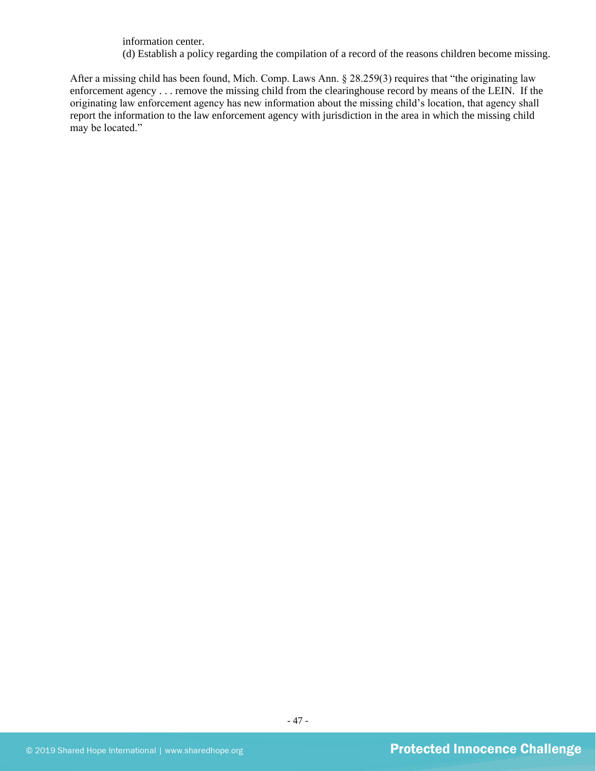information center.

(d) Establish a policy regarding the compilation of a record of the reasons children become missing.

After a missing child has been found, Mich. Comp. Laws Ann. § 28.259(3) requires that "the originating law enforcement agency . . . remove the missing child from the clearinghouse record by means of the LEIN. If the originating law enforcement agency has new information about the missing child's location, that agency shall report the information to the law enforcement agency with jurisdiction in the area in which the missing child may be located."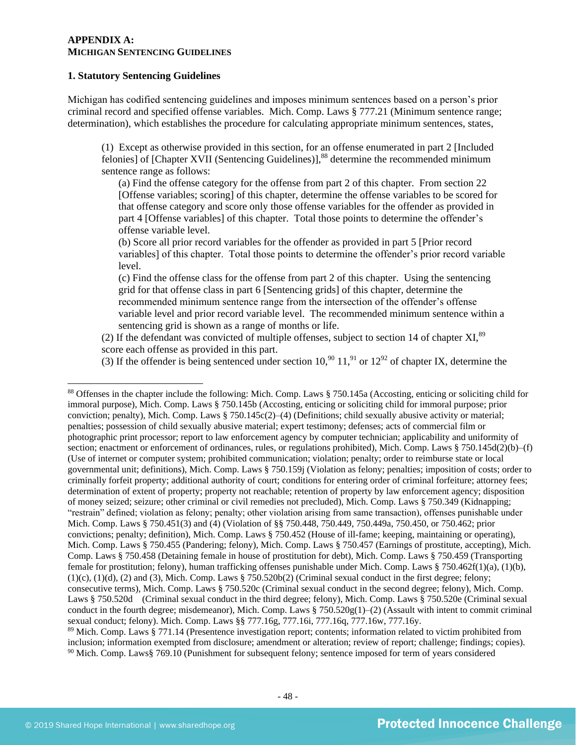**APPENDIX A:**
**MICHIGAN SENTENCING GUIDELINES**

**1. Statutory Sentencing Guidelines**

Michigan has codified sentencing guidelines and imposes minimum sentences based on a person's prior criminal record and specified offense variables. Mich. Comp. Laws § 777.21 (Minimum sentence range; determination), which establishes the procedure for calculating appropriate minimum sentences, states,

> (1) Except as otherwise provided in this section, for an offense enumerated in part 2 [Included felonies] of [Chapter XVII (Sentencing Guidelines)],[88] determine the recommended minimum sentence range as follows:
>
> (a) Find the offense category for the offense from part 2 of this chapter. From section 22 [Offense variables; scoring] of this chapter, determine the offense variables to be scored for that offense category and score only those offense variables for the offender as provided in part 4 [Offense variables] of this chapter. Total those points to determine the offender's offense variable level.
>
> (b) Score all prior record variables for the offender as provided in part 5 [Prior record variables] of this chapter. Total those points to determine the offender's prior record variable level.
>
> (c) Find the offense class for the offense from part 2 of this chapter. Using the sentencing grid for that offense class in part 6 [Sentencing grids] of this chapter, determine the recommended minimum sentence range from the intersection of the offender's offense variable level and prior record variable level. The recommended minimum sentence within a sentencing grid is shown as a range of months or life.
>
> (2) If the defendant was convicted of multiple offenses, subject to section 14 of chapter XI,[89] score each offense as provided in this part.
>
> (3) If the offender is being sentenced under section 10,[90] 11,[91] or 12[92] of chapter IX, determine the

---

[88] Offenses in the chapter include the following: Mich. Comp. Laws § 750.145a (Accosting, enticing or soliciting child for immoral purpose), Mich. Comp. Laws § 750.145b (Accosting, enticing or soliciting child for immoral purpose; prior conviction; penalty), Mich. Comp. Laws § 750.145c(2)–(4) (Definitions; child sexually abusive activity or material; penalties; possession of child sexually abusive material; expert testimony; defenses; acts of commercial film or photographic print processor; report to law enforcement agency by computer technician; applicability and uniformity of section; enactment or enforcement of ordinances, rules, or regulations prohibited), Mich. Comp. Laws § 750.145d(2)(b)–(f) (Use of internet or computer system; prohibited communication; violation; penalty; order to reimburse state or local governmental unit; definitions), Mich. Comp. Laws § 750.159j (Violation as felony; penalties; imposition of costs; order to criminally forfeit property; additional authority of court; conditions for entering order of criminal forfeiture; attorney fees; determination of extent of property; property not reachable; retention of property by law enforcement agency; disposition of money seized; seizure; other criminal or civil remedies not precluded), Mich. Comp. Laws § 750.349 (Kidnapping; "restrain" defined; violation as felony; penalty; other violation arising from same transaction), offenses punishable under Mich. Comp. Laws § 750.451(3) and (4) (Violation of §§ 750.448, 750.449, 750.449a, 750.450, or 750.462; prior convictions; penalty; definition), Mich. Comp. Laws § 750.452 (House of ill-fame; keeping, maintaining or operating), Mich. Comp. Laws § 750.455 (Pandering; felony), Mich. Comp. Laws § 750.457 (Earnings of prostitute, accepting), Mich. Comp. Laws § 750.458 (Detaining female in house of prostitution for debt), Mich. Comp. Laws § 750.459 (Transporting female for prostitution; felony), human trafficking offenses punishable under Mich. Comp. Laws § 750.462f(1)(a), (1)(b), (1)(c), (1)(d), (2) and (3), Mich. Comp. Laws § 750.520b(2) (Criminal sexual conduct in the first degree; felony; consecutive terms), Mich. Comp. Laws § 750.520c (Criminal sexual conduct in the second degree; felony), Mich. Comp. Laws § 750.520d (Criminal sexual conduct in the third degree; felony), Mich. Comp. Laws § 750.520e (Criminal sexual conduct in the fourth degree; misdemeanor), Mich. Comp. Laws § 750.520g(1)–(2) (Assault with intent to commit criminal sexual conduct; felony). Mich. Comp. Laws §§ 777.16g, 777.16i, 777.16q, 777.16w, 777.16y.

[89] Mich. Comp. Laws § 771.14 (Presentence investigation report; contents; information related to victim prohibited from inclusion; information exempted from disclosure; amendment or alteration; review of report; challenge; findings; copies).

[90] Mich. Comp. Laws§ 769.10 (Punishment for subsequent felony; sentence imposed for term of years considered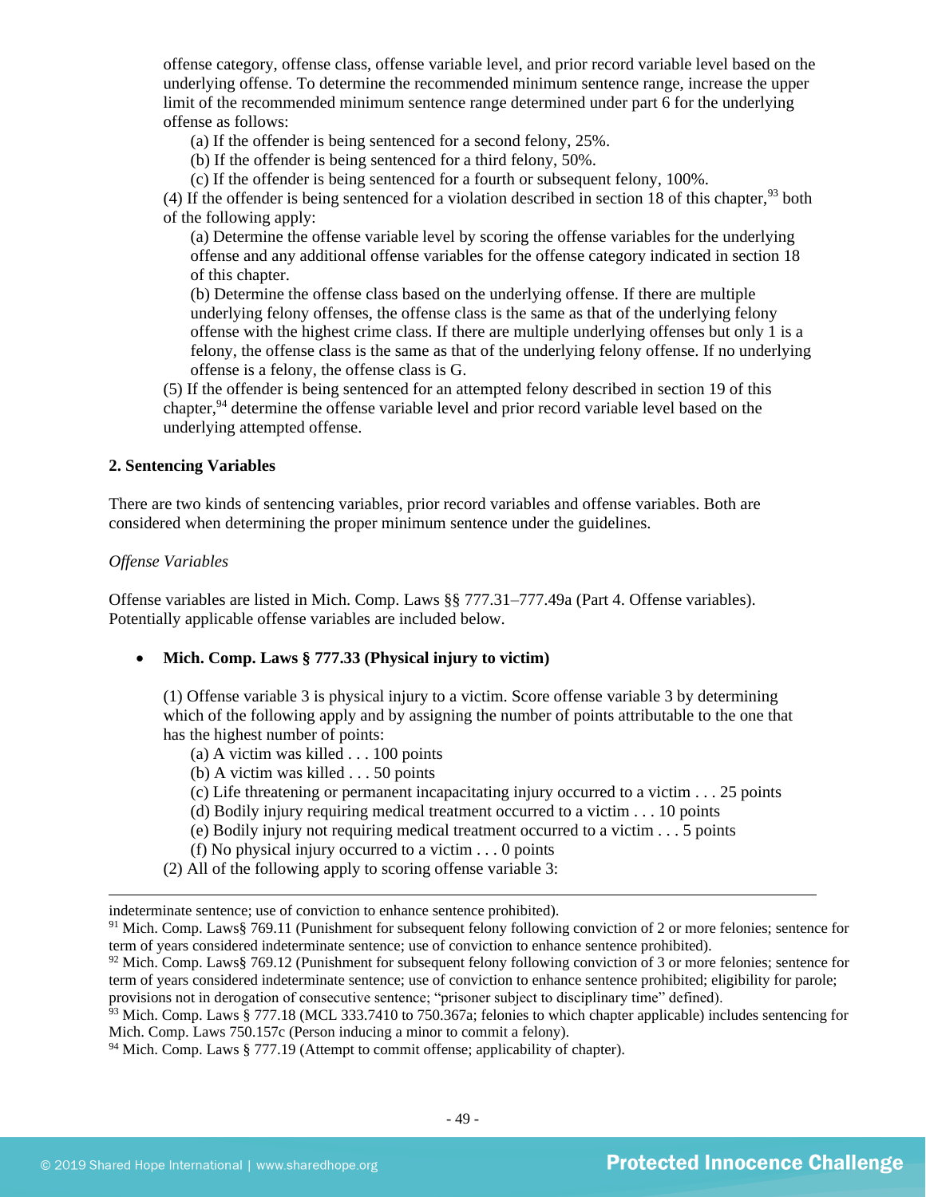offense category, offense class, offense variable level, and prior record variable level based on the underlying offense. To determine the recommended minimum sentence range, increase the upper limit of the recommended minimum sentence range determined under part 6 for the underlying offense as follows:

(a) If the offender is being sentenced for a second felony, 25%.

(b) If the offender is being sentenced for a third felony, 50%.

(c) If the offender is being sentenced for a fourth or subsequent felony, 100%.

(4) If the offender is being sentenced for a violation described in section 18 of this chapter,[93] both of the following apply:

(a) Determine the offense variable level by scoring the offense variables for the underlying offense and any additional offense variables for the offense category indicated in section 18 of this chapter.

(b) Determine the offense class based on the underlying offense. If there are multiple underlying felony offenses, the offense class is the same as that of the underlying felony offense with the highest crime class. If there are multiple underlying offenses but only 1 is a felony, the offense class is the same as that of the underlying felony offense. If no underlying offense is a felony, the offense class is G.

(5) If the offender is being sentenced for an attempted felony described in section 19 of this chapter,[94] determine the offense variable level and prior record variable level based on the underlying attempted offense.

### 2. Sentencing Variables

There are two kinds of sentencing variables, prior record variables and offense variables. Both are considered when determining the proper minimum sentence under the guidelines.

*Offense Variables*

Offense variables are listed in Mich. Comp. Laws §§ 777.31–777.49a (Part 4. Offense variables). Potentially applicable offense variables are included below.

- **Mich. Comp. Laws § 777.33 (Physical injury to victim)**

(1) Offense variable 3 is physical injury to a victim. Score offense variable 3 by determining which of the following apply and by assigning the number of points attributable to the one that has the highest number of points:

(a) A victim was killed . . . 100 points

(b) A victim was killed . . . 50 points

(c) Life threatening or permanent incapacitating injury occurred to a victim . . . 25 points

(d) Bodily injury requiring medical treatment occurred to a victim . . . 10 points

(e) Bodily injury not requiring medical treatment occurred to a victim . . . 5 points

(f) No physical injury occurred to a victim . . . 0 points

(2) All of the following apply to scoring offense variable 3:

---

indeterminate sentence; use of conviction to enhance sentence prohibited).

[91] Mich. Comp. Laws§ 769.11 (Punishment for subsequent felony following conviction of 2 or more felonies; sentence for term of years considered indeterminate sentence; use of conviction to enhance sentence prohibited).

[92] Mich. Comp. Laws§ 769.12 (Punishment for subsequent felony following conviction of 3 or more felonies; sentence for term of years considered indeterminate sentence; use of conviction to enhance sentence prohibited; eligibility for parole; provisions not in derogation of consecutive sentence; "prisoner subject to disciplinary time" defined).

[93] Mich. Comp. Laws § 777.18 (MCL 333.7410 to 750.367a; felonies to which chapter applicable) includes sentencing for Mich. Comp. Laws 750.157c (Person inducing a minor to commit a felony).

[94] Mich. Comp. Laws § 777.19 (Attempt to commit offense; applicability of chapter).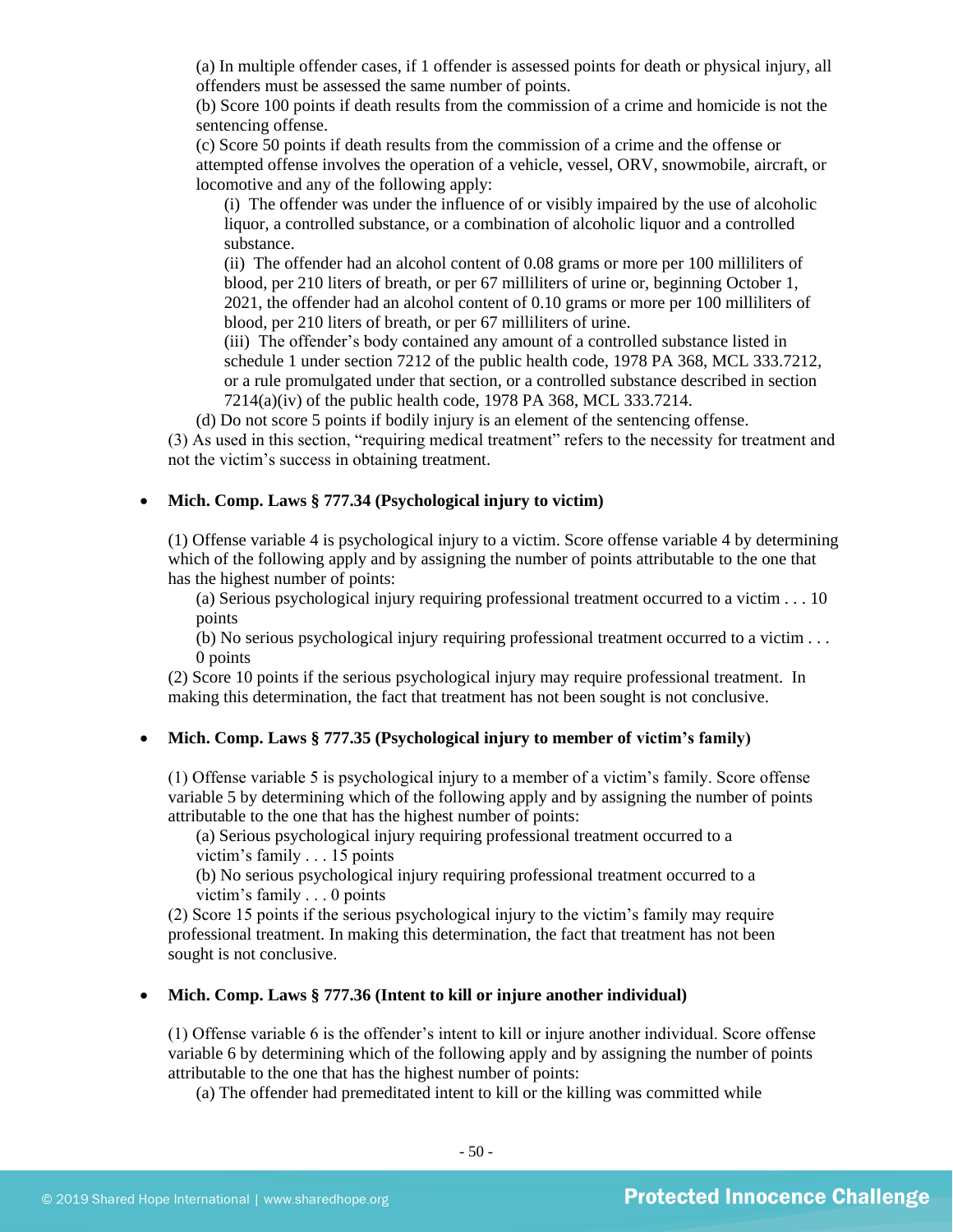(a) In multiple offender cases, if 1 offender is assessed points for death or physical injury, all offenders must be assessed the same number of points.
(b) Score 100 points if death results from the commission of a crime and homicide is not the sentencing offense.
(c) Score 50 points if death results from the commission of a crime and the offense or attempted offense involves the operation of a vehicle, vessel, ORV, snowmobile, aircraft, or locomotive and any of the following apply:
(i) The offender was under the influence of or visibly impaired by the use of alcoholic liquor, a controlled substance, or a combination of alcoholic liquor and a controlled substance.
(ii) The offender had an alcohol content of 0.08 grams or more per 100 milliliters of blood, per 210 liters of breath, or per 67 milliliters of urine or, beginning October 1, 2021, the offender had an alcohol content of 0.10 grams or more per 100 milliliters of blood, per 210 liters of breath, or per 67 milliliters of urine.
(iii) The offender's body contained any amount of a controlled substance listed in schedule 1 under section 7212 of the public health code, 1978 PA 368, MCL 333.7212, or a rule promulgated under that section, or a controlled substance described in section 7214(a)(iv) of the public health code, 1978 PA 368, MCL 333.7214.
(d) Do not score 5 points if bodily injury is an element of the sentencing offense.
(3) As used in this section, "requiring medical treatment" refers to the necessity for treatment and not the victim's success in obtaining treatment.

- **Mich. Comp. Laws § 777.34 (Psychological injury to victim)**

(1) Offense variable 4 is psychological injury to a victim. Score offense variable 4 by determining which of the following apply and by assigning the number of points attributable to the one that has the highest number of points:
(a) Serious psychological injury requiring professional treatment occurred to a victim . . . 10 points
(b) No serious psychological injury requiring professional treatment occurred to a victim . . . 0 points
(2) Score 10 points if the serious psychological injury may require professional treatment. In making this determination, the fact that treatment has not been sought is not conclusive.

- **Mich. Comp. Laws § 777.35 (Psychological injury to member of victim's family)**

(1) Offense variable 5 is psychological injury to a member of a victim's family. Score offense variable 5 by determining which of the following apply and by assigning the number of points attributable to the one that has the highest number of points:
(a) Serious psychological injury requiring professional treatment occurred to a victim's family . . . 15 points
(b) No serious psychological injury requiring professional treatment occurred to a victim's family . . . 0 points
(2) Score 15 points if the serious psychological injury to the victim's family may require professional treatment. In making this determination, the fact that treatment has not been sought is not conclusive.

- **Mich. Comp. Laws § 777.36 (Intent to kill or injure another individual)**

(1) Offense variable 6 is the offender's intent to kill or injure another individual. Score offense variable 6 by determining which of the following apply and by assigning the number of points attributable to the one that has the highest number of points:
(a) The offender had premeditated intent to kill or the killing was committed while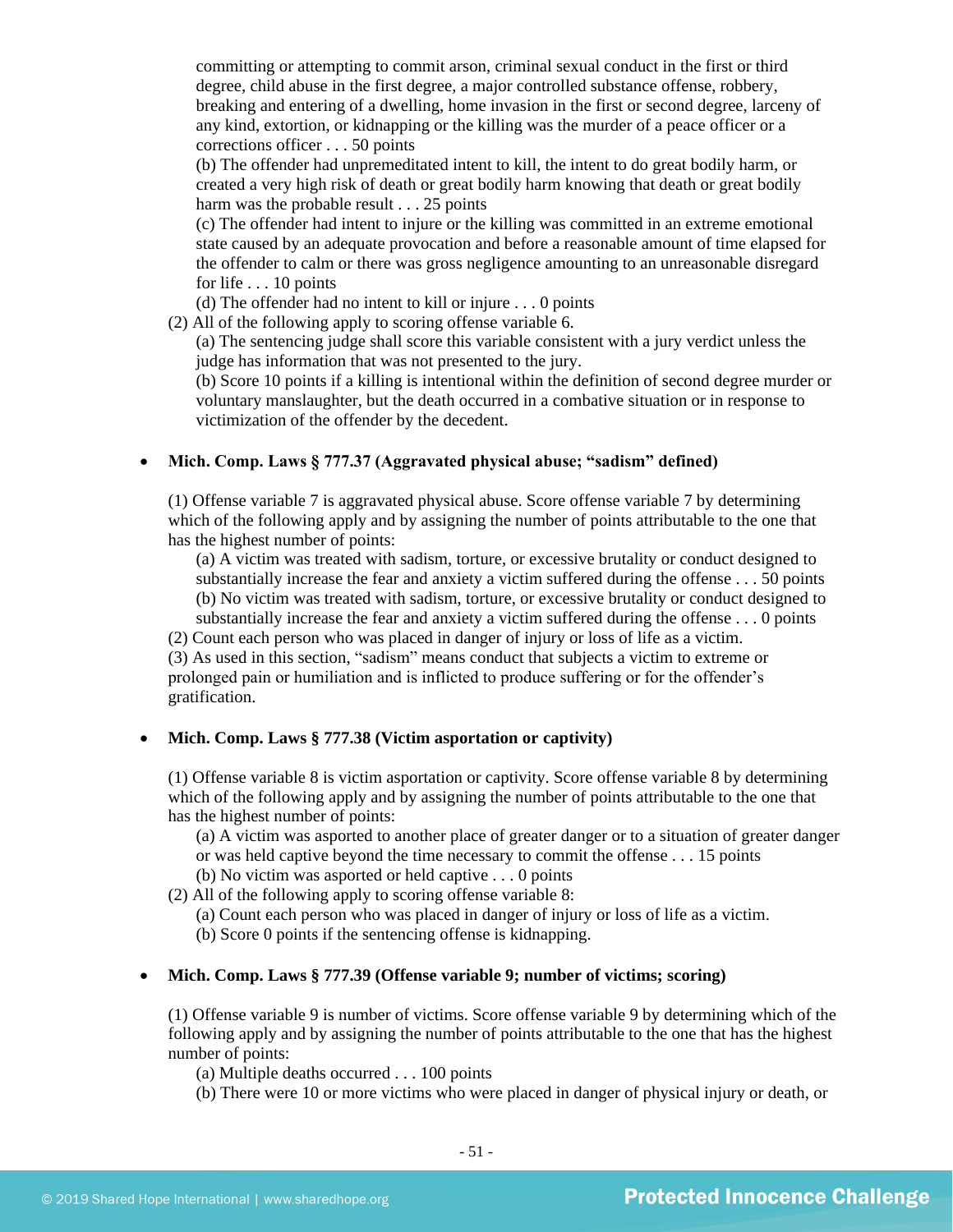committing or attempting to commit arson, criminal sexual conduct in the first or third degree, child abuse in the first degree, a major controlled substance offense, robbery, breaking and entering of a dwelling, home invasion in the first or second degree, larceny of any kind, extortion, or kidnapping or the killing was the murder of a peace officer or a corrections officer . . . 50 points

(b) The offender had unpremeditated intent to kill, the intent to do great bodily harm, or created a very high risk of death or great bodily harm knowing that death or great bodily harm was the probable result . . . 25 points

(c) The offender had intent to injure or the killing was committed in an extreme emotional state caused by an adequate provocation and before a reasonable amount of time elapsed for the offender to calm or there was gross negligence amounting to an unreasonable disregard for life . . . 10 points

(d) The offender had no intent to kill or injure . . . 0 points

(2) All of the following apply to scoring offense variable 6.

(a) The sentencing judge shall score this variable consistent with a jury verdict unless the judge has information that was not presented to the jury.

(b) Score 10 points if a killing is intentional within the definition of second degree murder or voluntary manslaughter, but the death occurred in a combative situation or in response to victimization of the offender by the decedent.

- **Mich. Comp. Laws § 777.37 (Aggravated physical abuse; "sadism" defined)**

(1) Offense variable 7 is aggravated physical abuse. Score offense variable 7 by determining which of the following apply and by assigning the number of points attributable to the one that has the highest number of points:

(a) A victim was treated with sadism, torture, or excessive brutality or conduct designed to substantially increase the fear and anxiety a victim suffered during the offense . . . 50 points

(b) No victim was treated with sadism, torture, or excessive brutality or conduct designed to substantially increase the fear and anxiety a victim suffered during the offense . . . 0 points

(2) Count each person who was placed in danger of injury or loss of life as a victim.

(3) As used in this section, "sadism" means conduct that subjects a victim to extreme or prolonged pain or humiliation and is inflicted to produce suffering or for the offender's gratification.

- **Mich. Comp. Laws § 777.38 (Victim asportation or captivity)**

(1) Offense variable 8 is victim asportation or captivity. Score offense variable 8 by determining which of the following apply and by assigning the number of points attributable to the one that has the highest number of points:

(a) A victim was asported to another place of greater danger or to a situation of greater danger or was held captive beyond the time necessary to commit the offense . . . 15 points

(b) No victim was asported or held captive . . . 0 points

(2) All of the following apply to scoring offense variable 8:

(a) Count each person who was placed in danger of injury or loss of life as a victim.

(b) Score 0 points if the sentencing offense is kidnapping.

- **Mich. Comp. Laws § 777.39 (Offense variable 9; number of victims; scoring)**

(1) Offense variable 9 is number of victims. Score offense variable 9 by determining which of the following apply and by assigning the number of points attributable to the one that has the highest number of points:

(a) Multiple deaths occurred . . . 100 points

(b) There were 10 or more victims who were placed in danger of physical injury or death, or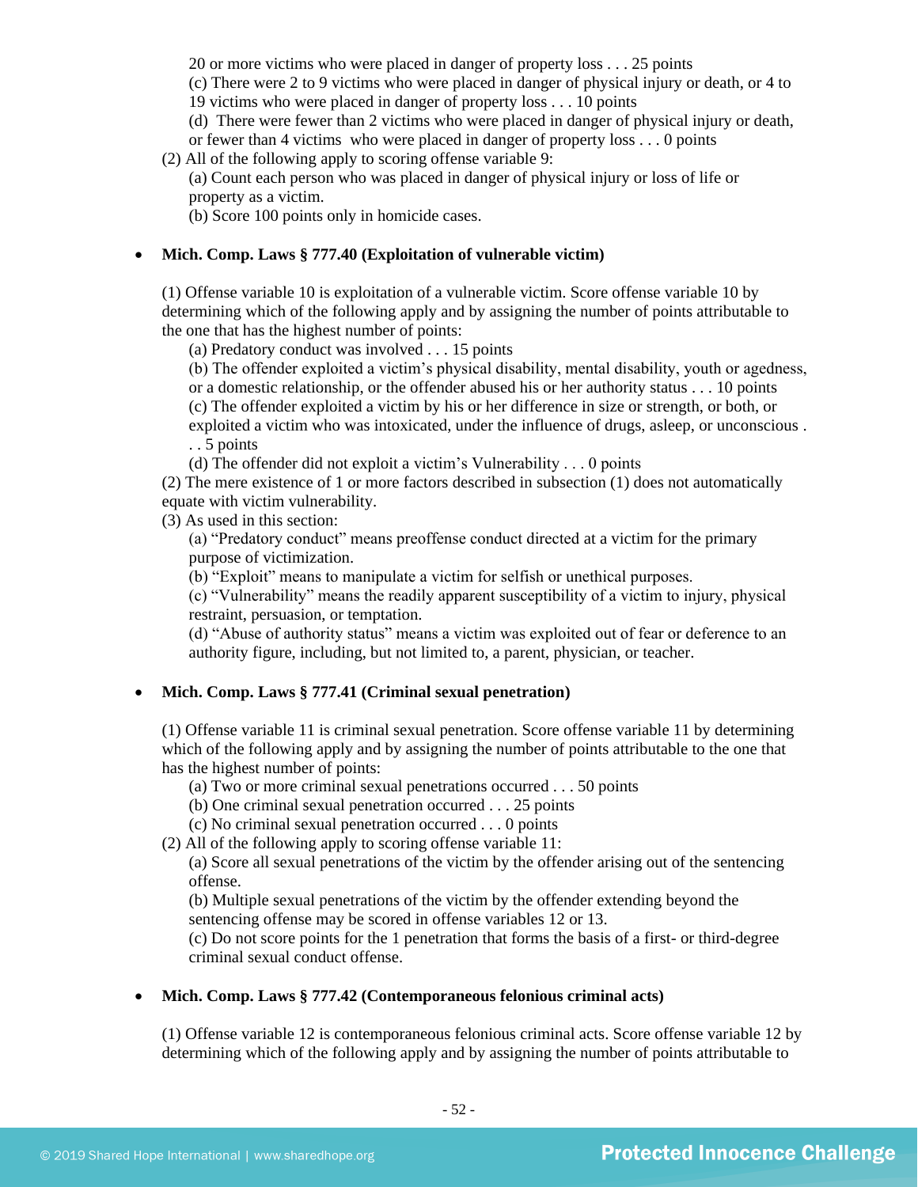20 or more victims who were placed in danger of property loss . . . 25 points

(c) There were 2 to 9 victims who were placed in danger of physical injury or death, or 4 to 19 victims who were placed in danger of property loss . . . 10 points

(d) There were fewer than 2 victims who were placed in danger of physical injury or death, or fewer than 4 victims who were placed in danger of property loss . . . 0 points

(2) All of the following apply to scoring offense variable 9:

(a) Count each person who was placed in danger of physical injury or loss of life or property as a victim.

(b) Score 100 points only in homicide cases.

- **Mich. Comp. Laws § 777.40 (Exploitation of vulnerable victim)**

(1) Offense variable 10 is exploitation of a vulnerable victim. Score offense variable 10 by determining which of the following apply and by assigning the number of points attributable to the one that has the highest number of points:

(a) Predatory conduct was involved . . . 15 points

(b) The offender exploited a victim's physical disability, mental disability, youth or agedness, or a domestic relationship, or the offender abused his or her authority status . . . 10 points

(c) The offender exploited a victim by his or her difference in size or strength, or both, or exploited a victim who was intoxicated, under the influence of drugs, asleep, or unconscious . . . 5 points

(d) The offender did not exploit a victim's Vulnerability . . . 0 points

(2) The mere existence of 1 or more factors described in subsection (1) does not automatically equate with victim vulnerability.

(3) As used in this section:

(a) "Predatory conduct" means preoffense conduct directed at a victim for the primary purpose of victimization.

(b) "Exploit" means to manipulate a victim for selfish or unethical purposes.

(c) "Vulnerability" means the readily apparent susceptibility of a victim to injury, physical restraint, persuasion, or temptation.

(d) "Abuse of authority status" means a victim was exploited out of fear or deference to an authority figure, including, but not limited to, a parent, physician, or teacher.

- **Mich. Comp. Laws § 777.41 (Criminal sexual penetration)**

(1) Offense variable 11 is criminal sexual penetration. Score offense variable 11 by determining which of the following apply and by assigning the number of points attributable to the one that has the highest number of points:

(a) Two or more criminal sexual penetrations occurred . . . 50 points

(b) One criminal sexual penetration occurred . . . 25 points

(c) No criminal sexual penetration occurred . . . 0 points

(2) All of the following apply to scoring offense variable 11:

(a) Score all sexual penetrations of the victim by the offender arising out of the sentencing offense.

(b) Multiple sexual penetrations of the victim by the offender extending beyond the sentencing offense may be scored in offense variables 12 or 13.

(c) Do not score points for the 1 penetration that forms the basis of a first- or third-degree criminal sexual conduct offense.

- **Mich. Comp. Laws § 777.42 (Contemporaneous felonious criminal acts)**

(1) Offense variable 12 is contemporaneous felonious criminal acts. Score offense variable 12 by determining which of the following apply and by assigning the number of points attributable to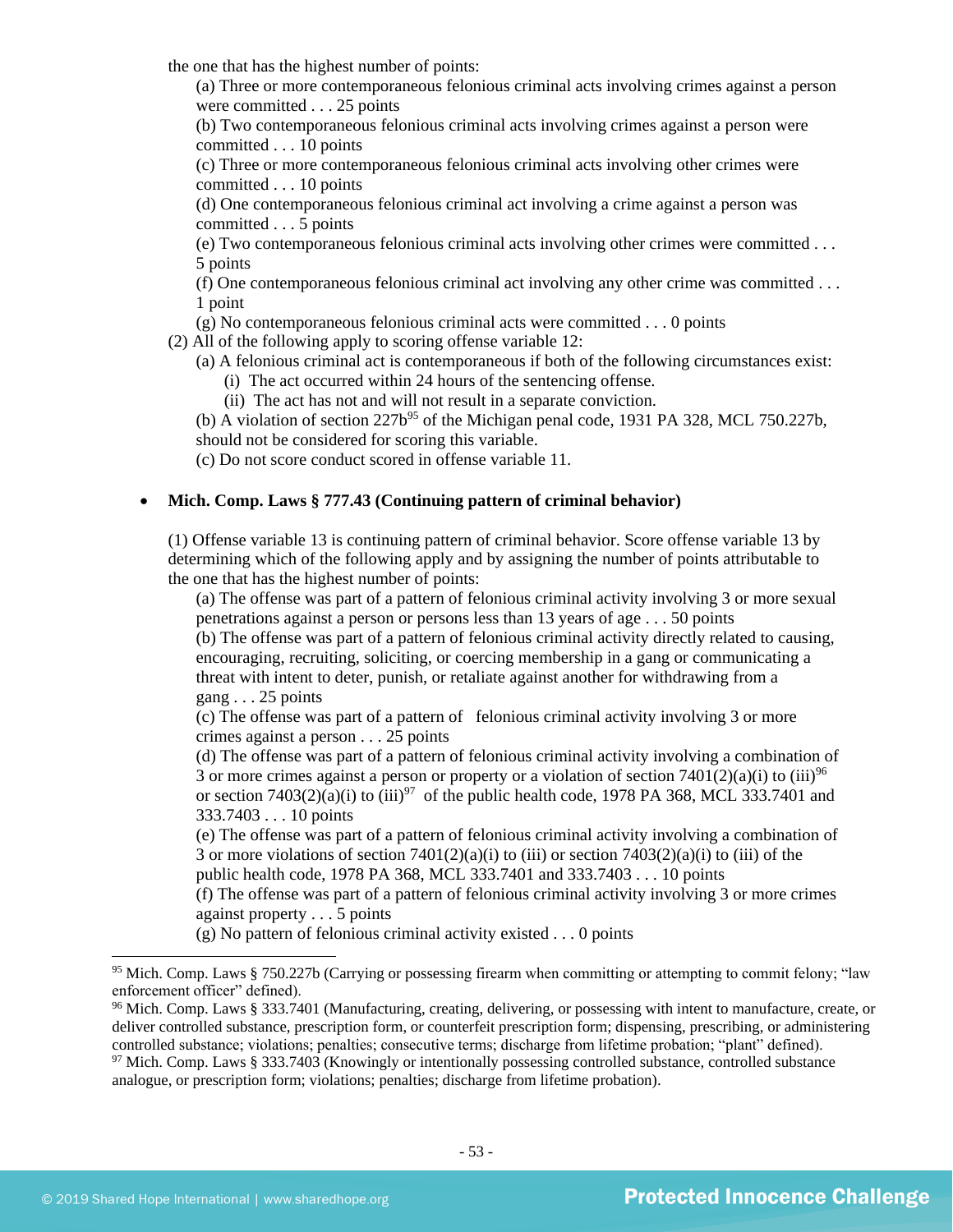the one that has the highest number of points:

(a) Three or more contemporaneous felonious criminal acts involving crimes against a person were committed . . . 25 points

(b) Two contemporaneous felonious criminal acts involving crimes against a person were committed . . . 10 points

(c) Three or more contemporaneous felonious criminal acts involving other crimes were committed . . . 10 points

(d) One contemporaneous felonious criminal act involving a crime against a person was committed . . . 5 points

(e) Two contemporaneous felonious criminal acts involving other crimes were committed . . . 5 points

(f) One contemporaneous felonious criminal act involving any other crime was committed . . . 1 point

(g) No contemporaneous felonious criminal acts were committed . . . 0 points

(2) All of the following apply to scoring offense variable 12:

(a) A felonious criminal act is contemporaneous if both of the following circumstances exist:

(i) The act occurred within 24 hours of the sentencing offense.

(ii) The act has not and will not result in a separate conviction.

(b) A violation of section 227b[95] of the Michigan penal code, 1931 PA 328, MCL 750.227b, should not be considered for scoring this variable.

(c) Do not score conduct scored in offense variable 11.

- **Mich. Comp. Laws § 777.43 (Continuing pattern of criminal behavior)**

(1) Offense variable 13 is continuing pattern of criminal behavior. Score offense variable 13 by determining which of the following apply and by assigning the number of points attributable to the one that has the highest number of points:

(a) The offense was part of a pattern of felonious criminal activity involving 3 or more sexual penetrations against a person or persons less than 13 years of age . . . 50 points

(b) The offense was part of a pattern of felonious criminal activity directly related to causing, encouraging, recruiting, soliciting, or coercing membership in a gang or communicating a threat with intent to deter, punish, or retaliate against another for withdrawing from a gang . . . 25 points

(c) The offense was part of a pattern of felonious criminal activity involving 3 or more crimes against a person . . . 25 points

(d) The offense was part of a pattern of felonious criminal activity involving a combination of 3 or more crimes against a person or property or a violation of section 7401(2)(a)(i) to (iii)[96] or section 7403(2)(a)(i) to (iii)[97] of the public health code, 1978 PA 368, MCL 333.7401 and 333.7403 . . . 10 points

(e) The offense was part of a pattern of felonious criminal activity involving a combination of 3 or more violations of section 7401(2)(a)(i) to (iii) or section 7403(2)(a)(i) to (iii) of the public health code, 1978 PA 368, MCL 333.7401 and 333.7403 . . . 10 points

(f) The offense was part of a pattern of felonious criminal activity involving 3 or more crimes against property . . . 5 points

(g) No pattern of felonious criminal activity existed . . . 0 points

---

[95] Mich. Comp. Laws § 750.227b (Carrying or possessing firearm when committing or attempting to commit felony; "law enforcement officer" defined).

[96] Mich. Comp. Laws § 333.7401 (Manufacturing, creating, delivering, or possessing with intent to manufacture, create, or deliver controlled substance, prescription form, or counterfeit prescription form; dispensing, prescribing, or administering controlled substance; violations; penalties; consecutive terms; discharge from lifetime probation; "plant" defined).

[97] Mich. Comp. Laws § 333.7403 (Knowingly or intentionally possessing controlled substance, controlled substance analogue, or prescription form; violations; penalties; discharge from lifetime probation).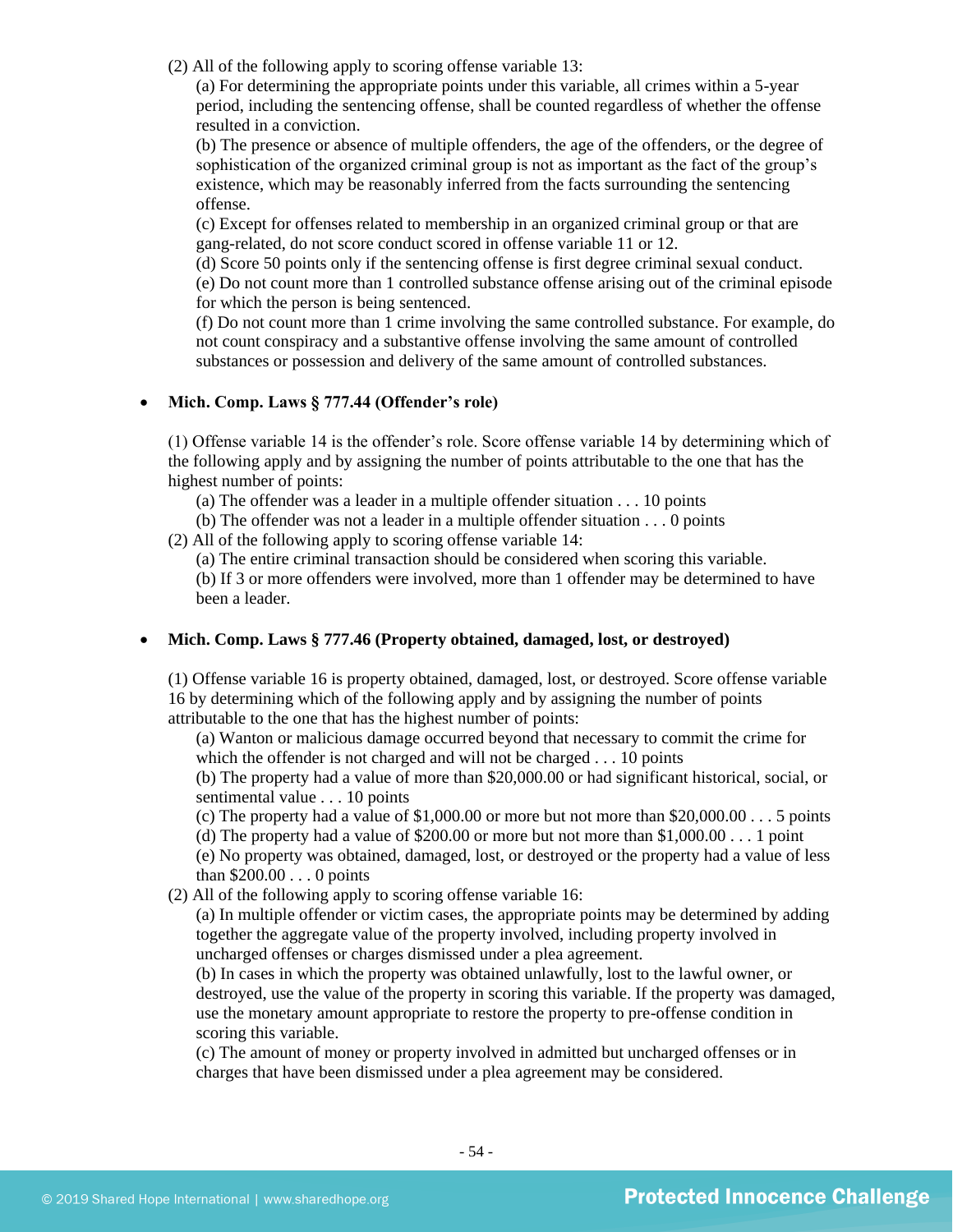(2) All of the following apply to scoring offense variable 13:

(a) For determining the appropriate points under this variable, all crimes within a 5-year period, including the sentencing offense, shall be counted regardless of whether the offense resulted in a conviction.

(b) The presence or absence of multiple offenders, the age of the offenders, or the degree of sophistication of the organized criminal group is not as important as the fact of the group's existence, which may be reasonably inferred from the facts surrounding the sentencing offense.

(c) Except for offenses related to membership in an organized criminal group or that are gang-related, do not score conduct scored in offense variable 11 or 12.

(d) Score 50 points only if the sentencing offense is first degree criminal sexual conduct.

(e) Do not count more than 1 controlled substance offense arising out of the criminal episode for which the person is being sentenced.

(f) Do not count more than 1 crime involving the same controlled substance. For example, do not count conspiracy and a substantive offense involving the same amount of controlled substances or possession and delivery of the same amount of controlled substances.

- **Mich. Comp. Laws § 777.44 (Offender's role)**

(1) Offense variable 14 is the offender's role. Score offense variable 14 by determining which of the following apply and by assigning the number of points attributable to the one that has the highest number of points:

(a) The offender was a leader in a multiple offender situation . . . 10 points

(b) The offender was not a leader in a multiple offender situation . . . 0 points

(2) All of the following apply to scoring offense variable 14:

(a) The entire criminal transaction should be considered when scoring this variable.

(b) If 3 or more offenders were involved, more than 1 offender may be determined to have been a leader.

- **Mich. Comp. Laws § 777.46 (Property obtained, damaged, lost, or destroyed)**

(1) Offense variable 16 is property obtained, damaged, lost, or destroyed. Score offense variable 16 by determining which of the following apply and by assigning the number of points attributable to the one that has the highest number of points:

(a) Wanton or malicious damage occurred beyond that necessary to commit the crime for which the offender is not charged and will not be charged . . . 10 points

(b) The property had a value of more than $20,000.00 or had significant historical, social, or sentimental value . . . 10 points

(c) The property had a value of $1,000.00 or more but not more than $20,000.00 . . . 5 points

(d) The property had a value of $200.00 or more but not more than $1,000.00 . . . 1 point

(e) No property was obtained, damaged, lost, or destroyed or the property had a value of less than $200.00 . . . 0 points

(2) All of the following apply to scoring offense variable 16:

(a) In multiple offender or victim cases, the appropriate points may be determined by adding together the aggregate value of the property involved, including property involved in uncharged offenses or charges dismissed under a plea agreement.

(b) In cases in which the property was obtained unlawfully, lost to the lawful owner, or destroyed, use the value of the property in scoring this variable. If the property was damaged, use the monetary amount appropriate to restore the property to pre-offense condition in scoring this variable.

(c) The amount of money or property involved in admitted but uncharged offenses or in charges that have been dismissed under a plea agreement may be considered.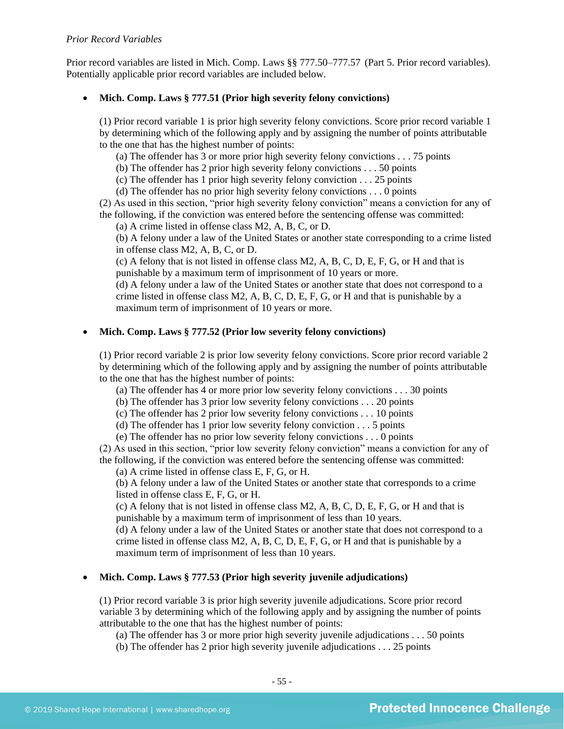*Prior Record Variables*

Prior record variables are listed in Mich. Comp. Laws §§ 777.50–777.57 (Part 5. Prior record variables). Potentially applicable prior record variables are included below.

- **Mich. Comp. Laws § 777.51 (Prior high severity felony convictions)**

  (1) Prior record variable 1 is prior high severity felony convictions. Score prior record variable 1 by determining which of the following apply and by assigning the number of points attributable to the one that has the highest number of points:

  (a) The offender has 3 or more prior high severity felony convictions . . . 75 points
  (b) The offender has 2 prior high severity felony convictions . . . 50 points
  (c) The offender has 1 prior high severity felony conviction . . . 25 points
  (d) The offender has no prior high severity felony convictions . . . 0 points

  (2) As used in this section, "prior high severity felony conviction" means a conviction for any of the following, if the conviction was entered before the sentencing offense was committed:

  (a) A crime listed in offense class M2, A, B, C, or D.
  (b) A felony under a law of the United States or another state corresponding to a crime listed in offense class M2, A, B, C, or D.
  (c) A felony that is not listed in offense class M2, A, B, C, D, E, F, G, or H and that is punishable by a maximum term of imprisonment of 10 years or more.
  (d) A felony under a law of the United States or another state that does not correspond to a crime listed in offense class M2, A, B, C, D, E, F, G, or H and that is punishable by a maximum term of imprisonment of 10 years or more.

- **Mich. Comp. Laws § 777.52 (Prior low severity felony convictions)**

  (1) Prior record variable 2 is prior low severity felony convictions. Score prior record variable 2 by determining which of the following apply and by assigning the number of points attributable to the one that has the highest number of points:

  (a) The offender has 4 or more prior low severity felony convictions . . . 30 points
  (b) The offender has 3 prior low severity felony convictions . . . 20 points
  (c) The offender has 2 prior low severity felony convictions . . . 10 points
  (d) The offender has 1 prior low severity felony conviction . . . 5 points
  (e) The offender has no prior low severity felony convictions . . . 0 points

  (2) As used in this section, "prior low severity felony conviction" means a conviction for any of the following, if the conviction was entered before the sentencing offense was committed:

  (a) A crime listed in offense class E, F, G, or H.
  (b) A felony under a law of the United States or another state that corresponds to a crime listed in offense class E, F, G, or H.
  (c) A felony that is not listed in offense class M2, A, B, C, D, E, F, G, or H and that is punishable by a maximum term of imprisonment of less than 10 years.
  (d) A felony under a law of the United States or another state that does not correspond to a crime listed in offense class M2, A, B, C, D, E, F, G, or H and that is punishable by a maximum term of imprisonment of less than 10 years.

- **Mich. Comp. Laws § 777.53 (Prior high severity juvenile adjudications)**

  (1) Prior record variable 3 is prior high severity juvenile adjudications. Score prior record variable 3 by determining which of the following apply and by assigning the number of points attributable to the one that has the highest number of points:

  (a) The offender has 3 or more prior high severity juvenile adjudications . . . 50 points
  (b) The offender has 2 prior high severity juvenile adjudications . . . 25 points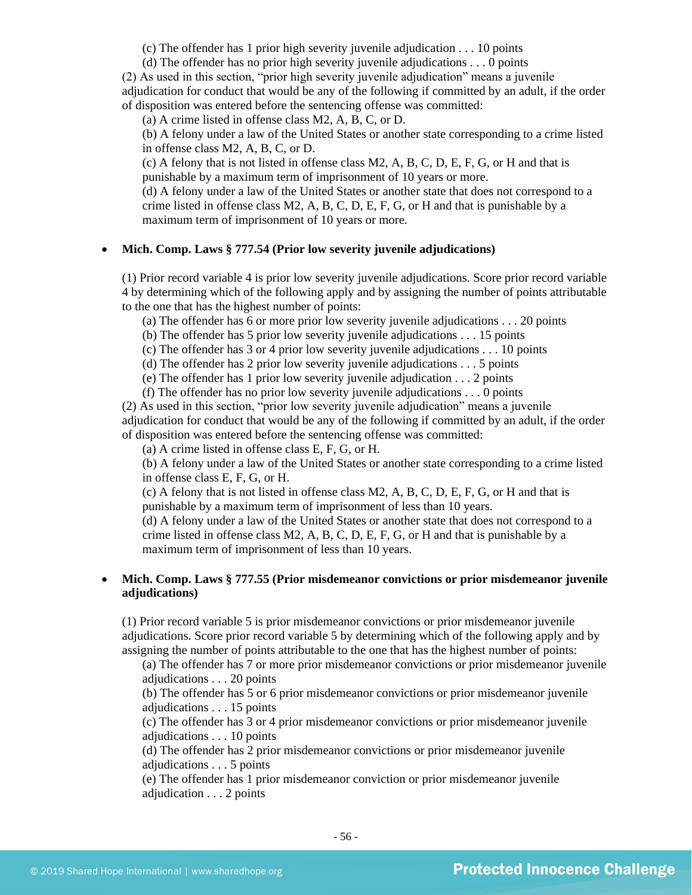(c) The offender has 1 prior high severity juvenile adjudication . . . 10 points
(d) The offender has no prior high severity juvenile adjudications . . . 0 points

(2) As used in this section, "prior high severity juvenile adjudication" means a juvenile adjudication for conduct that would be any of the following if committed by an adult, if the order of disposition was entered before the sentencing offense was committed:

(a) A crime listed in offense class M2, A, B, C, or D.
(b) A felony under a law of the United States or another state corresponding to a crime listed in offense class M2, A, B, C, or D.
(c) A felony that is not listed in offense class M2, A, B, C, D, E, F, G, or H and that is punishable by a maximum term of imprisonment of 10 years or more.
(d) A felony under a law of the United States or another state that does not correspond to a crime listed in offense class M2, A, B, C, D, E, F, G, or H and that is punishable by a maximum term of imprisonment of 10 years or more.

- **Mich. Comp. Laws § 777.54 (Prior low severity juvenile adjudications)**

(1) Prior record variable 4 is prior low severity juvenile adjudications. Score prior record variable 4 by determining which of the following apply and by assigning the number of points attributable to the one that has the highest number of points:

(a) The offender has 6 or more prior low severity juvenile adjudications . . . 20 points
(b) The offender has 5 prior low severity juvenile adjudications . . . 15 points
(c) The offender has 3 or 4 prior low severity juvenile adjudications . . . 10 points
(d) The offender has 2 prior low severity juvenile adjudications . . . 5 points
(e) The offender has 1 prior low severity juvenile adjudication . . . 2 points
(f) The offender has no prior low severity juvenile adjudications . . . 0 points

(2) As used in this section, "prior low severity juvenile adjudication" means a juvenile adjudication for conduct that would be any of the following if committed by an adult, if the order of disposition was entered before the sentencing offense was committed:

(a) A crime listed in offense class E, F, G, or H.
(b) A felony under a law of the United States or another state corresponding to a crime listed in offense class E, F, G, or H.
(c) A felony that is not listed in offense class M2, A, B, C, D, E, F, G, or H and that is punishable by a maximum term of imprisonment of less than 10 years.
(d) A felony under a law of the United States or another state that does not correspond to a crime listed in offense class M2, A, B, C, D, E, F, G, or H and that is punishable by a maximum term of imprisonment of less than 10 years.

- **Mich. Comp. Laws § 777.55 (Prior misdemeanor convictions or prior misdemeanor juvenile adjudications)**

(1) Prior record variable 5 is prior misdemeanor convictions or prior misdemeanor juvenile adjudications. Score prior record variable 5 by determining which of the following apply and by assigning the number of points attributable to the one that has the highest number of points:

(a) The offender has 7 or more prior misdemeanor convictions or prior misdemeanor juvenile adjudications . . . 20 points
(b) The offender has 5 or 6 prior misdemeanor convictions or prior misdemeanor juvenile adjudications . . . 15 points
(c) The offender has 3 or 4 prior misdemeanor convictions or prior misdemeanor juvenile adjudications . . . 10 points
(d) The offender has 2 prior misdemeanor convictions or prior misdemeanor juvenile adjudications . . . 5 points
(e) The offender has 1 prior misdemeanor conviction or prior misdemeanor juvenile adjudication . . . 2 points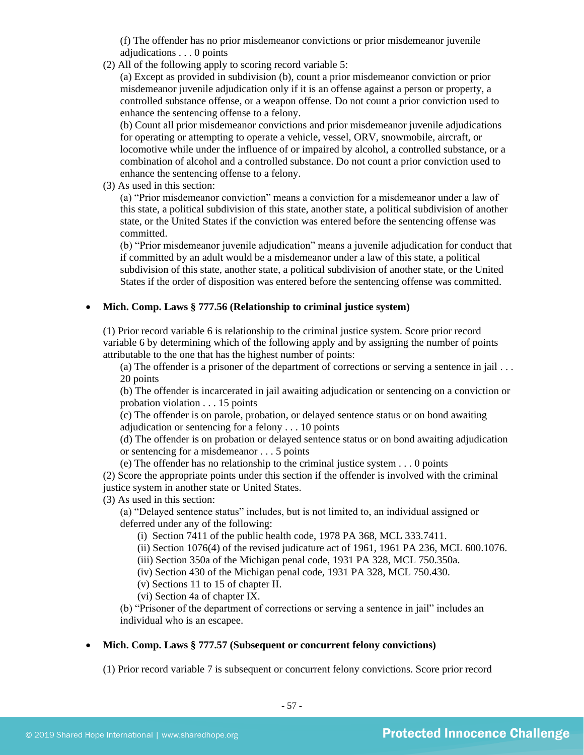(f) The offender has no prior misdemeanor convictions or prior misdemeanor juvenile adjudications . . . 0 points

(2) All of the following apply to scoring record variable 5:

(a) Except as provided in subdivision (b), count a prior misdemeanor conviction or prior misdemeanor juvenile adjudication only if it is an offense against a person or property, a controlled substance offense, or a weapon offense. Do not count a prior conviction used to enhance the sentencing offense to a felony.

(b) Count all prior misdemeanor convictions and prior misdemeanor juvenile adjudications for operating or attempting to operate a vehicle, vessel, ORV, snowmobile, aircraft, or locomotive while under the influence of or impaired by alcohol, a controlled substance, or a combination of alcohol and a controlled substance. Do not count a prior conviction used to enhance the sentencing offense to a felony.

(3) As used in this section:

(a) "Prior misdemeanor conviction" means a conviction for a misdemeanor under a law of this state, a political subdivision of this state, another state, a political subdivision of another state, or the United States if the conviction was entered before the sentencing offense was committed.

(b) "Prior misdemeanor juvenile adjudication" means a juvenile adjudication for conduct that if committed by an adult would be a misdemeanor under a law of this state, a political subdivision of this state, another state, a political subdivision of another state, or the United States if the order of disposition was entered before the sentencing offense was committed.

- **Mich. Comp. Laws § 777.56 (Relationship to criminal justice system)**

(1) Prior record variable 6 is relationship to the criminal justice system. Score prior record variable 6 by determining which of the following apply and by assigning the number of points attributable to the one that has the highest number of points:

(a) The offender is a prisoner of the department of corrections or serving a sentence in jail . . . 20 points

(b) The offender is incarcerated in jail awaiting adjudication or sentencing on a conviction or probation violation . . . 15 points

(c) The offender is on parole, probation, or delayed sentence status or on bond awaiting adjudication or sentencing for a felony . . . 10 points

(d) The offender is on probation or delayed sentence status or on bond awaiting adjudication or sentencing for a misdemeanor . . . 5 points

(e) The offender has no relationship to the criminal justice system . . . 0 points

(2) Score the appropriate points under this section if the offender is involved with the criminal justice system in another state or United States.

(3) As used in this section:

(a) "Delayed sentence status" includes, but is not limited to, an individual assigned or deferred under any of the following:

(i) Section 7411 of the public health code, 1978 PA 368, MCL 333.7411.

(ii) Section 1076(4) of the revised judicature act of 1961, 1961 PA 236, MCL 600.1076.

(iii) Section 350a of the Michigan penal code, 1931 PA 328, MCL 750.350a.

(iv) Section 430 of the Michigan penal code, 1931 PA 328, MCL 750.430.

(v) Sections 11 to 15 of chapter II.

(vi) Section 4a of chapter IX.

(b) "Prisoner of the department of corrections or serving a sentence in jail" includes an individual who is an escapee.

- **Mich. Comp. Laws § 777.57 (Subsequent or concurrent felony convictions)**

(1) Prior record variable 7 is subsequent or concurrent felony convictions. Score prior record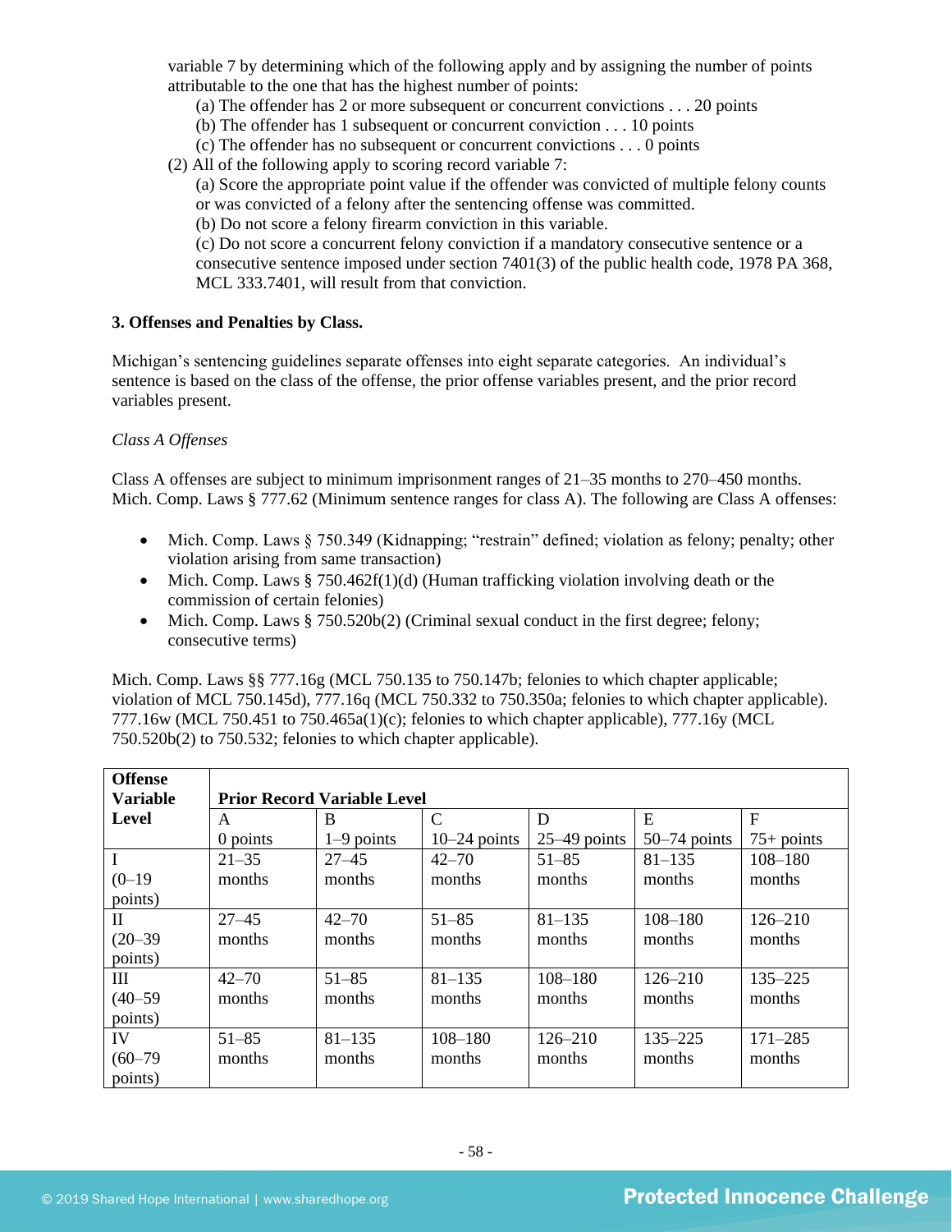variable 7 by determining which of the following apply and by assigning the number of points attributable to the one that has the highest number of points:

(a) The offender has 2 or more subsequent or concurrent convictions . . . 20 points
(b) The offender has 1 subsequent or concurrent conviction . . . 10 points
(c) The offender has no subsequent or concurrent convictions . . . 0 points

(2) All of the following apply to scoring record variable 7:

(a) Score the appropriate point value if the offender was convicted of multiple felony counts or was convicted of a felony after the sentencing offense was committed.
(b) Do not score a felony firearm conviction in this variable.
(c) Do not score a concurrent felony conviction if a mandatory consecutive sentence or a consecutive sentence imposed under section 7401(3) of the public health code, 1978 PA 368, MCL 333.7401, will result from that conviction.

**3. Offenses and Penalties by Class.**

Michigan's sentencing guidelines separate offenses into eight separate categories. An individual's sentence is based on the class of the offense, the prior offense variables present, and the prior record variables present.

*Class A Offenses*

Class A offenses are subject to minimum imprisonment ranges of 21–35 months to 270–450 months. Mich. Comp. Laws § 777.62 (Minimum sentence ranges for class A). The following are Class A offenses:

- Mich. Comp. Laws § 750.349 (Kidnapping; "restrain" defined; violation as felony; penalty; other violation arising from same transaction)
- Mich. Comp. Laws § 750.462f(1)(d) (Human trafficking violation involving death or the commission of certain felonies)
- Mich. Comp. Laws § 750.520b(2) (Criminal sexual conduct in the first degree; felony; consecutive terms)

Mich. Comp. Laws §§ 777.16g (MCL 750.135 to 750.147b; felonies to which chapter applicable; violation of MCL 750.145d), 777.16q (MCL 750.332 to 750.350a; felonies to which chapter applicable). 777.16w (MCL 750.451 to 750.465a(1)(c); felonies to which chapter applicable), 777.16y (MCL 750.520b(2) to 750.532; felonies to which chapter applicable).

| Offense Variable Level | Prior Record Variable Level | | | | | |
|---|---|---|---|---|---|---|
| | A<br>0 points | B<br>1–9 points | C<br>10–24 points | D<br>25–49 points | E<br>50–74 points | F<br>75+ points |
| I<br>(0–19 points) | 21–35 months | 27–45 months | 42–70 months | 51–85 months | 81–135 months | 108–180 months |
| II<br>(20–39 points) | 27–45 months | 42–70 months | 51–85 months | 81–135 months | 108–180 months | 126–210 months |
| III<br>(40–59 points) | 42–70 months | 51–85 months | 81–135 months | 108–180 months | 126–210 months | 135–225 months |
| IV<br>(60–79 points) | 51–85 months | 81–135 months | 108–180 months | 126–210 months | 135–225 months | 171–285 months |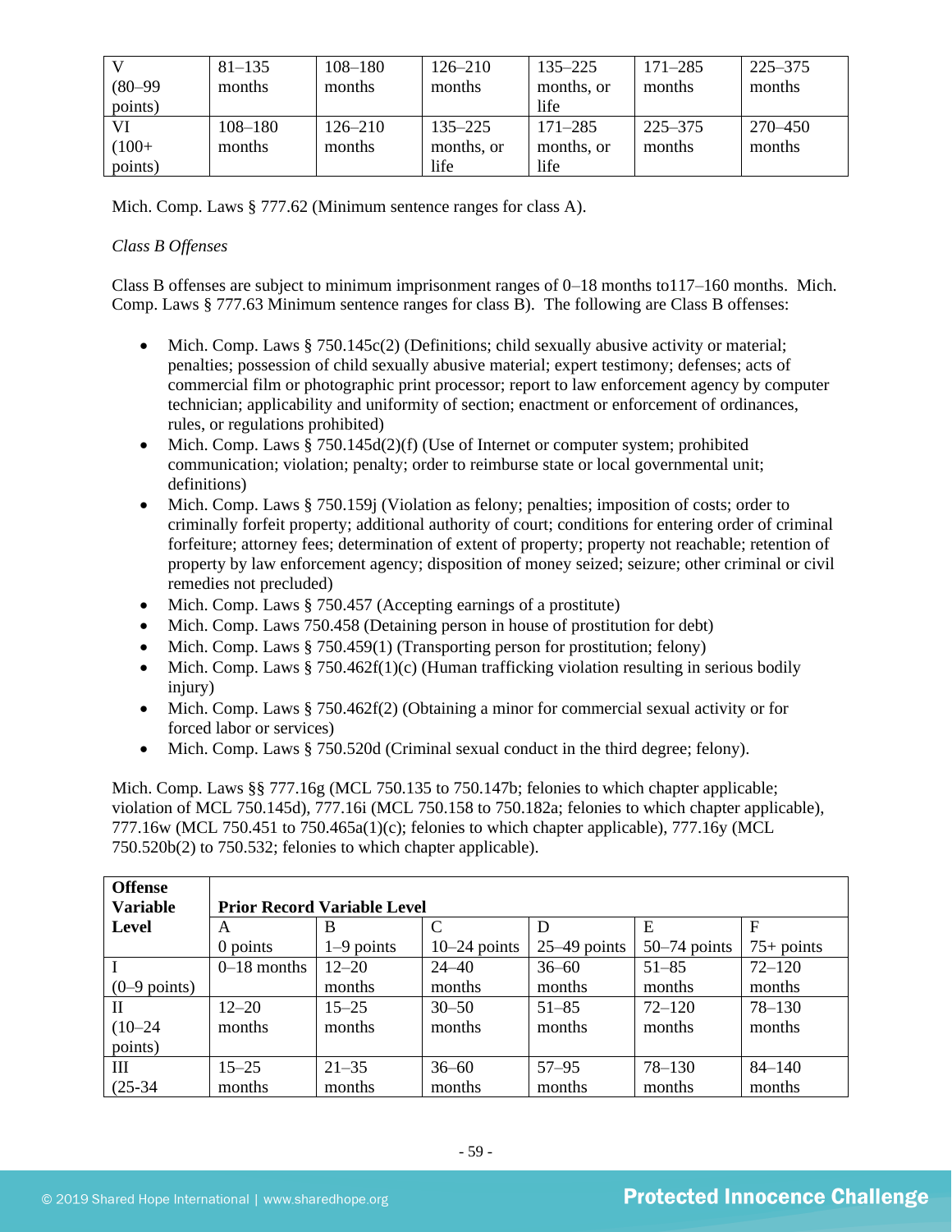| | | | | | | |
|---|---|---|---|---|---|---|
| V (80–99 points) | 81–135 months | 108–180 months | 126–210 months | 135–225 months, or life | 171–285 months | 225–375 months |
| VI (100+ points) | 108–180 months | 126–210 months | 135–225 months, or life | 171–285 months, or life | 225–375 months | 270–450 months |

Mich. Comp. Laws § 777.62 (Minimum sentence ranges for class A).

*Class B Offenses*

Class B offenses are subject to minimum imprisonment ranges of 0–18 months to117–160 months. Mich. Comp. Laws § 777.63 Minimum sentence ranges for class B). The following are Class B offenses:

- Mich. Comp. Laws § 750.145c(2) (Definitions; child sexually abusive activity or material; penalties; possession of child sexually abusive material; expert testimony; defenses; acts of commercial film or photographic print processor; report to law enforcement agency by computer technician; applicability and uniformity of section; enactment or enforcement of ordinances, rules, or regulations prohibited)
- Mich. Comp. Laws § 750.145d(2)(f) (Use of Internet or computer system; prohibited communication; violation; penalty; order to reimburse state or local governmental unit; definitions)
- Mich. Comp. Laws § 750.159j (Violation as felony; penalties; imposition of costs; order to criminally forfeit property; additional authority of court; conditions for entering order of criminal forfeiture; attorney fees; determination of extent of property; property not reachable; retention of property by law enforcement agency; disposition of money seized; seizure; other criminal or civil remedies not precluded)
- Mich. Comp. Laws § 750.457 (Accepting earnings of a prostitute)
- Mich. Comp. Laws 750.458 (Detaining person in house of prostitution for debt)
- Mich. Comp. Laws § 750.459(1) (Transporting person for prostitution; felony)
- Mich. Comp. Laws § 750.462f(1)(c) (Human trafficking violation resulting in serious bodily injury)
- Mich. Comp. Laws § 750.462f(2) (Obtaining a minor for commercial sexual activity or for forced labor or services)
- Mich. Comp. Laws § 750.520d (Criminal sexual conduct in the third degree; felony).

Mich. Comp. Laws §§ 777.16g (MCL 750.135 to 750.147b; felonies to which chapter applicable; violation of MCL 750.145d), 777.16i (MCL 750.158 to 750.182a; felonies to which chapter applicable), 777.16w (MCL 750.451 to 750.465a(1)(c); felonies to which chapter applicable), 777.16y (MCL 750.520b(2) to 750.532; felonies to which chapter applicable).

| **Offense Variable Level** | **Prior Record Variable Level** | | | | | |
|---|---|---|---|---|---|---|
| | A 0 points | B 1–9 points | C 10–24 points | D 25–49 points | E 50–74 points | F 75+ points |
| I (0–9 points) | 0–18 months | 12–20 months | 24–40 months | 36–60 months | 51–85 months | 72–120 months |
| II (10–24 points) | 12–20 months | 15–25 months | 30–50 months | 51–85 months | 72–120 months | 78–130 months |
| III (25-34 | 15–25 months | 21–35 months | 36–60 months | 57–95 months | 78–130 months | 84–140 months |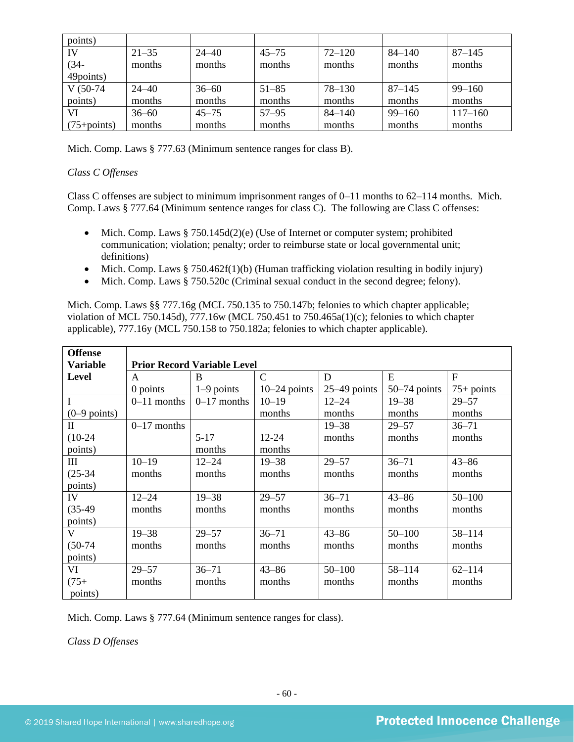| points) | | | | | | |
|---|---|---|---|---|---|---|
| IV (34-49points) | 21–35 months | 24–40 months | 45–75 months | 72–120 months | 84–140 months | 87–145 months |
| V (50-74 points) | 24–40 months | 36–60 months | 51–85 months | 78–130 months | 87–145 months | 99–160 months |
| VI (75+points) | 36–60 months | 45–75 months | 57–95 months | 84–140 months | 99–160 months | 117–160 months |

Mich. Comp. Laws § 777.63 (Minimum sentence ranges for class B).

*Class C Offenses*

Class C offenses are subject to minimum imprisonment ranges of 0–11 months to 62–114 months. Mich. Comp. Laws § 777.64 (Minimum sentence ranges for class C). The following are Class C offenses:

- Mich. Comp. Laws § 750.145d(2)(e) (Use of Internet or computer system; prohibited communication; violation; penalty; order to reimburse state or local governmental unit; definitions)
- Mich. Comp. Laws § 750.462f(1)(b) (Human trafficking violation resulting in bodily injury)
- Mich. Comp. Laws § 750.520c (Criminal sexual conduct in the second degree; felony).

Mich. Comp. Laws §§ 777.16g (MCL 750.135 to 750.147b; felonies to which chapter applicable; violation of MCL 750.145d), 777.16w (MCL 750.451 to 750.465a(1)(c); felonies to which chapter applicable), 777.16y (MCL 750.158 to 750.182a; felonies to which chapter applicable).

| **Offense Variable Level** | **Prior Record Variable Level** | | | | | |
|---|---|---|---|---|---|---|
| | A 0 points | B 1–9 points | C 10–24 points | D 25–49 points | E 50–74 points | F 75+ points |
| I (0–9 points) | 0–11 months | 0–17 months | 10–19 months | 12–24 months | 19–38 months | 29–57 months |
| II (10-24 points) | 0–17 months | 5-17 months | 12-24 months | 19–38 months | 29–57 months | 36–71 months |
| III (25-34 points) | 10–19 months | 12–24 months | 19–38 months | 29–57 months | 36–71 months | 43–86 months |
| IV (35-49 points) | 12–24 months | 19–38 months | 29–57 months | 36–71 months | 43–86 months | 50–100 months |
| V (50-74 points) | 19–38 months | 29–57 months | 36–71 months | 43–86 months | 50–100 months | 58–114 months |
| VI (75+ points) | 29–57 months | 36–71 months | 43–86 months | 50–100 months | 58–114 months | 62–114 months |

Mich. Comp. Laws § 777.64 (Minimum sentence ranges for class).

*Class D Offenses*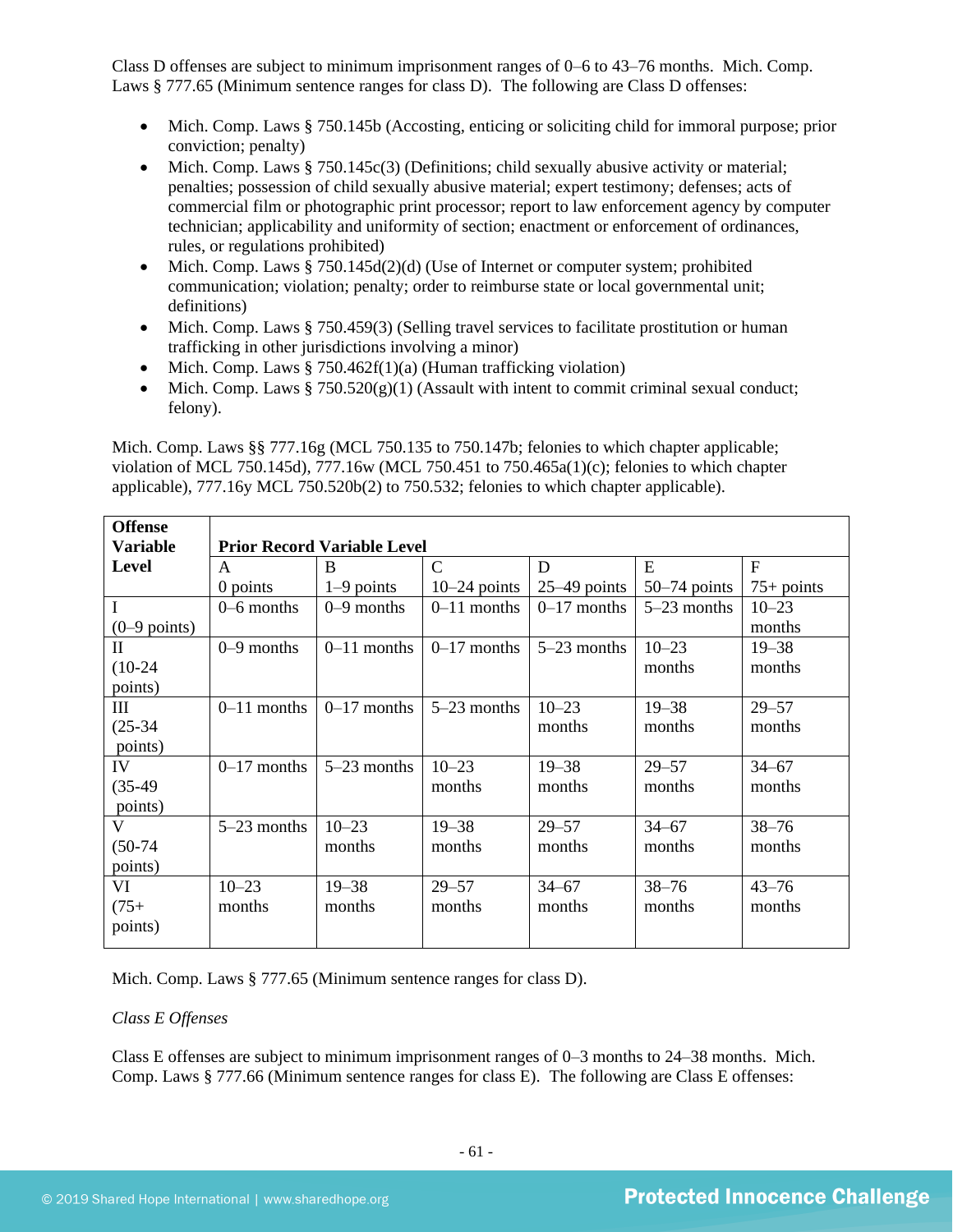Class D offenses are subject to minimum imprisonment ranges of 0–6 to 43–76 months. Mich. Comp. Laws § 777.65 (Minimum sentence ranges for class D). The following are Class D offenses:

- Mich. Comp. Laws § 750.145b (Accosting, enticing or soliciting child for immoral purpose; prior conviction; penalty)
- Mich. Comp. Laws § 750.145c(3) (Definitions; child sexually abusive activity or material; penalties; possession of child sexually abusive material; expert testimony; defenses; acts of commercial film or photographic print processor; report to law enforcement agency by computer technician; applicability and uniformity of section; enactment or enforcement of ordinances, rules, or regulations prohibited)
- Mich. Comp. Laws § 750.145d(2)(d) (Use of Internet or computer system; prohibited communication; violation; penalty; order to reimburse state or local governmental unit; definitions)
- Mich. Comp. Laws § 750.459(3) (Selling travel services to facilitate prostitution or human trafficking in other jurisdictions involving a minor)
- Mich. Comp. Laws § 750.462f(1)(a) (Human trafficking violation)
- Mich. Comp. Laws § 750.520(g)(1) (Assault with intent to commit criminal sexual conduct; felony).

Mich. Comp. Laws §§ 777.16g (MCL 750.135 to 750.147b; felonies to which chapter applicable; violation of MCL 750.145d), 777.16w (MCL 750.451 to 750.465a(1)(c); felonies to which chapter applicable), 777.16y MCL 750.520b(2) to 750.532; felonies to which chapter applicable).

| **Offense Variable Level** | **Prior Record Variable Level** | | | | | |
|---|---|---|---|---|---|---|
| | A<br>0 points | B<br>1–9 points | C<br>10–24 points | D<br>25–49 points | E<br>50–74 points | F<br>75+ points |
| I<br>(0–9 points) | 0–6 months | 0–9 months | 0–11 months | 0–17 months | 5–23 months | 10–23 months |
| II<br>(10-24 points) | 0–9 months | 0–11 months | 0–17 months | 5–23 months | 10–23 months | 19–38 months |
| III<br>(25-34 points) | 0–11 months | 0–17 months | 5–23 months | 10–23 months | 19–38 months | 29–57 months |
| IV<br>(35-49 points) | 0–17 months | 5–23 months | 10–23 months | 19–38 months | 29–57 months | 34–67 months |
| V<br>(50-74 points) | 5–23 months | 10–23 months | 19–38 months | 29–57 months | 34–67 months | 38–76 months |
| VI<br>(75+ points) | 10–23 months | 19–38 months | 29–57 months | 34–67 months | 38–76 months | 43–76 months |

Mich. Comp. Laws § 777.65 (Minimum sentence ranges for class D).

*Class E Offenses*

Class E offenses are subject to minimum imprisonment ranges of 0–3 months to 24–38 months. Mich. Comp. Laws § 777.66 (Minimum sentence ranges for class E). The following are Class E offenses: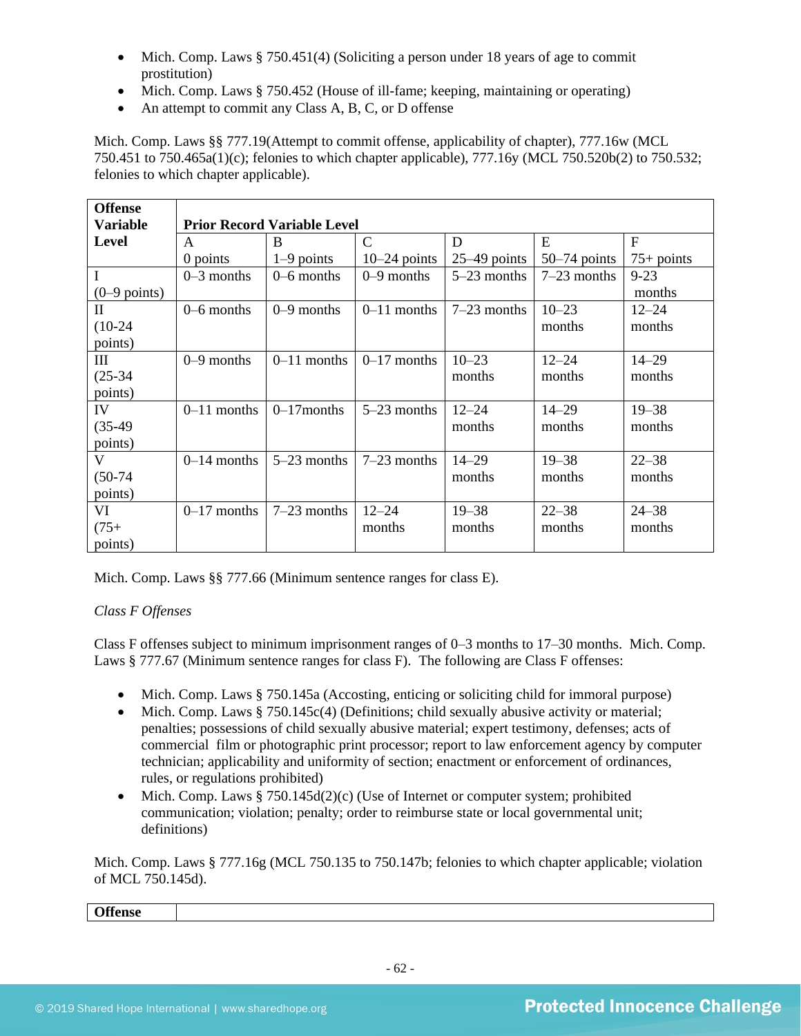- Mich. Comp. Laws § 750.451(4) (Soliciting a person under 18 years of age to commit prostitution)
- Mich. Comp. Laws § 750.452 (House of ill-fame; keeping, maintaining or operating)
- An attempt to commit any Class A, B, C, or D offense

Mich. Comp. Laws §§ 777.19(Attempt to commit offense, applicability of chapter), 777.16w (MCL 750.451 to 750.465a(1)(c); felonies to which chapter applicable), 777.16y (MCL 750.520b(2) to 750.532; felonies to which chapter applicable).

| Offense Variable Level | Prior Record Variable Level | | | | | |
|---|---|---|---|---|---|---|
| | A<br>0 points | B<br>1–9 points | C<br>10–24 points | D<br>25–49 points | E<br>50–74 points | F<br>75+ points |
| I<br>(0–9 points) | 0–3 months | 0–6 months | 0–9 months | 5–23 months | 7–23 months | 9-23 months |
| II<br>(10-24 points) | 0–6 months | 0–9 months | 0–11 months | 7–23 months | 10–23 months | 12–24 months |
| III<br>(25-34 points) | 0–9 months | 0–11 months | 0–17 months | 10–23 months | 12–24 months | 14–29 months |
| IV<br>(35-49 points) | 0–11 months | 0–17months | 5–23 months | 12–24 months | 14–29 months | 19–38 months |
| V<br>(50-74 points) | 0–14 months | 5–23 months | 7–23 months | 14–29 months | 19–38 months | 22–38 months |
| VI<br>(75+ points) | 0–17 months | 7–23 months | 12–24 months | 19–38 months | 22–38 months | 24–38 months |

Mich. Comp. Laws §§ 777.66 (Minimum sentence ranges for class E).

*Class F Offenses*

Class F offenses subject to minimum imprisonment ranges of 0–3 months to 17–30 months. Mich. Comp. Laws § 777.67 (Minimum sentence ranges for class F). The following are Class F offenses:

- Mich. Comp. Laws § 750.145a (Accosting, enticing or soliciting child for immoral purpose)
- Mich. Comp. Laws § 750.145c(4) (Definitions; child sexually abusive activity or material; penalties; possessions of child sexually abusive material; expert testimony, defenses; acts of commercial film or photographic print processor; report to law enforcement agency by computer technician; applicability and uniformity of section; enactment or enforcement of ordinances, rules, or regulations prohibited)
- Mich. Comp. Laws § 750.145d(2)(c) (Use of Internet or computer system; prohibited communication; violation; penalty; order to reimburse state or local governmental unit; definitions)

Mich. Comp. Laws § 777.16g (MCL 750.135 to 750.147b; felonies to which chapter applicable; violation of MCL 750.145d).

| Offense | |
|---|---|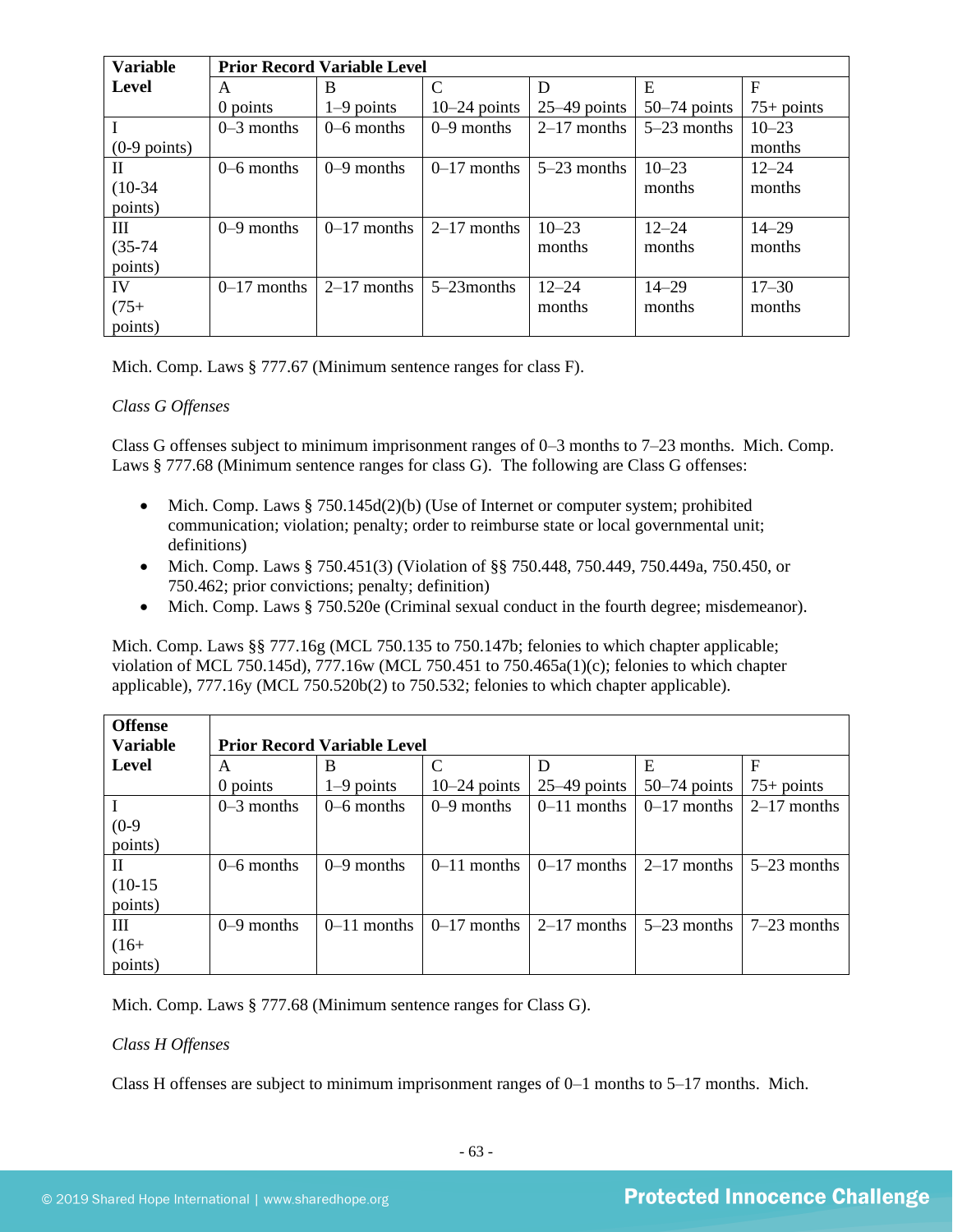| Variable Level | Prior Record Variable Level | | | | | |
|---|---|---|---|---|---|---|
| | A<br>0 points | B<br>1–9 points | C<br>10–24 points | D<br>25–49 points | E<br>50–74 points | F<br>75+ points |
| I<br>(0-9 points) | 0–3 months | 0–6 months | 0–9 months | 2–17 months | 5–23 months | 10–23 months |
| II<br>(10-34 points) | 0–6 months | 0–9 months | 0–17 months | 5–23 months | 10–23 months | 12–24 months |
| III<br>(35-74 points) | 0–9 months | 0–17 months | 2–17 months | 10–23 months | 12–24 months | 14–29 months |
| IV<br>(75+ points) | 0–17 months | 2–17 months | 5–23months | 12–24 months | 14–29 months | 17–30 months |

Mich. Comp. Laws § 777.67 (Minimum sentence ranges for class F).

*Class G Offenses*

Class G offenses subject to minimum imprisonment ranges of 0–3 months to 7–23 months. Mich. Comp. Laws § 777.68 (Minimum sentence ranges for class G). The following are Class G offenses:

- Mich. Comp. Laws § 750.145d(2)(b) (Use of Internet or computer system; prohibited communication; violation; penalty; order to reimburse state or local governmental unit; definitions)
- Mich. Comp. Laws § 750.451(3) (Violation of §§ 750.448, 750.449, 750.449a, 750.450, or 750.462; prior convictions; penalty; definition)
- Mich. Comp. Laws § 750.520e (Criminal sexual conduct in the fourth degree; misdemeanor).

Mich. Comp. Laws §§ 777.16g (MCL 750.135 to 750.147b; felonies to which chapter applicable; violation of MCL 750.145d), 777.16w (MCL 750.451 to 750.465a(1)(c); felonies to which chapter applicable), 777.16y (MCL 750.520b(2) to 750.532; felonies to which chapter applicable).

| Offense Variable Level | Prior Record Variable Level | | | | | |
|---|---|---|---|---|---|---|
| | A<br>0 points | B<br>1–9 points | C<br>10–24 points | D<br>25–49 points | E<br>50–74 points | F<br>75+ points |
| I<br>(0-9 points) | 0–3 months | 0–6 months | 0–9 months | 0–11 months | 0–17 months | 2–17 months |
| II<br>(10-15 points) | 0–6 months | 0–9 months | 0–11 months | 0–17 months | 2–17 months | 5–23 months |
| III<br>(16+ points) | 0–9 months | 0–11 months | 0–17 months | 2–17 months | 5–23 months | 7–23 months |

Mich. Comp. Laws § 777.68 (Minimum sentence ranges for Class G).

*Class H Offenses*

Class H offenses are subject to minimum imprisonment ranges of 0–1 months to 5–17 months. Mich.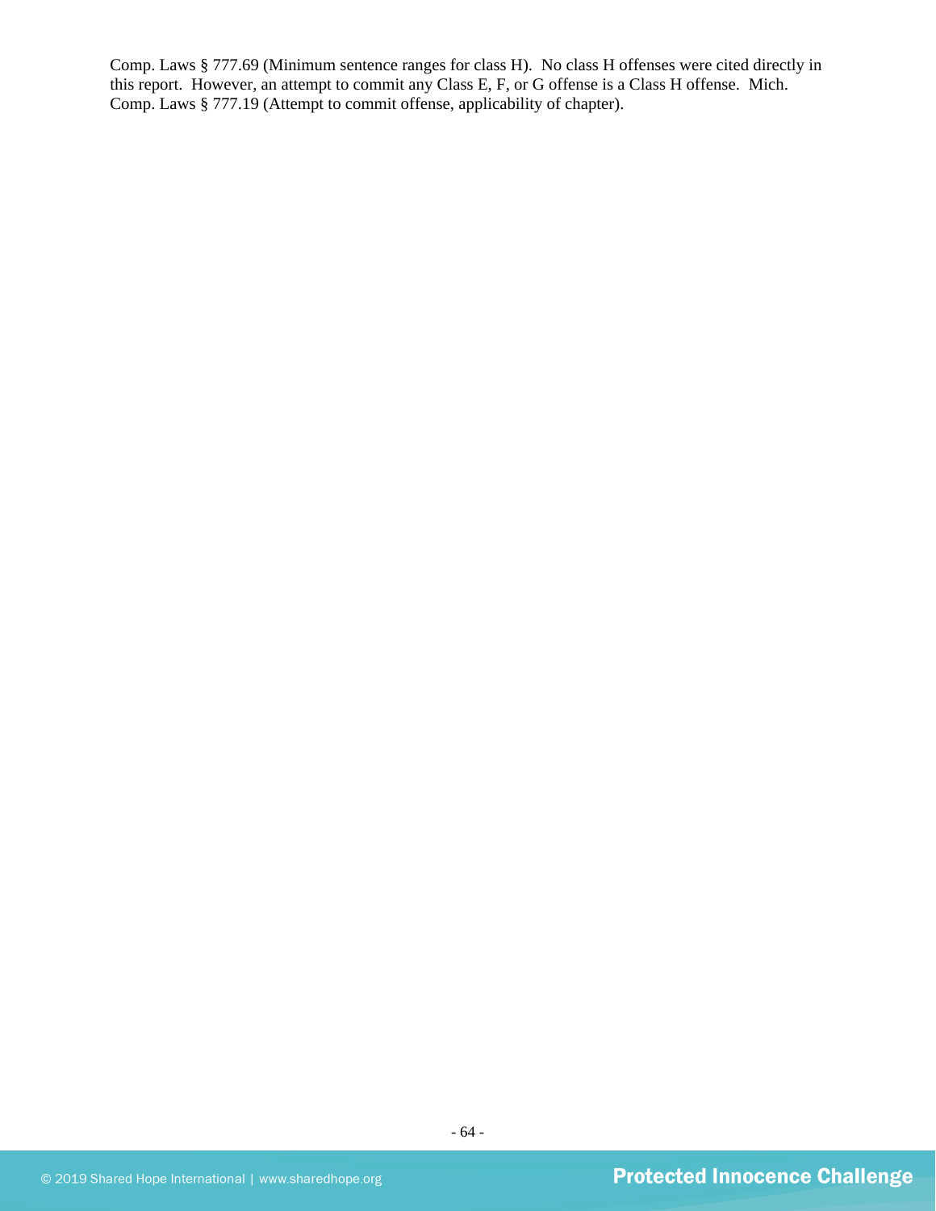Comp. Laws § 777.69 (Minimum sentence ranges for class H). No class H offenses were cited directly in this report. However, an attempt to commit any Class E, F, or G offense is a Class H offense. Mich. Comp. Laws § 777.19 (Attempt to commit offense, applicability of chapter).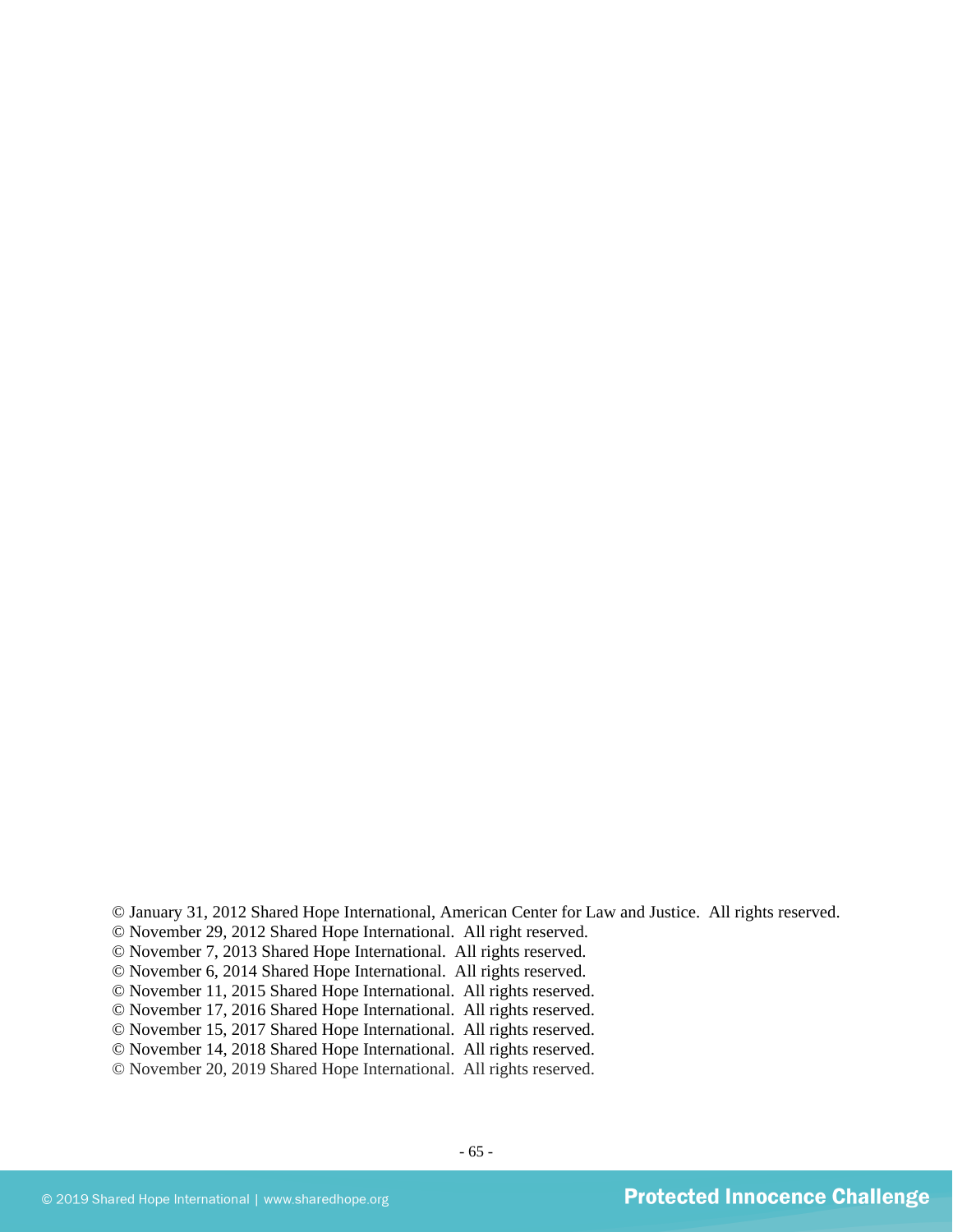© January 31, 2012 Shared Hope International, American Center for Law and Justice.  All rights reserved.
© November 29, 2012 Shared Hope International.  All right reserved.
© November 7, 2013 Shared Hope International.  All rights reserved.
© November 6, 2014 Shared Hope International.  All rights reserved.
© November 11, 2015 Shared Hope International.  All rights reserved.
© November 17, 2016 Shared Hope International.  All rights reserved.
© November 15, 2017 Shared Hope International.  All rights reserved.
© November 14, 2018 Shared Hope International.  All rights reserved.
© November 20, 2019 Shared Hope International.  All rights reserved.